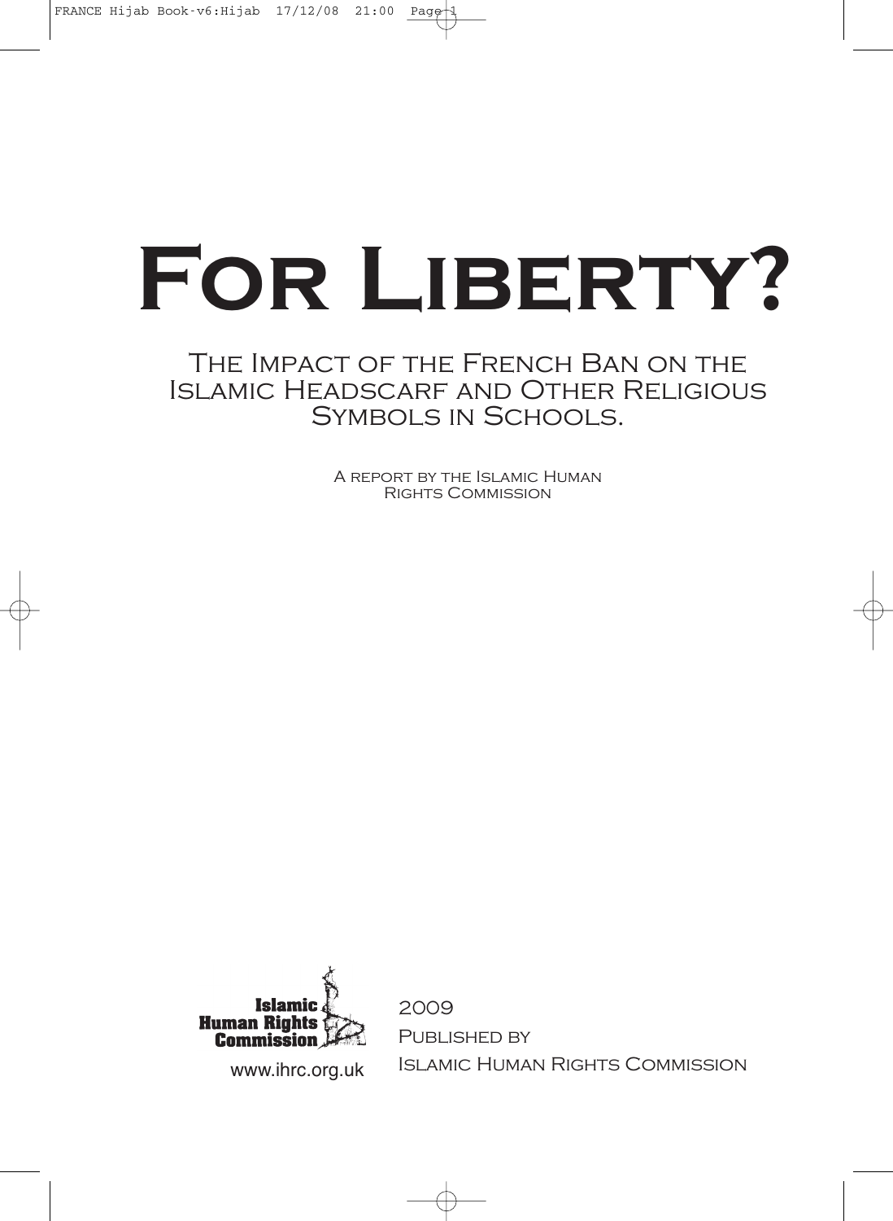# For Liberty?

## The Impact of the French Ban on the Islamic Headscarf and Other Religious Symbols in Schools.

A report by the Islamic Human Rights Commission

Islamic Human Rights Commission

www.ihrc.org.uk

2009

Published by

Islamic Human Rights Commission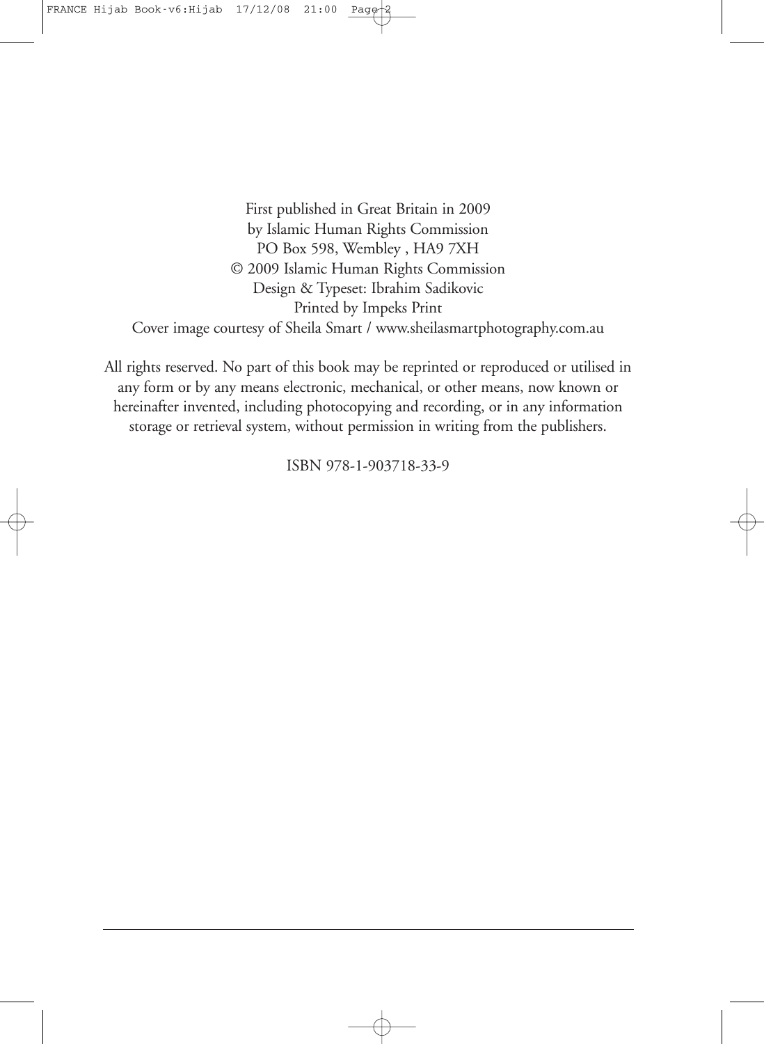First published in Great Britain in 2009
by Islamic Human Rights Commission
PO Box 598, Wembley , HA9 7XH
© 2009 Islamic Human Rights Commission
Design & Typeset: Ibrahim Sadikovic
Printed by Impeks Print
Cover image courtesy of Sheila Smart / www.sheilasmartphotography.com.au

All rights reserved. No part of this book may be reprinted or reproduced or utilised in any form or by any means electronic, mechanical, or other means, now known or hereinafter invented, including photocopying and recording, or in any information storage or retrieval system, without permission in writing from the publishers.

ISBN 978-1-903718-33-9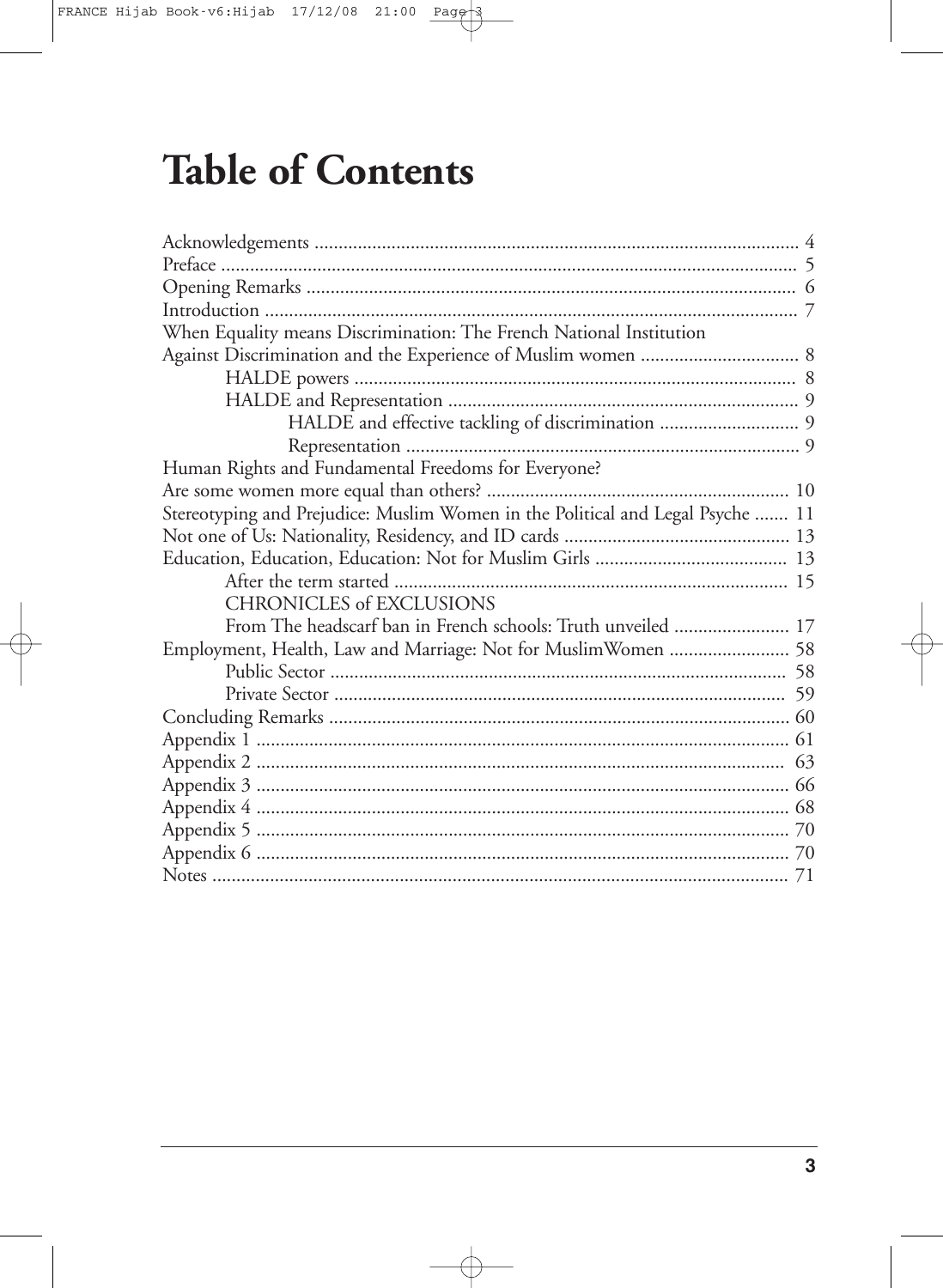# Table of Contents

Acknowledgements ........ 4
Preface ........ 5
Opening Remarks ........ 6
Introduction ........ 7
When Equality means Discrimination: The French National Institution Against Discrimination and the Experience of Muslim women ........ 8
- HALDE powers ........ 8
- HALDE and Representation ........ 9
  - HALDE and effective tackling of discrimination ........ 9
  - Representation ........ 9

Human Rights and Fundamental Freedoms for Everyone? Are some women more equal than others? ........ 10
Stereotyping and Prejudice: Muslim Women in the Political and Legal Psyche ........ 11
Not one of Us: Nationality, Residency, and ID cards ........ 13
Education, Education, Education: Not for Muslim Girls ........ 13
- After the term started ........ 15
- CHRONICLES of EXCLUSIONS From The headscarf ban in French schools: Truth unveiled ........ 17

Employment, Health, Law and Marriage: Not for MuslimWomen ........ 58
- Public Sector ........ 58
- Private Sector ........ 59

Concluding Remarks ........ 60
Appendix 1 ........ 61
Appendix 2 ........ 63
Appendix 3 ........ 66
Appendix 4 ........ 68
Appendix 5 ........ 70
Appendix 6 ........ 70
Notes ........ 71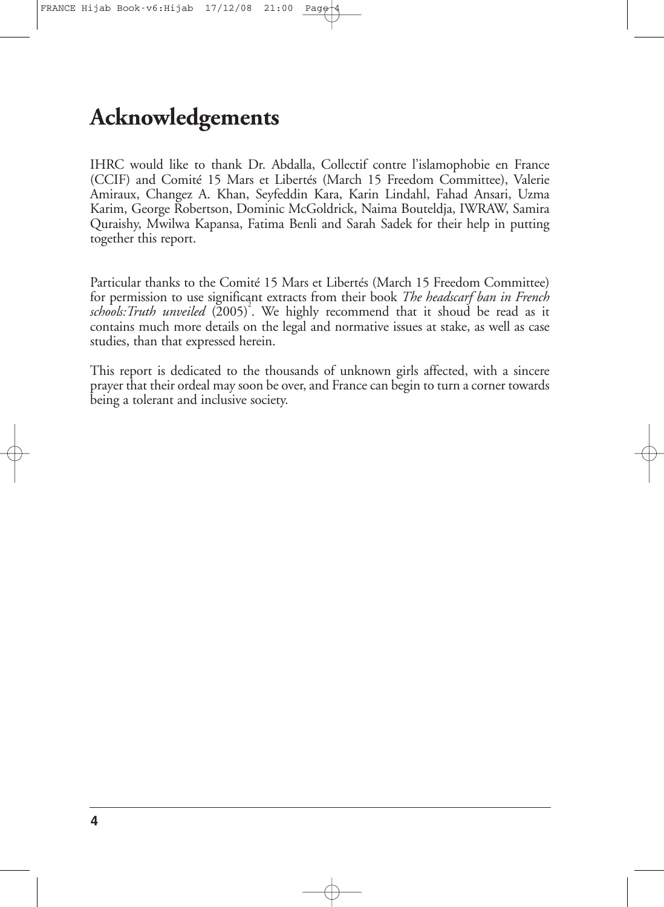# Acknowledgements

IHRC would like to thank Dr. Abdalla, Collectif contre l'islamophobie en France (CCIF) and Comité 15 Mars et Libertés (March 15 Freedom Committee), Valerie Amiraux, Changez A. Khan, Seyfeddin Kara, Karin Lindahl, Fahad Ansari, Uzma Karim, George Robertson, Dominic McGoldrick, Naima Bouteldja, IWRAW, Samira Quraishy, Mwilwa Kapansa, Fatima Benli and Sarah Sadek for their help in putting together this report.

Particular thanks to the Comité 15 Mars et Libertés (March 15 Freedom Committee) for permission to use significant extracts from their book *The headscarf ban in French schools:Truth unveiled* (2005)[2]. We highly recommend that it shoud be read as it contains much more details on the legal and normative issues at stake, as well as case studies, than that expressed herein.

This report is dedicated to the thousands of unknown girls affected, with a sincere prayer that their ordeal may soon be over, and France can begin to turn a corner towards being a tolerant and inclusive society.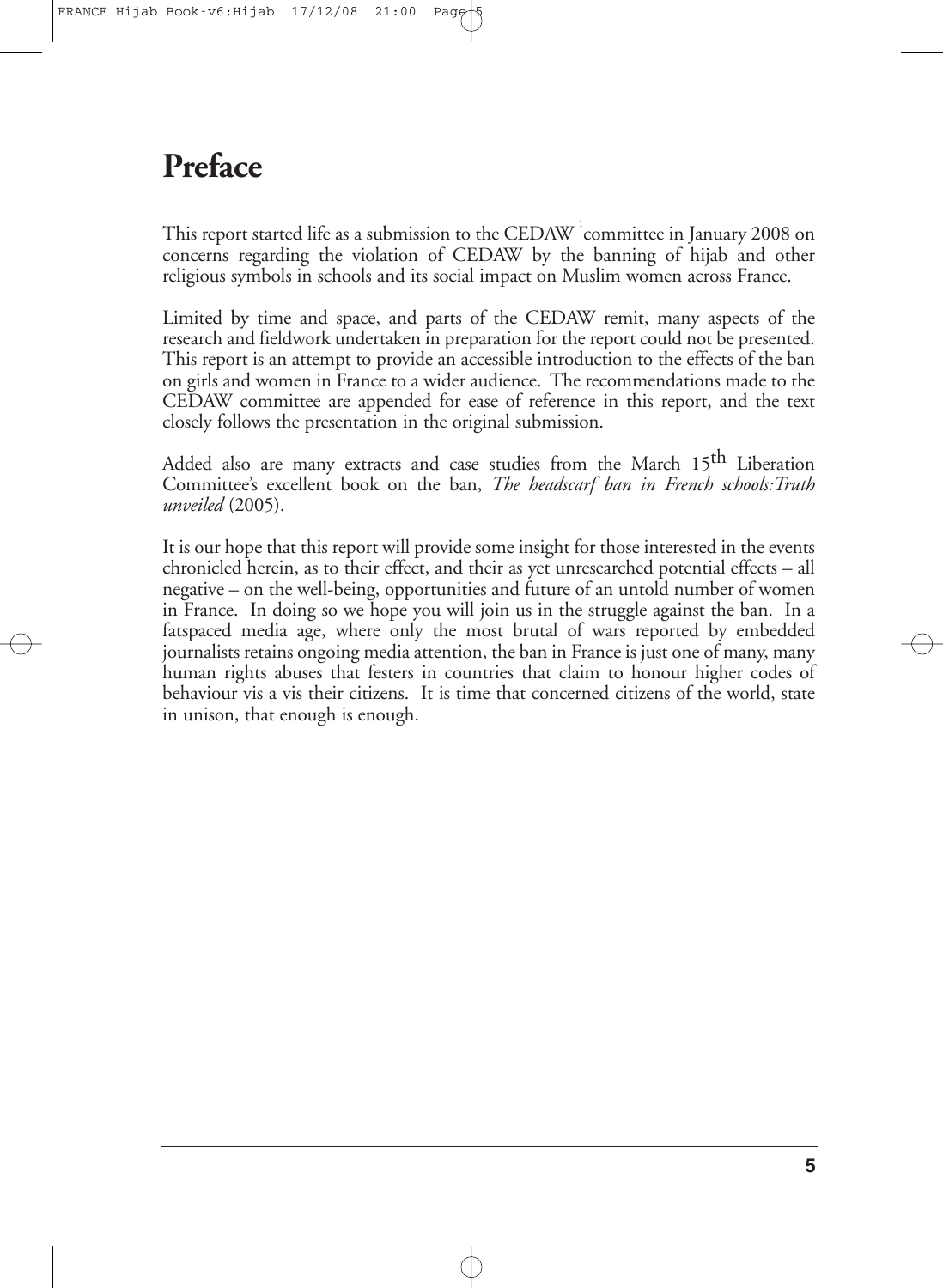# Preface

This report started life as a submission to the CEDAW[1] committee in January 2008 on concerns regarding the violation of CEDAW by the banning of hijab and other religious symbols in schools and its social impact on Muslim women across France.

Limited by time and space, and parts of the CEDAW remit, many aspects of the research and fieldwork undertaken in preparation for the report could not be presented. This report is an attempt to provide an accessible introduction to the effects of the ban on girls and women in France to a wider audience. The recommendations made to the CEDAW committee are appended for ease of reference in this report, and the text closely follows the presentation in the original submission.

Added also are many extracts and case studies from the March 15th Liberation Committee's excellent book on the ban, *The headscarf ban in French schools:Truth unveiled* (2005).

It is our hope that this report will provide some insight for those interested in the events chronicled herein, as to their effect, and their as yet unresearched potential effects – all negative – on the well-being, opportunities and future of an untold number of women in France. In doing so we hope you will join us in the struggle against the ban. In a fatspaced media age, where only the most brutal of wars reported by embedded journalists retains ongoing media attention, the ban in France is just one of many, many human rights abuses that festers in countries that claim to honour higher codes of behaviour vis a vis their citizens. It is time that concerned citizens of the world, state in unison, that enough is enough.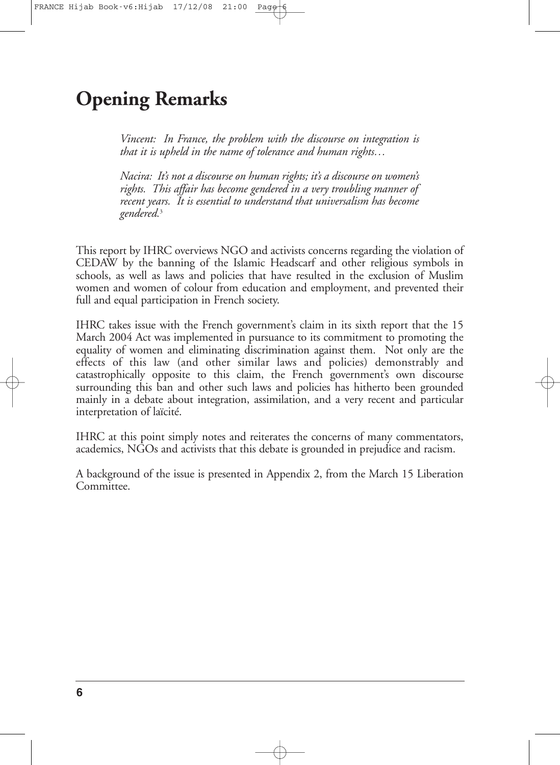# Opening Remarks

> *Vincent: In France, the problem with the discourse on integration is that it is upheld in the name of tolerance and human rights…*
>
> *Nacira: It's not a discourse on human rights; it's a discourse on women's rights. This affair has become gendered in a very troubling manner of recent years. It is essential to understand that universalism has become gendered.*[3]

This report by IHRC overviews NGO and activists concerns regarding the violation of CEDAW by the banning of the Islamic Headscarf and other religious symbols in schools, as well as laws and policies that have resulted in the exclusion of Muslim women and women of colour from education and employment, and prevented their full and equal participation in French society.

IHRC takes issue with the French government's claim in its sixth report that the 15 March 2004 Act was implemented in pursuance to its commitment to promoting the equality of women and eliminating discrimination against them. Not only are the effects of this law (and other similar laws and policies) demonstrably and catastrophically opposite to this claim, the French government's own discourse surrounding this ban and other such laws and policies has hitherto been grounded mainly in a debate about integration, assimilation, and a very recent and particular interpretation of laïcité.

IHRC at this point simply notes and reiterates the concerns of many commentators, academics, NGOs and activists that this debate is grounded in prejudice and racism.

A background of the issue is presented in Appendix 2, from the March 15 Liberation Committee.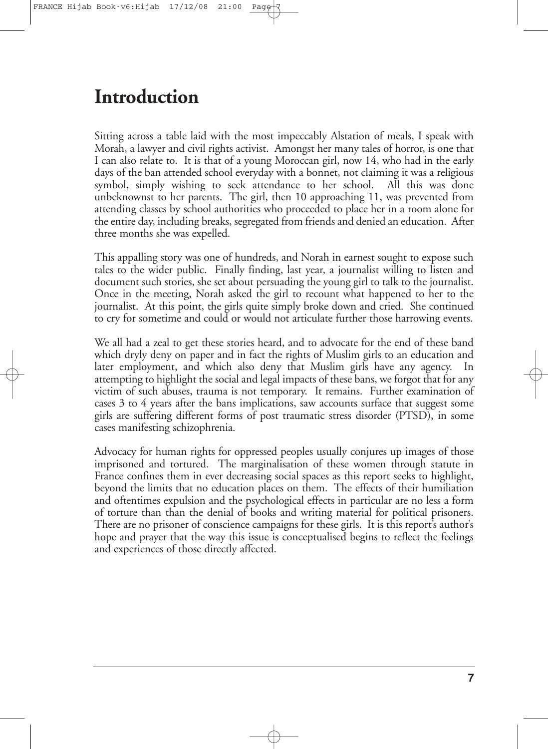# Introduction

Sitting across a table laid with the most impeccably Alstation of meals, I speak with Morah, a lawyer and civil rights activist. Amongst her many tales of horror, is one that I can also relate to. It is that of a young Moroccan girl, now 14, who had in the early days of the ban attended school everyday with a bonnet, not claiming it was a religious symbol, simply wishing to seek attendance to her school. All this was done unbeknownst to her parents. The girl, then 10 approaching 11, was prevented from attending classes by school authorities who proceeded to place her in a room alone for the entire day, including breaks, segregated from friends and denied an education. After three months she was expelled.

This appalling story was one of hundreds, and Norah in earnest sought to expose such tales to the wider public. Finally finding, last year, a journalist willing to listen and document such stories, she set about persuading the young girl to talk to the journalist. Once in the meeting, Norah asked the girl to recount what happened to her to the journalist. At this point, the girls quite simply broke down and cried. She continued to cry for sometime and could or would not articulate further those harrowing events.

We all had a zeal to get these stories heard, and to advocate for the end of these band which dryly deny on paper and in fact the rights of Muslim girls to an education and later employment, and which also deny that Muslim girls have any agency. In attempting to highlight the social and legal impacts of these bans, we forgot that for any victim of such abuses, trauma is not temporary. It remains. Further examination of cases 3 to 4 years after the bans implications, saw accounts surface that suggest some girls are suffering different forms of post traumatic stress disorder (PTSD), in some cases manifesting schizophrenia.

Advocacy for human rights for oppressed peoples usually conjures up images of those imprisoned and tortured. The marginalisation of these women through statute in France confines them in ever decreasing social spaces as this report seeks to highlight, beyond the limits that no education places on them. The effects of their humiliation and oftentimes expulsion and the psychological effects in particular are no less a form of torture than than the denial of books and writing material for political prisoners. There are no prisoner of conscience campaigns for these girls. It is this report's author's hope and prayer that the way this issue is conceptualised begins to reflect the feelings and experiences of those directly affected.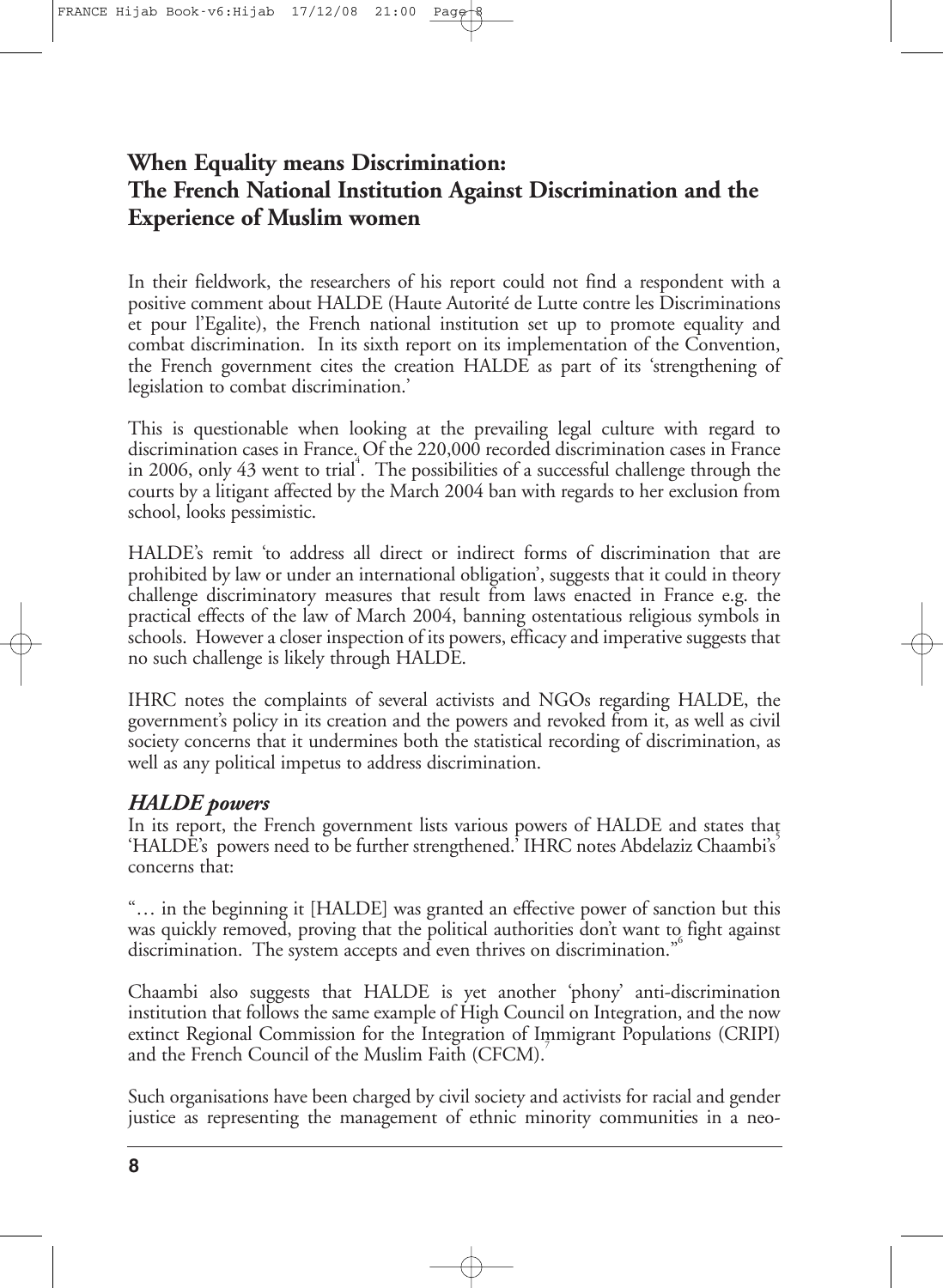## When Equality means Discrimination: The French National Institution Against Discrimination and the Experience of Muslim women

In their fieldwork, the researchers of his report could not find a respondent with a positive comment about HALDE (Haute Autorité de Lutte contre les Discriminations et pour l'Egalite), the French national institution set up to promote equality and combat discrimination. In its sixth report on its implementation of the Convention, the French government cites the creation HALDE as part of its 'strengthening of legislation to combat discrimination.'

This is questionable when looking at the prevailing legal culture with regard to discrimination cases in France. Of the 220,000 recorded discrimination cases in France in 2006, only 43 went to trial[4]. The possibilities of a successful challenge through the courts by a litigant affected by the March 2004 ban with regards to her exclusion from school, looks pessimistic.

HALDE's remit 'to address all direct or indirect forms of discrimination that are prohibited by law or under an international obligation', suggests that it could in theory challenge discriminatory measures that result from laws enacted in France e.g. the practical effects of the law of March 2004, banning ostentatious religious symbols in schools. However a closer inspection of its powers, efficacy and imperative suggests that no such challenge is likely through HALDE.

IHRC notes the complaints of several activists and NGOs regarding HALDE, the government's policy in its creation and the powers and revoked from it, as well as civil society concerns that it undermines both the statistical recording of discrimination, as well as any political impetus to address discrimination.

### *HALDE powers*

In its report, the French government lists various powers of HALDE and states that 'HALDE's powers need to be further strengthened.'[5] IHRC notes Abdelaziz Chaambi's concerns that:

"… in the beginning it [HALDE] was granted an effective power of sanction but this was quickly removed, proving that the political authorities don't want to fight against discrimination. The system accepts and even thrives on discrimination."[6]

Chaambi also suggests that HALDE is yet another 'phony' anti-discrimination institution that follows the same example of High Council on Integration, and the now extinct Regional Commission for the Integration of Immigrant Populations (CRIPI) and the French Council of the Muslim Faith (CFCM).[7]

Such organisations have been charged by civil society and activists for racial and gender justice as representing the management of ethnic minority communities in a neo-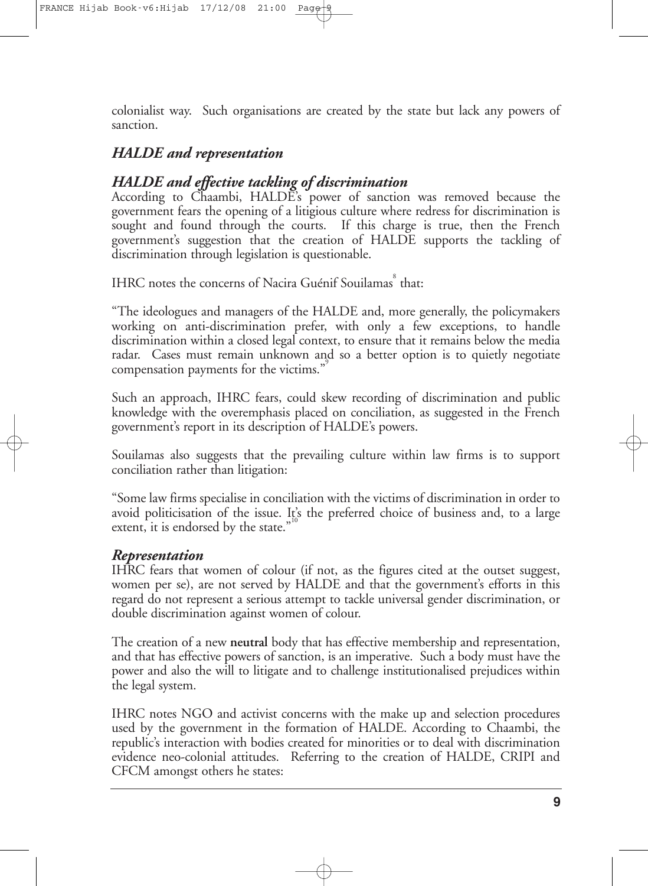colonialist way. Such organisations are created by the state but lack any powers of sanction.

### *HALDE and representation*

### *HALDE and effective tackling of discrimination*

According to Chaambi, HALDE's power of sanction was removed because the government fears the opening of a litigious culture where redress for discrimination is sought and found through the courts. If this charge is true, then the French government's suggestion that the creation of HALDE supports the tackling of discrimination through legislation is questionable.

IHRC notes the concerns of Nacira Guénif Souilamas[8] that:

"The ideologues and managers of the HALDE and, more generally, the policymakers working on anti-discrimination prefer, with only a few exceptions, to handle discrimination within a closed legal context, to ensure that it remains below the media radar. Cases must remain unknown and so a better option is to quietly negotiate compensation payments for the victims."[9]

Such an approach, IHRC fears, could skew recording of discrimination and public knowledge with the overemphasis placed on conciliation, as suggested in the French government's report in its description of HALDE's powers.

Souilamas also suggests that the prevailing culture within law firms is to support conciliation rather than litigation:

"Some law firms specialise in conciliation with the victims of discrimination in order to avoid politicisation of the issue. It's the preferred choice of business and, to a large extent, it is endorsed by the state."[10]

### *Representation*

IHRC fears that women of colour (if not, as the figures cited at the outset suggest, women per se), are not served by HALDE and that the government's efforts in this regard do not represent a serious attempt to tackle universal gender discrimination, or double discrimination against women of colour.

The creation of a new **neutral** body that has effective membership and representation, and that has effective powers of sanction, is an imperative. Such a body must have the power and also the will to litigate and to challenge institutionalised prejudices within the legal system.

IHRC notes NGO and activist concerns with the make up and selection procedures used by the government in the formation of HALDE. According to Chaambi, the republic's interaction with bodies created for minorities or to deal with discrimination evidence neo-colonial attitudes. Referring to the creation of HALDE, CRIPI and CFCM amongst others he states: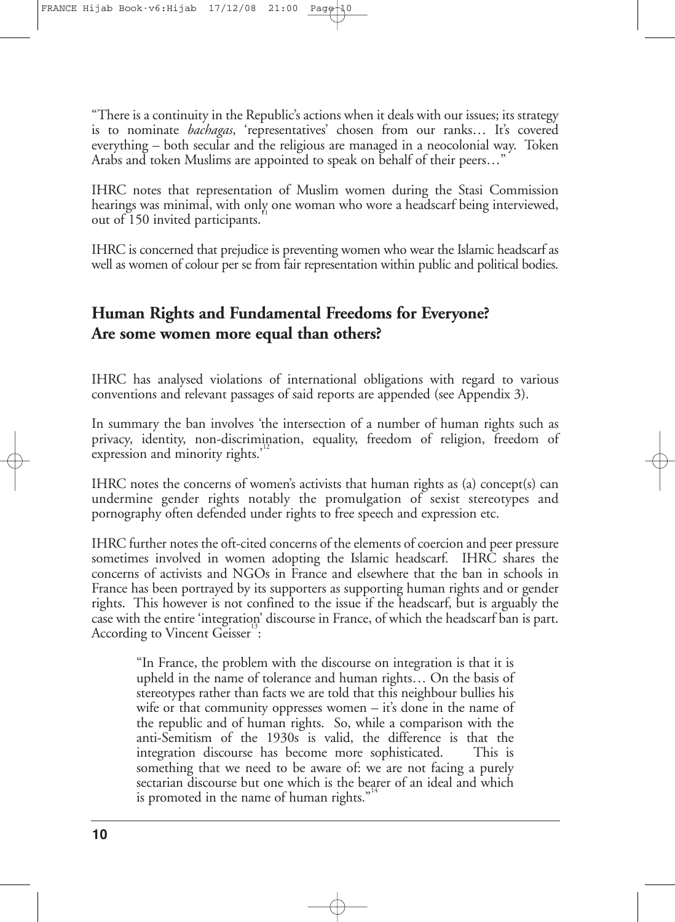"There is a continuity in the Republic's actions when it deals with our issues; its strategy is to nominate *bachagas*, 'representatives' chosen from our ranks… It's covered everything – both secular and the religious are managed in a neocolonial way. Token Arabs and token Muslims are appointed to speak on behalf of their peers…"

IHRC notes that representation of Muslim women during the Stasi Commission hearings was minimal, with only one woman who wore a headscarf being interviewed, out of 150 invited participants.[11]

IHRC is concerned that prejudice is preventing women who wear the Islamic headscarf as well as women of colour per se from fair representation within public and political bodies.

## Human Rights and Fundamental Freedoms for Everyone? Are some women more equal than others?

IHRC has analysed violations of international obligations with regard to various conventions and relevant passages of said reports are appended (see Appendix 3).

In summary the ban involves 'the intersection of a number of human rights such as privacy, identity, non-discrimination, equality, freedom of religion, freedom of expression and minority rights.'[12]

IHRC notes the concerns of women's activists that human rights as (a) concept(s) can undermine gender rights notably the promulgation of sexist stereotypes and pornography often defended under rights to free speech and expression etc.

IHRC further notes the oft-cited concerns of the elements of coercion and peer pressure sometimes involved in women adopting the Islamic headscarf. IHRC shares the concerns of activists and NGOs in France and elsewhere that the ban in schools in France has been portrayed by its supporters as supporting human rights and or gender rights. This however is not confined to the issue if the headscarf, but is arguably the case with the entire 'integration' discourse in France, of which the headscarf ban is part. According to Vincent Geisser[13]:

> "In France, the problem with the discourse on integration is that it is upheld in the name of tolerance and human rights… On the basis of stereotypes rather than facts we are told that this neighbour bullies his wife or that community oppresses women – it's done in the name of the republic and of human rights. So, while a comparison with the anti-Semitism of the 1930s is valid, the difference is that the integration discourse has become more sophisticated. This is something that we need to be aware of: we are not facing a purely sectarian discourse but one which is the bearer of an ideal and which is promoted in the name of human rights."[14]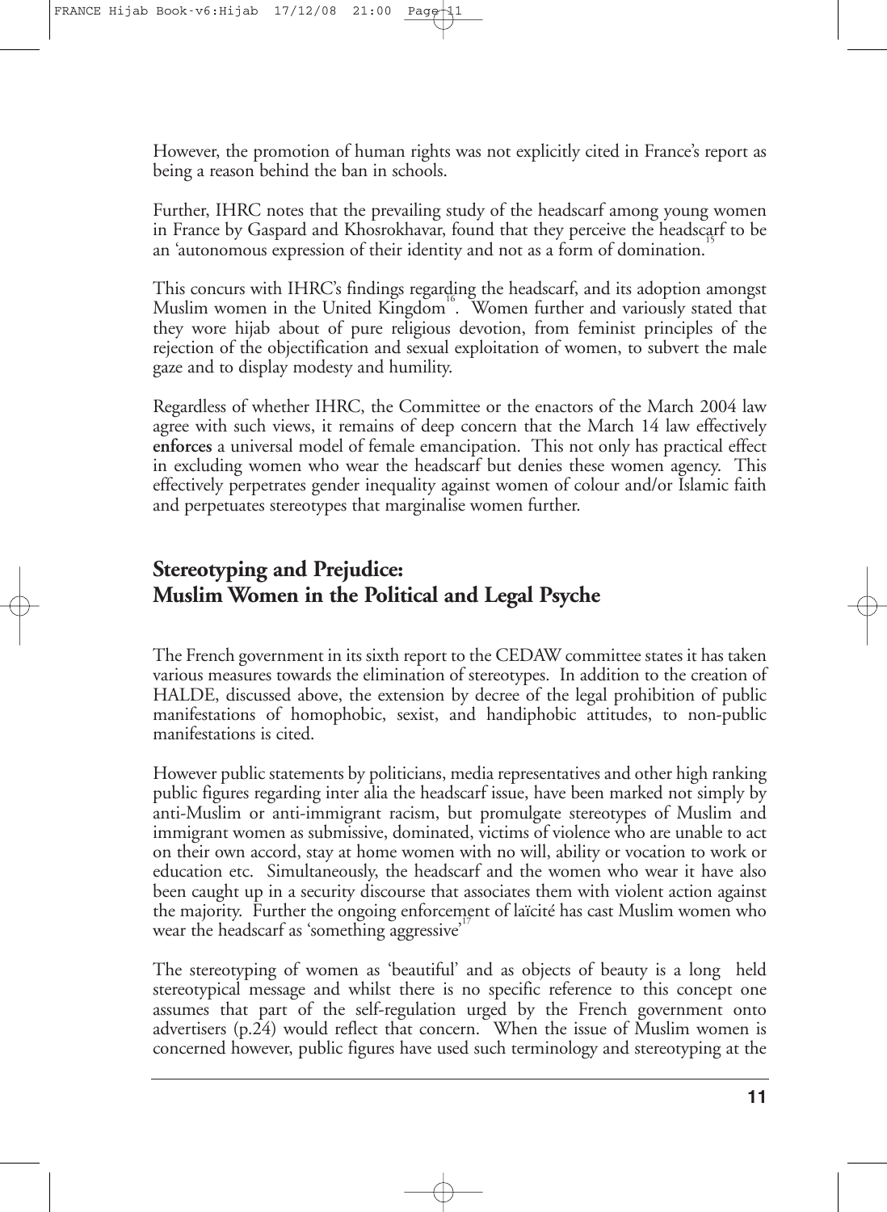However, the promotion of human rights was not explicitly cited in France's report as being a reason behind the ban in schools.

Further, IHRC notes that the prevailing study of the headscarf among young women in France by Gaspard and Khosrokhavar, found that they perceive the headscarf to be an 'autonomous expression of their identity and not as a form of domination.[15]

This concurs with IHRC's findings regarding the headscarf, and its adoption amongst Muslim women in the United Kingdom[16]. Women further and variously stated that they wore hijab about of pure religious devotion, from feminist principles of the rejection of the objectification and sexual exploitation of women, to subvert the male gaze and to display modesty and humility.

Regardless of whether IHRC, the Committee or the enactors of the March 2004 law agree with such views, it remains of deep concern that the March 14 law effectively **enforces** a universal model of female emancipation. This not only has practical effect in excluding women who wear the headscarf but denies these women agency. This effectively perpetrates gender inequality against women of colour and/or Islamic faith and perpetuates stereotypes that marginalise women further.

## Stereotyping and Prejudice: Muslim Women in the Political and Legal Psyche

The French government in its sixth report to the CEDAW committee states it has taken various measures towards the elimination of stereotypes. In addition to the creation of HALDE, discussed above, the extension by decree of the legal prohibition of public manifestations of homophobic, sexist, and handiphobic attitudes, to non-public manifestations is cited.

However public statements by politicians, media representatives and other high ranking public figures regarding inter alia the headscarf issue, have been marked not simply by anti-Muslim or anti-immigrant racism, but promulgate stereotypes of Muslim and immigrant women as submissive, dominated, victims of violence who are unable to act on their own accord, stay at home women with no will, ability or vocation to work or education etc. Simultaneously, the headscarf and the women who wear it have also been caught up in a security discourse that associates them with violent action against the majority. Further the ongoing enforcement of laïcité has cast Muslim women who wear the headscarf as 'something aggressive'[17]

The stereotyping of women as 'beautiful' and as objects of beauty is a long held stereotypical message and whilst there is no specific reference to this concept one assumes that part of the self-regulation urged by the French government onto advertisers (p.24) would reflect that concern. When the issue of Muslim women is concerned however, public figures have used such terminology and stereotyping at the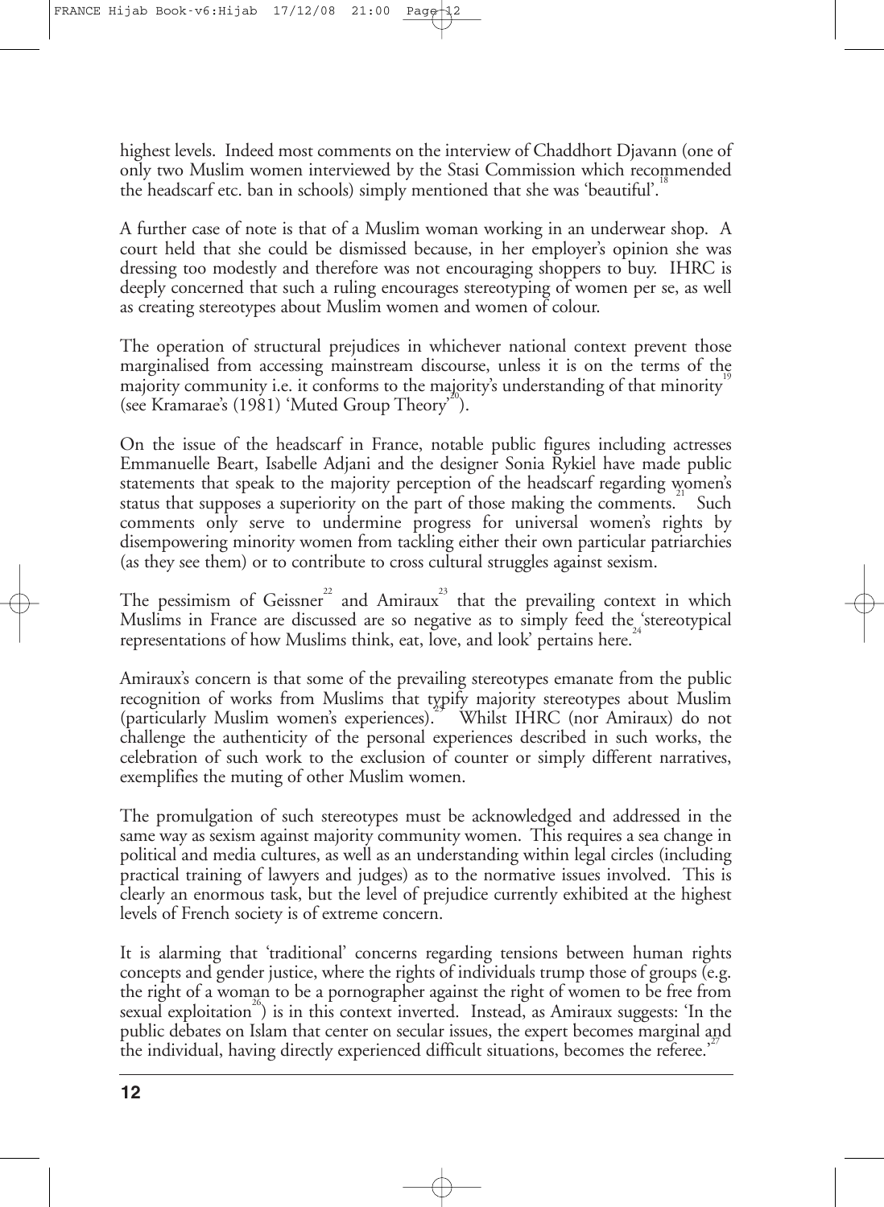highest levels. Indeed most comments on the interview of Chaddhort Djavann (one of only two Muslim women interviewed by the Stasi Commission which recommended the headscarf etc. ban in schools) simply mentioned that she was 'beautiful'.[18]

A further case of note is that of a Muslim woman working in an underwear shop. A court held that she could be dismissed because, in her employer's opinion she was dressing too modestly and therefore was not encouraging shoppers to buy. IHRC is deeply concerned that such a ruling encourages stereotyping of women per se, as well as creating stereotypes about Muslim women and women of colour.

The operation of structural prejudices in whichever national context prevent those marginalised from accessing mainstream discourse, unless it is on the terms of the majority community i.e. it conforms to the majority's understanding of that minority[19] (see Kramarae's (1981) 'Muted Group Theory'[20]).

On the issue of the headscarf in France, notable public figures including actresses Emmanuelle Beart, Isabelle Adjani and the designer Sonia Rykiel have made public statements that speak to the majority perception of the headscarf regarding women's status that supposes a superiority on the part of those making the comments.[21] Such comments only serve to undermine progress for universal women's rights by disempowering minority women from tackling either their own particular patriarchies (as they see them) or to contribute to cross cultural struggles against sexism.

The pessimism of Geissner[22] and Amiraux[23] that the prevailing context in which Muslims in France are discussed are so negative as to simply feed the 'stereotypical representations of how Muslims think, eat, love, and look' pertains here.[24]

Amiraux's concern is that some of the prevailing stereotypes emanate from the public recognition of works from Muslims that typify majority stereotypes about Muslim (particularly Muslim women's experiences).[25] Whilst IHRC (nor Amiraux) do not challenge the authenticity of the personal experiences described in such works, the celebration of such work to the exclusion of counter or simply different narratives, exemplifies the muting of other Muslim women.

The promulgation of such stereotypes must be acknowledged and addressed in the same way as sexism against majority community women. This requires a sea change in political and media cultures, as well as an understanding within legal circles (including practical training of lawyers and judges) as to the normative issues involved. This is clearly an enormous task, but the level of prejudice currently exhibited at the highest levels of French society is of extreme concern.

It is alarming that 'traditional' concerns regarding tensions between human rights concepts and gender justice, where the rights of individuals trump those of groups (e.g. the right of a woman to be a pornographer against the right of women to be free from sexual exploitation[26]) is in this context inverted. Instead, as Amiraux suggests: 'In the public debates on Islam that center on secular issues, the expert becomes marginal and the individual, having directly experienced difficult situations, becomes the referee.'[27]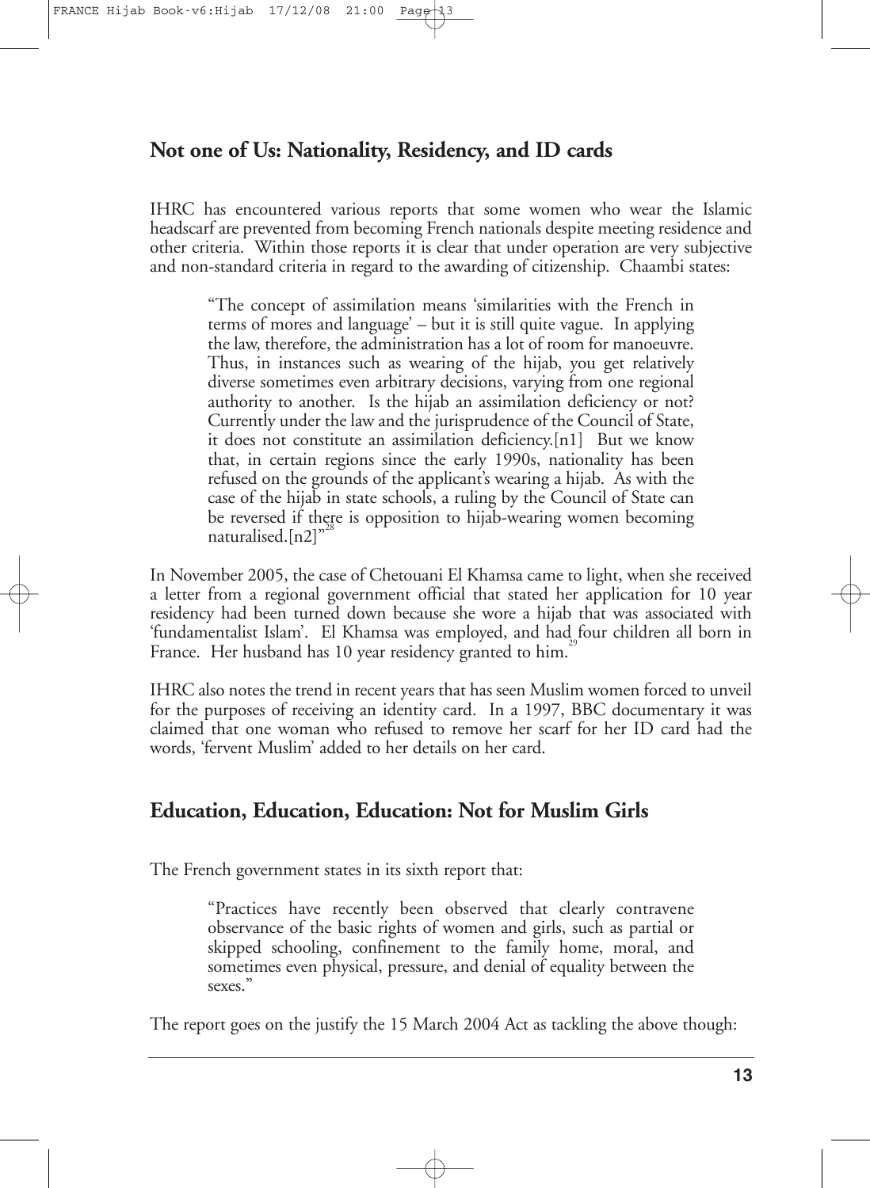## Not one of Us: Nationality, Residency, and ID cards

IHRC has encountered various reports that some women who wear the Islamic headscarf are prevented from becoming French nationals despite meeting residence and other criteria. Within those reports it is clear that under operation are very subjective and non-standard criteria in regard to the awarding of citizenship. Chaambi states:

> "The concept of assimilation means 'similarities with the French in terms of mores and language' – but it is still quite vague. In applying the law, therefore, the administration has a lot of room for manoeuvre. Thus, in instances such as wearing of the hijab, you get relatively diverse sometimes even arbitrary decisions, varying from one regional authority to another. Is the hijab an assimilation deficiency or not? Currently under the law and the jurisprudence of the Council of State, it does not constitute an assimilation deficiency.[n1] But we know that, in certain regions since the early 1990s, nationality has been refused on the grounds of the applicant's wearing a hijab. As with the case of the hijab in state schools, a ruling by the Council of State can be reversed if there is opposition to hijab-wearing women becoming naturalised.[n2]"[28]

In November 2005, the case of Chetouani El Khamsa came to light, when she received a letter from a regional government official that stated her application for 10 year residency had been turned down because she wore a hijab that was associated with 'fundamentalist Islam'. El Khamsa was employed, and had four children all born in France. Her husband has 10 year residency granted to him.[29]

IHRC also notes the trend in recent years that has seen Muslim women forced to unveil for the purposes of receiving an identity card. In a 1997, BBC documentary it was claimed that one woman who refused to remove her scarf for her ID card had the words, 'fervent Muslim' added to her details on her card.

## Education, Education, Education: Not for Muslim Girls

The French government states in its sixth report that:

> "Practices have recently been observed that clearly contravene observance of the basic rights of women and girls, such as partial or skipped schooling, confinement to the family home, moral, and sometimes even physical, pressure, and denial of equality between the sexes."

The report goes on the justify the 15 March 2004 Act as tackling the above though: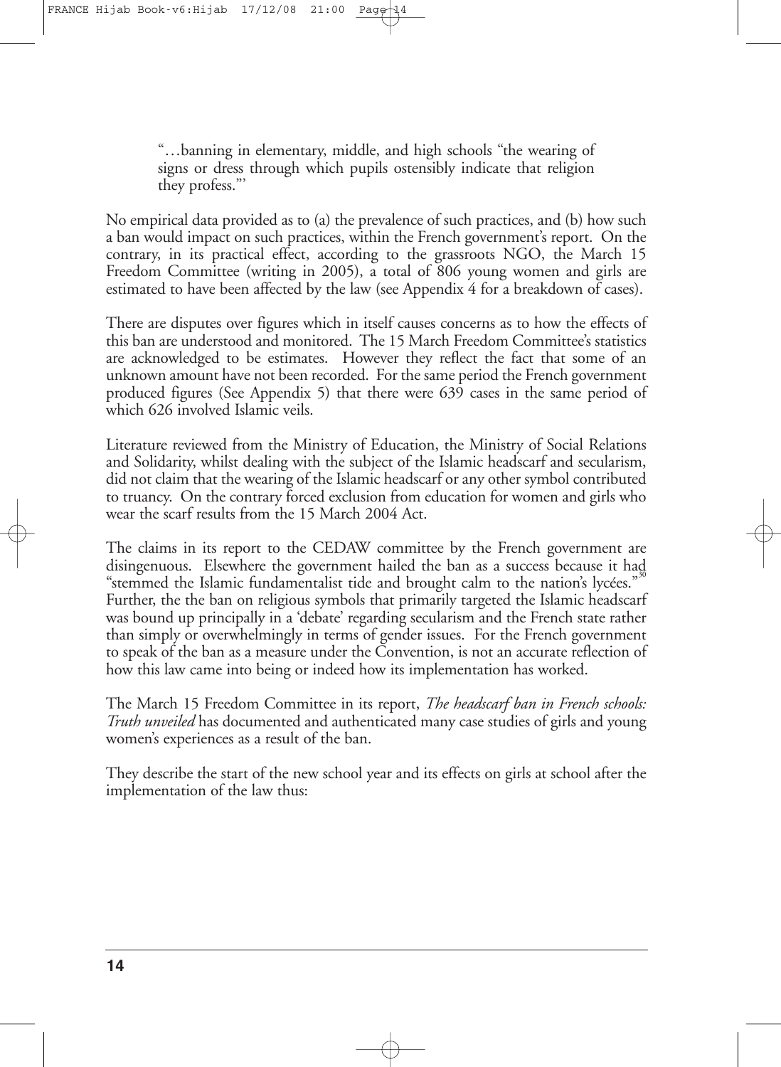> "…banning in elementary, middle, and high schools "the wearing of signs or dress through which pupils ostensibly indicate that religion they profess."'

No empirical data provided as to (a) the prevalence of such practices, and (b) how such a ban would impact on such practices, within the French government's report. On the contrary, in its practical effect, according to the grassroots NGO, the March 15 Freedom Committee (writing in 2005), a total of 806 young women and girls are estimated to have been affected by the law (see Appendix 4 for a breakdown of cases).

There are disputes over figures which in itself causes concerns as to how the effects of this ban are understood and monitored. The 15 March Freedom Committee's statistics are acknowledged to be estimates. However they reflect the fact that some of an unknown amount have not been recorded. For the same period the French government produced figures (See Appendix 5) that there were 639 cases in the same period of which 626 involved Islamic veils.

Literature reviewed from the Ministry of Education, the Ministry of Social Relations and Solidarity, whilst dealing with the subject of the Islamic headscarf and secularism, did not claim that the wearing of the Islamic headscarf or any other symbol contributed to truancy. On the contrary forced exclusion from education for women and girls who wear the scarf results from the 15 March 2004 Act.

The claims in its report to the CEDAW committee by the French government are disingenuous. Elsewhere the government hailed the ban as a success because it had "stemmed the Islamic fundamentalist tide and brought calm to the nation's lycées."[30] Further, the the ban on religious symbols that primarily targeted the Islamic headscarf was bound up principally in a 'debate' regarding secularism and the French state rather than simply or overwhelmingly in terms of gender issues. For the French government to speak of the ban as a measure under the Convention, is not an accurate reflection of how this law came into being or indeed how its implementation has worked.

The March 15 Freedom Committee in its report, *The headscarf ban in French schools: Truth unveiled* has documented and authenticated many case studies of girls and young women's experiences as a result of the ban.

They describe the start of the new school year and its effects on girls at school after the implementation of the law thus: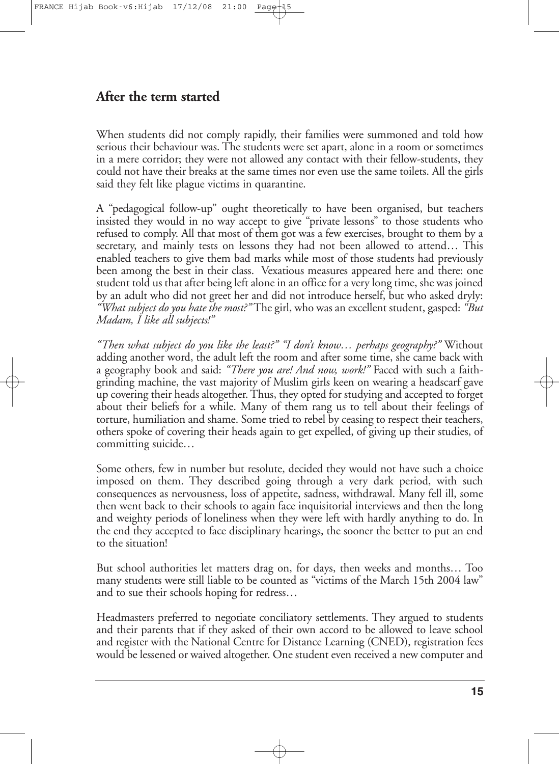## After the term started

When students did not comply rapidly, their families were summoned and told how serious their behaviour was. The students were set apart, alone in a room or sometimes in a mere corridor; they were not allowed any contact with their fellow-students, they could not have their breaks at the same times nor even use the same toilets. All the girls said they felt like plague victims in quarantine.

A "pedagogical follow-up" ought theoretically to have been organised, but teachers insisted they would in no way accept to give "private lessons" to those students who refused to comply. All that most of them got was a few exercises, brought to them by a secretary, and mainly tests on lessons they had not been allowed to attend… This enabled teachers to give them bad marks while most of those students had previously been among the best in their class. Vexatious measures appeared here and there: one student told us that after being left alone in an office for a very long time, she was joined by an adult who did not greet her and did not introduce herself, but who asked dryly: *"What subject do you hate the most?"* The girl, who was an excellent student, gasped: *"But Madam, I like all subjects!"*

*"Then what subject do you like the least?" "I don't know… perhaps geography?"* Without adding another word, the adult left the room and after some time, she came back with a geography book and said: *"There you are! And now, work!"* Faced with such a faith-grinding machine, the vast majority of Muslim girls keen on wearing a headscarf gave up covering their heads altogether. Thus, they opted for studying and accepted to forget about their beliefs for a while. Many of them rang us to tell about their feelings of torture, humiliation and shame. Some tried to rebel by ceasing to respect their teachers, others spoke of covering their heads again to get expelled, of giving up their studies, of committing suicide…

Some others, few in number but resolute, decided they would not have such a choice imposed on them. They described going through a very dark period, with such consequences as nervousness, loss of appetite, sadness, withdrawal. Many fell ill, some then went back to their schools to again face inquisitorial interviews and then the long and weighty periods of loneliness when they were left with hardly anything to do. In the end they accepted to face disciplinary hearings, the sooner the better to put an end to the situation!

But school authorities let matters drag on, for days, then weeks and months… Too many students were still liable to be counted as "victims of the March 15th 2004 law" and to sue their schools hoping for redress…

Headmasters preferred to negotiate conciliatory settlements. They argued to students and their parents that if they asked of their own accord to be allowed to leave school and register with the National Centre for Distance Learning (CNED), registration fees would be lessened or waived altogether. One student even received a new computer and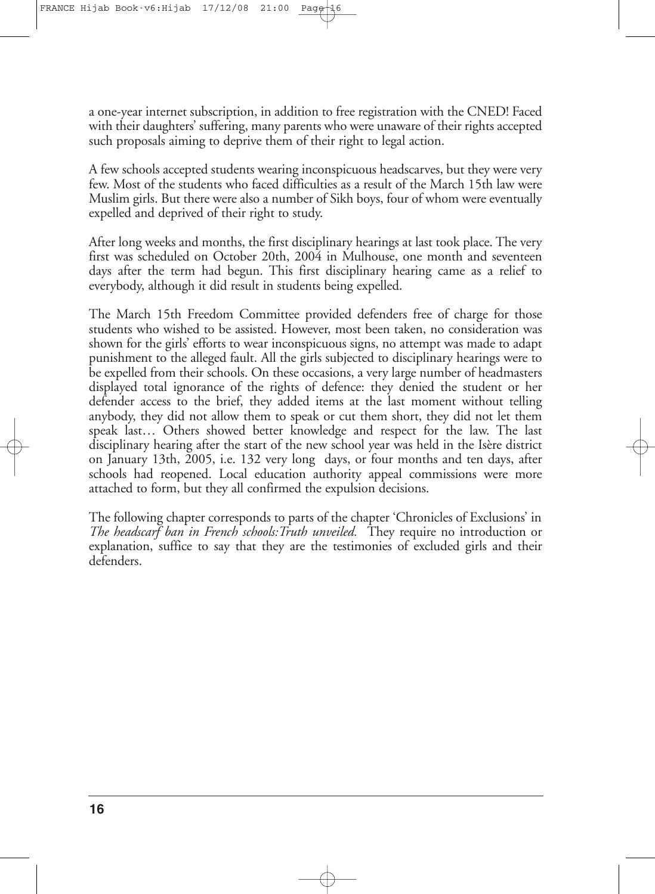a one-year internet subscription, in addition to free registration with the CNED! Faced with their daughters' suffering, many parents who were unaware of their rights accepted such proposals aiming to deprive them of their right to legal action.

A few schools accepted students wearing inconspicuous headscarves, but they were very few. Most of the students who faced difficulties as a result of the March 15th law were Muslim girls. But there were also a number of Sikh boys, four of whom were eventually expelled and deprived of their right to study.

After long weeks and months, the first disciplinary hearings at last took place. The very first was scheduled on October 20th, 2004 in Mulhouse, one month and seventeen days after the term had begun. This first disciplinary hearing came as a relief to everybody, although it did result in students being expelled.

The March 15th Freedom Committee provided defenders free of charge for those students who wished to be assisted. However, most been taken, no consideration was shown for the girls' efforts to wear inconspicuous signs, no attempt was made to adapt punishment to the alleged fault. All the girls subjected to disciplinary hearings were to be expelled from their schools. On these occasions, a very large number of headmasters displayed total ignorance of the rights of defence: they denied the student or her defender access to the brief, they added items at the last moment without telling anybody, they did not allow them to speak or cut them short, they did not let them speak last… Others showed better knowledge and respect for the law. The last disciplinary hearing after the start of the new school year was held in the Isère district on January 13th, 2005, i.e. 132 very long days, or four months and ten days, after schools had reopened. Local education authority appeal commissions were more attached to form, but they all confirmed the expulsion decisions.

The following chapter corresponds to parts of the chapter 'Chronicles of Exclusions' in *The headscarf ban in French schools:Truth unveiled.* They require no introduction or explanation, suffice to say that they are the testimonies of excluded girls and their defenders.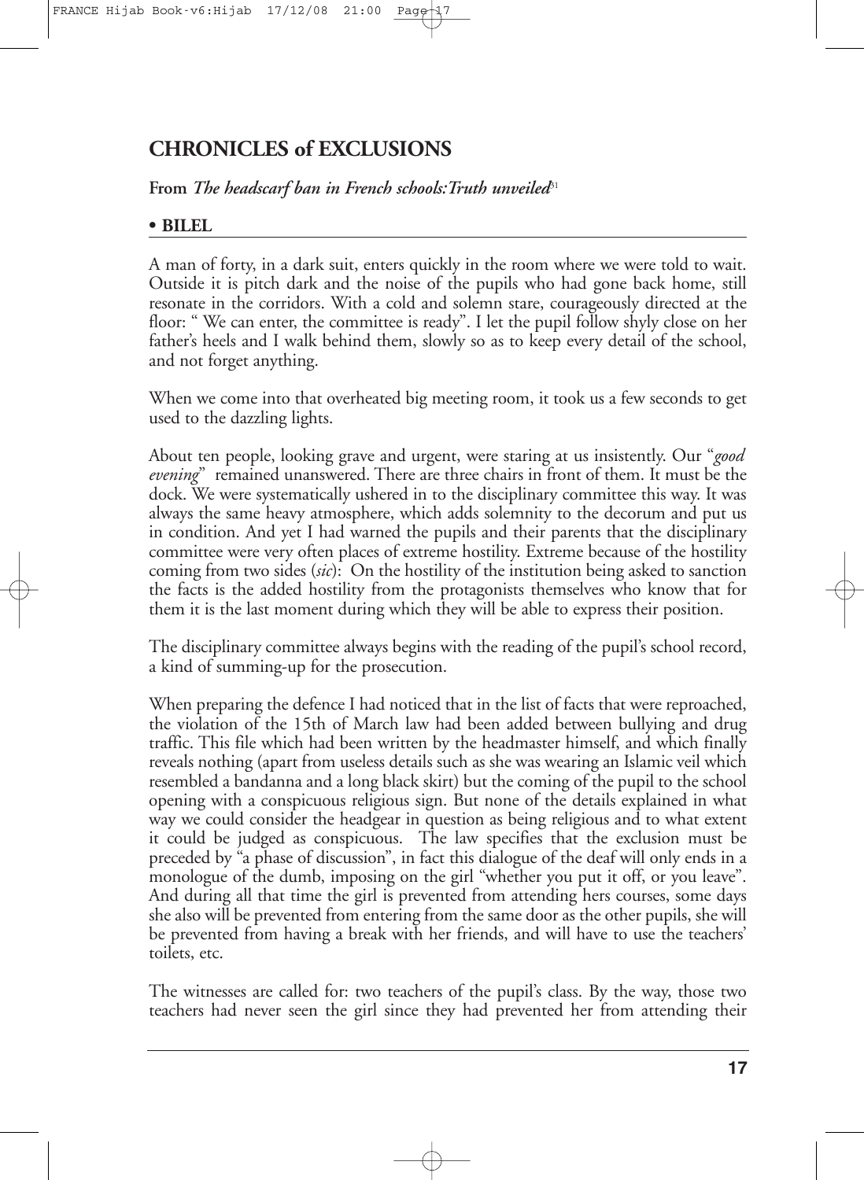## CHRONICLES of EXCLUSIONS

**From *The headscarf ban in French schools:Truth unveiled*[31]**

### • BILEL

A man of forty, in a dark suit, enters quickly in the room where we were told to wait. Outside it is pitch dark and the noise of the pupils who had gone back home, still resonate in the corridors. With a cold and solemn stare, courageously directed at the floor: " We can enter, the committee is ready". I let the pupil follow shyly close on her father's heels and I walk behind them, slowly so as to keep every detail of the school, and not forget anything.

When we come into that overheated big meeting room, it took us a few seconds to get used to the dazzling lights.

About ten people, looking grave and urgent, were staring at us insistently. Our "*good evening*" remained unanswered. There are three chairs in front of them. It must be the dock. We were systematically ushered in to the disciplinary committee this way. It was always the same heavy atmosphere, which adds solemnity to the decorum and put us in condition. And yet I had warned the pupils and their parents that the disciplinary committee were very often places of extreme hostility. Extreme because of the hostility coming from two sides (*sic*): On the hostility of the institution being asked to sanction the facts is the added hostility from the protagonists themselves who know that for them it is the last moment during which they will be able to express their position.

The disciplinary committee always begins with the reading of the pupil's school record, a kind of summing-up for the prosecution.

When preparing the defence I had noticed that in the list of facts that were reproached, the violation of the 15th of March law had been added between bullying and drug traffic. This file which had been written by the headmaster himself, and which finally reveals nothing (apart from useless details such as she was wearing an Islamic veil which resembled a bandanna and a long black skirt) but the coming of the pupil to the school opening with a conspicuous religious sign. But none of the details explained in what way we could consider the headgear in question as being religious and to what extent it could be judged as conspicuous. The law specifies that the exclusion must be preceded by "a phase of discussion", in fact this dialogue of the deaf will only ends in a monologue of the dumb, imposing on the girl "whether you put it off, or you leave". And during all that time the girl is prevented from attending hers courses, some days she also will be prevented from entering from the same door as the other pupils, she will be prevented from having a break with her friends, and will have to use the teachers' toilets, etc.

The witnesses are called for: two teachers of the pupil's class. By the way, those two teachers had never seen the girl since they had prevented her from attending their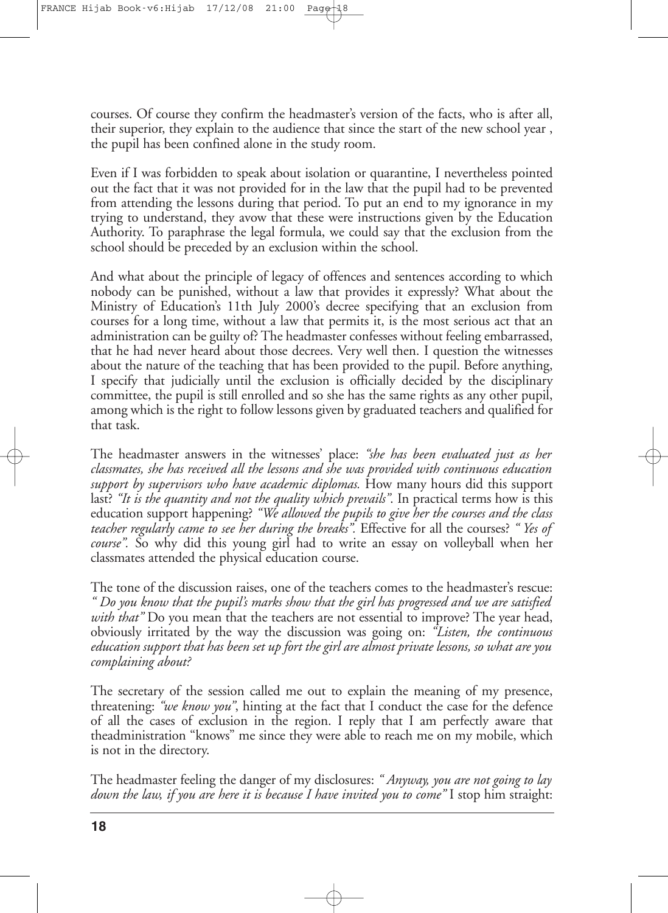courses. Of course they confirm the headmaster's version of the facts, who is after all, their superior, they explain to the audience that since the start of the new school year , the pupil has been confined alone in the study room.

Even if I was forbidden to speak about isolation or quarantine, I nevertheless pointed out the fact that it was not provided for in the law that the pupil had to be prevented from attending the lessons during that period. To put an end to my ignorance in my trying to understand, they avow that these were instructions given by the Education Authority. To paraphrase the legal formula, we could say that the exclusion from the school should be preceded by an exclusion within the school.

And what about the principle of legacy of offences and sentences according to which nobody can be punished, without a law that provides it expressly? What about the Ministry of Education's 11th July 2000's decree specifying that an exclusion from courses for a long time, without a law that permits it, is the most serious act that an administration can be guilty of? The headmaster confesses without feeling embarrassed, that he had never heard about those decrees. Very well then. I question the witnesses about the nature of the teaching that has been provided to the pupil. Before anything, I specify that judicially until the exclusion is officially decided by the disciplinary committee, the pupil is still enrolled and so she has the same rights as any other pupil, among which is the right to follow lessons given by graduated teachers and qualified for that task.

The headmaster answers in the witnesses' place: *"she has been evaluated just as her classmates, she has received all the lessons and she was provided with continuous education support by supervisors who have academic diplomas.* How many hours did this support last? *"It is the quantity and not the quality which prevails".* In practical terms how is this education support happening? *"We allowed the pupils to give her the courses and the class teacher regularly came to see her during the breaks".* Effective for all the courses? *" Yes of course".* So why did this young girl had to write an essay on volleyball when her classmates attended the physical education course.

The tone of the discussion raises, one of the teachers comes to the headmaster's rescue: *" Do you know that the pupil's marks show that the girl has progressed and we are satisfied with that"* Do you mean that the teachers are not essential to improve? The year head, obviously irritated by the way the discussion was going on: *"Listen, the continuous education support that has been set up fort the girl are almost private lessons, so what are you complaining about?*

The secretary of the session called me out to explain the meaning of my presence, threatening: *"we know you"*, hinting at the fact that I conduct the case for the defence of all the cases of exclusion in the region. I reply that I am perfectly aware that theadministration "knows" me since they were able to reach me on my mobile, which is not in the directory.

The headmaster feeling the danger of my disclosures: *" Anyway, you are not going to lay down the law, if you are here it is because I have invited you to come"* I stop him straight: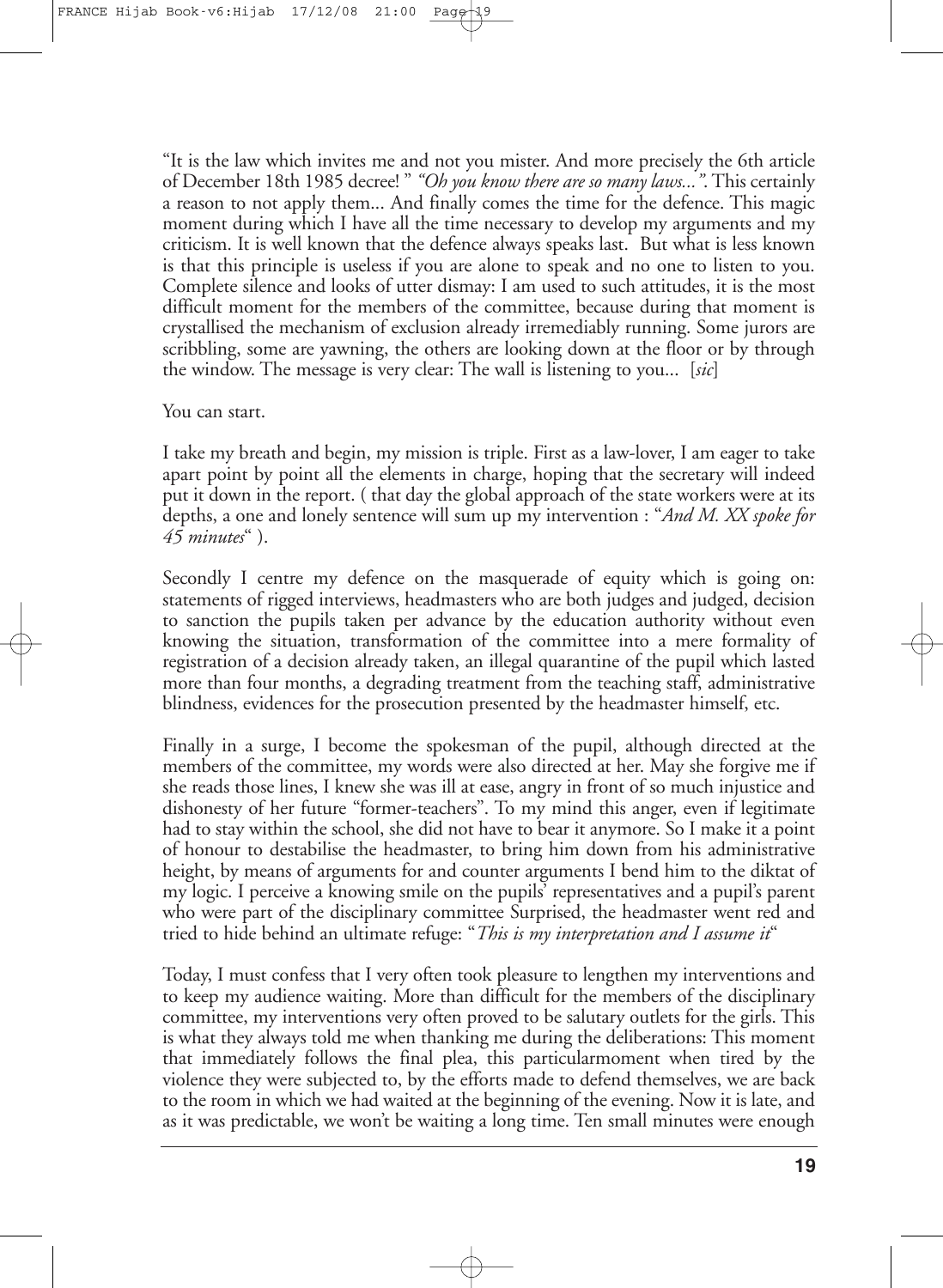"It is the law which invites me and not you mister. And more precisely the 6th article of December 18th 1985 decree! " *"Oh you know there are so many laws..."*. This certainly a reason to not apply them... And finally comes the time for the defence. This magic moment during which I have all the time necessary to develop my arguments and my criticism. It is well known that the defence always speaks last. But what is less known is that this principle is useless if you are alone to speak and no one to listen to you. Complete silence and looks of utter dismay: I am used to such attitudes, it is the most difficult moment for the members of the committee, because during that moment is crystallised the mechanism of exclusion already irremediably running. Some jurors are scribbling, some are yawning, the others are looking down at the floor or by through the window. The message is very clear: The wall is listening to you... [*sic*]

You can start.

I take my breath and begin, my mission is triple. First as a law-lover, I am eager to take apart point by point all the elements in charge, hoping that the secretary will indeed put it down in the report. ( that day the global approach of the state workers were at its depths, a one and lonely sentence will sum up my intervention : "*And M. XX spoke for 45 minutes*" ).

Secondly I centre my defence on the masquerade of equity which is going on: statements of rigged interviews, headmasters who are both judges and judged, decision to sanction the pupils taken per advance by the education authority without even knowing the situation, transformation of the committee into a mere formality of registration of a decision already taken, an illegal quarantine of the pupil which lasted more than four months, a degrading treatment from the teaching staff, administrative blindness, evidences for the prosecution presented by the headmaster himself, etc.

Finally in a surge, I become the spokesman of the pupil, although directed at the members of the committee, my words were also directed at her. May she forgive me if she reads those lines, I knew she was ill at ease, angry in front of so much injustice and dishonesty of her future "former-teachers". To my mind this anger, even if legitimate had to stay within the school, she did not have to bear it anymore. So I make it a point of honour to destabilise the headmaster, to bring him down from his administrative height, by means of arguments for and counter arguments I bend him to the diktat of my logic. I perceive a knowing smile on the pupils' representatives and a pupil's parent who were part of the disciplinary committee Surprised, the headmaster went red and tried to hide behind an ultimate refuge: "*This is my interpretation and I assume it*"

Today, I must confess that I very often took pleasure to lengthen my interventions and to keep my audience waiting. More than difficult for the members of the disciplinary committee, my interventions very often proved to be salutary outlets for the girls. This is what they always told me when thanking me during the deliberations: This moment that immediately follows the final plea, this particularmoment when tired by the violence they were subjected to, by the efforts made to defend themselves, we are back to the room in which we had waited at the beginning of the evening. Now it is late, and as it was predictable, we won't be waiting a long time. Ten small minutes were enough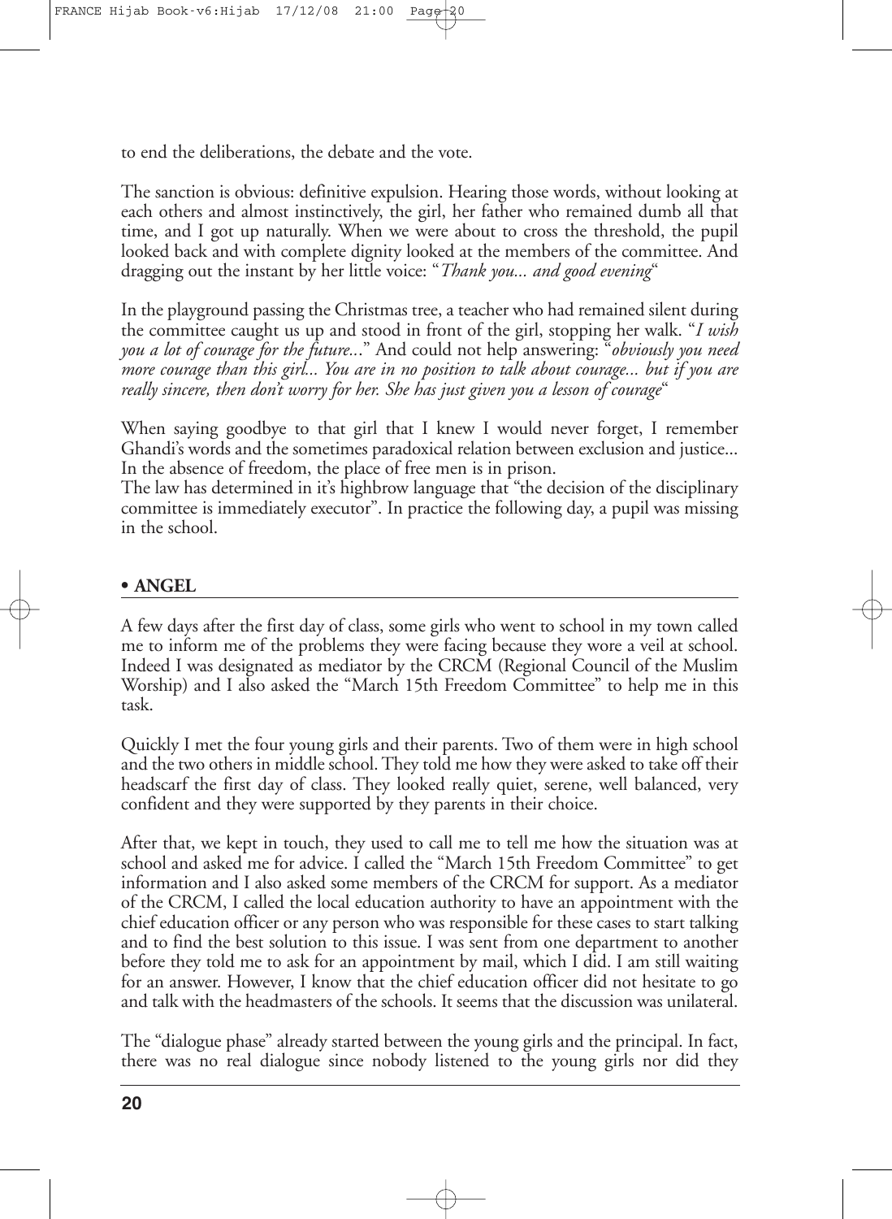to end the deliberations, the debate and the vote.

The sanction is obvious: definitive expulsion. Hearing those words, without looking at each others and almost instinctively, the girl, her father who remained dumb all that time, and I got up naturally. When we were about to cross the threshold, the pupil looked back and with complete dignity looked at the members of the committee. And dragging out the instant by her little voice: "*Thank you... and good evening*"

In the playground passing the Christmas tree, a teacher who had remained silent during the committee caught us up and stood in front of the girl, stopping her walk. "*I wish you a lot of courage for the future...*" And could not help answering: "*obviously you need more courage than this girl... You are in no position to talk about courage... but if you are really sincere, then don't worry for her. She has just given you a lesson of courage*"

When saying goodbye to that girl that I knew I would never forget, I remember Ghandi's words and the sometimes paradoxical relation between exclusion and justice... In the absence of freedom, the place of free men is in prison.
The law has determined in it's highbrow language that "the decision of the disciplinary committee is immediately executor". In practice the following day, a pupil was missing in the school.

## • ANGEL

A few days after the first day of class, some girls who went to school in my town called me to inform me of the problems they were facing because they wore a veil at school. Indeed I was designated as mediator by the CRCM (Regional Council of the Muslim Worship) and I also asked the "March 15th Freedom Committee" to help me in this task.

Quickly I met the four young girls and their parents. Two of them were in high school and the two others in middle school. They told me how they were asked to take off their headscarf the first day of class. They looked really quiet, serene, well balanced, very confident and they were supported by they parents in their choice.

After that, we kept in touch, they used to call me to tell me how the situation was at school and asked me for advice. I called the "March 15th Freedom Committee" to get information and I also asked some members of the CRCM for support. As a mediator of the CRCM, I called the local education authority to have an appointment with the chief education officer or any person who was responsible for these cases to start talking and to find the best solution to this issue. I was sent from one department to another before they told me to ask for an appointment by mail, which I did. I am still waiting for an answer. However, I know that the chief education officer did not hesitate to go and talk with the headmasters of the schools. It seems that the discussion was unilateral.

The "dialogue phase" already started between the young girls and the principal. In fact, there was no real dialogue since nobody listened to the young girls nor did they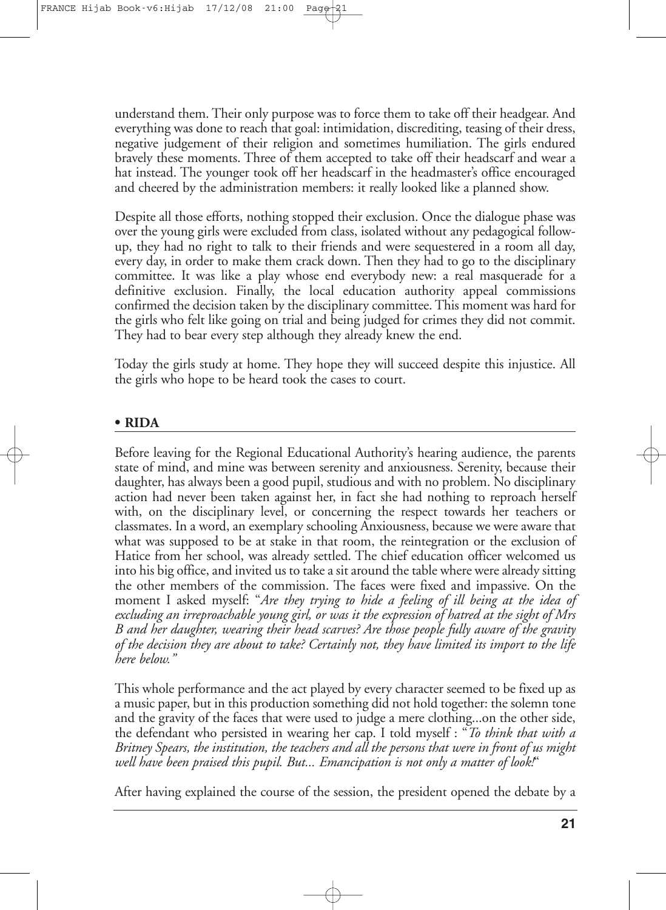understand them. Their only purpose was to force them to take off their headgear. And everything was done to reach that goal: intimidation, discrediting, teasing of their dress, negative judgement of their religion and sometimes humiliation. The girls endured bravely these moments. Three of them accepted to take off their headscarf and wear a hat instead. The younger took off her headscarf in the headmaster's office encouraged and cheered by the administration members: it really looked like a planned show.

Despite all those efforts, nothing stopped their exclusion. Once the dialogue phase was over the young girls were excluded from class, isolated without any pedagogical follow-up, they had no right to talk to their friends and were sequestered in a room all day, every day, in order to make them crack down. Then they had to go to the disciplinary committee. It was like a play whose end everybody new: a real masquerade for a definitive exclusion. Finally, the local education authority appeal commissions confirmed the decision taken by the disciplinary committee. This moment was hard for the girls who felt like going on trial and being judged for crimes they did not commit. They had to bear every step although they already knew the end.

Today the girls study at home. They hope they will succeed despite this injustice. All the girls who hope to be heard took the cases to court.

## • RIDA

Before leaving for the Regional Educational Authority's hearing audience, the parents state of mind, and mine was between serenity and anxiousness. Serenity, because their daughter, has always been a good pupil, studious and with no problem. No disciplinary action had never been taken against her, in fact she had nothing to reproach herself with, on the disciplinary level, or concerning the respect towards her teachers or classmates. In a word, an exemplary schooling Anxiousness, because we were aware that what was supposed to be at stake in that room, the reintegration or the exclusion of Hatice from her school, was already settled. The chief education officer welcomed us into his big office, and invited us to take a sit around the table where were already sitting the other members of the commission. The faces were fixed and impassive. On the moment I asked myself: "*Are they trying to hide a feeling of ill being at the idea of excluding an irreproachable young girl, or was it the expression of hatred at the sight of Mrs B and her daughter, wearing their head scarves? Are those people fully aware of the gravity of the decision they are about to take? Certainly not, they have limited its import to the life here below.*"

This whole performance and the act played by every character seemed to be fixed up as a music paper, but in this production something did not hold together: the solemn tone and the gravity of the faces that were used to judge a mere clothing...on the other side, the defendant who persisted in wearing her cap. I told myself : "*To think that with a Britney Spears, the institution, the teachers and all the persons that were in front of us might well have been praised this pupil. But... Emancipation is not only a matter of look!*"

After having explained the course of the session, the president opened the debate by a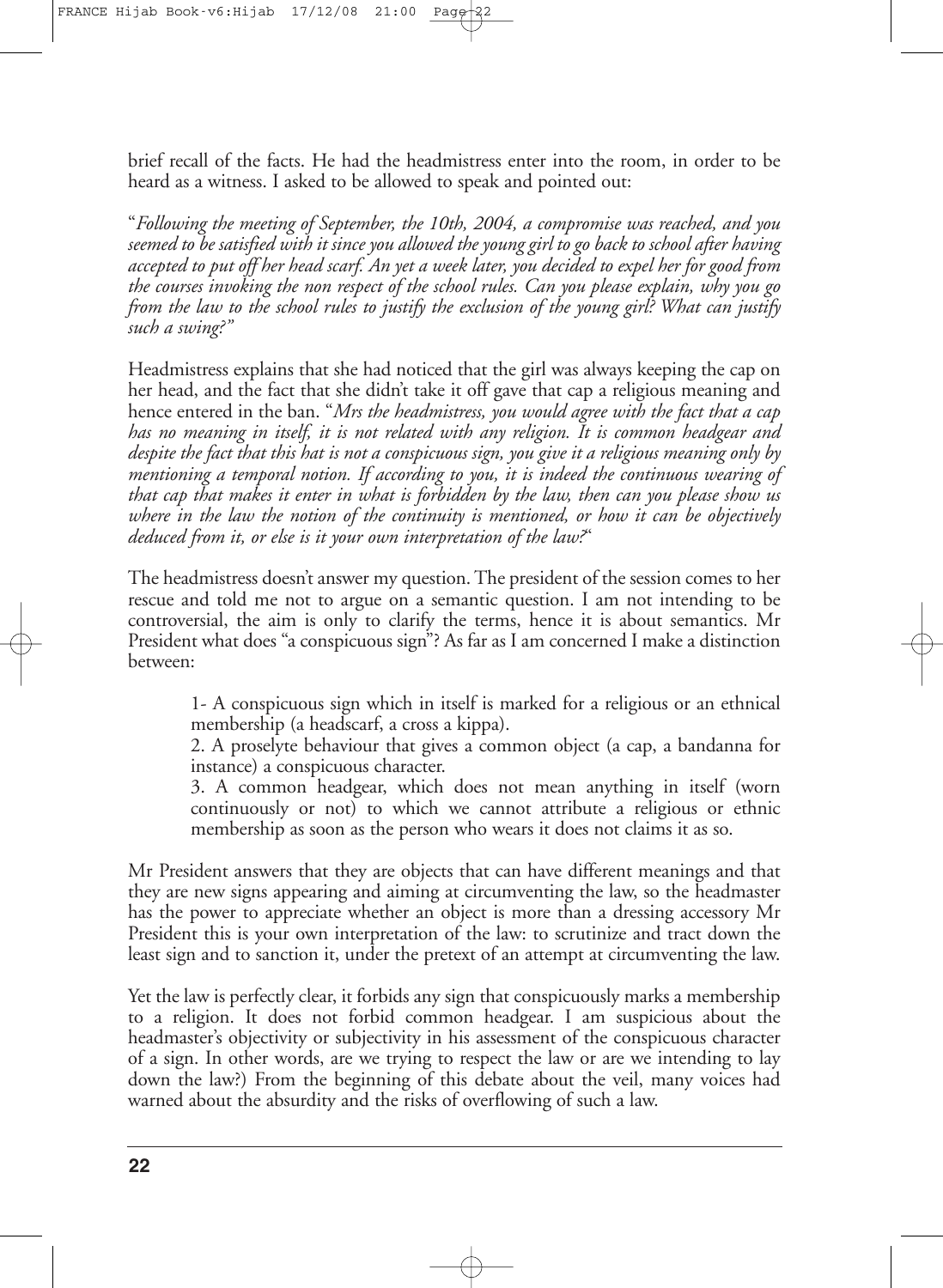brief recall of the facts. He had the headmistress enter into the room, in order to be heard as a witness. I asked to be allowed to speak and pointed out:

"*Following the meeting of September, the 10th, 2004, a compromise was reached, and you seemed to be satisfied with it since you allowed the young girl to go back to school after having accepted to put off her head scarf. An yet a week later, you decided to expel her for good from the courses invoking the non respect of the school rules. Can you please explain, why you go from the law to the school rules to justify the exclusion of the young girl? What can justify such a swing?"*

Headmistress explains that she had noticed that the girl was always keeping the cap on her head, and the fact that she didn't take it off gave that cap a religious meaning and hence entered in the ban. "*Mrs the headmistress, you would agree with the fact that a cap has no meaning in itself, it is not related with any religion. It is common headgear and despite the fact that this hat is not a conspicuous sign, you give it a religious meaning only by mentioning a temporal notion. If according to you, it is indeed the continuous wearing of that cap that makes it enter in what is forbidden by the law, then can you please show us where in the law the notion of the continuity is mentioned, or how it can be objectively deduced from it, or else is it your own interpretation of the law?*"

The headmistress doesn't answer my question. The president of the session comes to her rescue and told me not to argue on a semantic question. I am not intending to be controversial, the aim is only to clarify the terms, hence it is about semantics. Mr President what does "a conspicuous sign"? As far as I am concerned I make a distinction between:

1- A conspicuous sign which in itself is marked for a religious or an ethnical membership (a headscarf, a cross a kippa).

2. A proselyte behaviour that gives a common object (a cap, a bandanna for instance) a conspicuous character.

3. A common headgear, which does not mean anything in itself (worn continuously or not) to which we cannot attribute a religious or ethnic membership as soon as the person who wears it does not claims it as so.

Mr President answers that they are objects that can have different meanings and that they are new signs appearing and aiming at circumventing the law, so the headmaster has the power to appreciate whether an object is more than a dressing accessory Mr President this is your own interpretation of the law: to scrutinize and tract down the least sign and to sanction it, under the pretext of an attempt at circumventing the law.

Yet the law is perfectly clear, it forbids any sign that conspicuously marks a membership to a religion. It does not forbid common headgear. I am suspicious about the headmaster's objectivity or subjectivity in his assessment of the conspicuous character of a sign. In other words, are we trying to respect the law or are we intending to lay down the law?) From the beginning of this debate about the veil, many voices had warned about the absurdity and the risks of overflowing of such a law.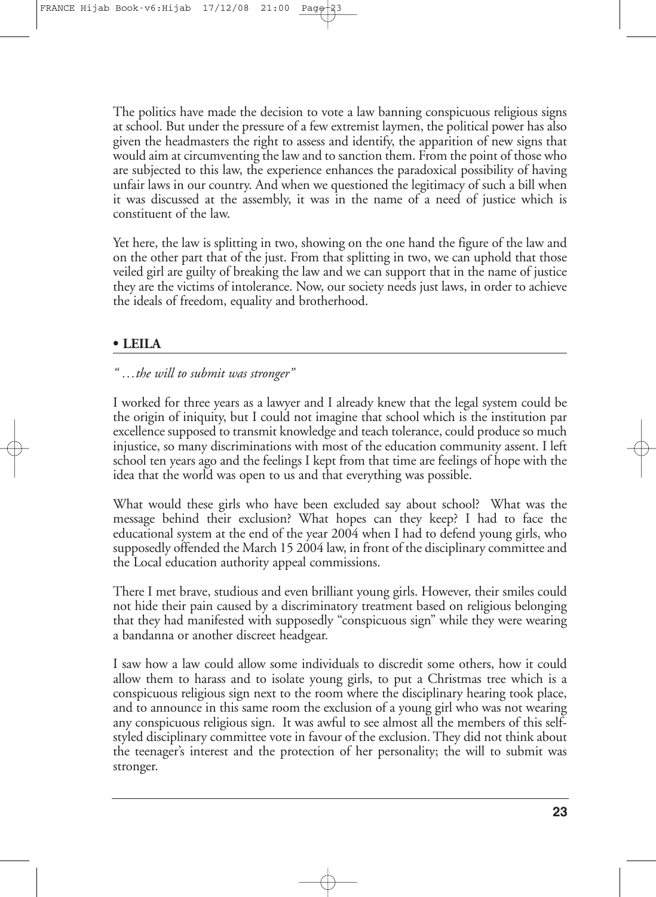The politics have made the decision to vote a law banning conspicuous religious signs at school. But under the pressure of a few extremist laymen, the political power has also given the headmasters the right to assess and identify, the apparition of new signs that would aim at circumventing the law and to sanction them. From the point of those who are subjected to this law, the experience enhances the paradoxical possibility of having unfair laws in our country. And when we questioned the legitimacy of such a bill when it was discussed at the assembly, it was in the name of a need of justice which is constituent of the law.

Yet here, the law is splitting in two, showing on the one hand the figure of the law and on the other part that of the just. From that splitting in two, we can uphold that those veiled girl are guilty of breaking the law and we can support that in the name of justice they are the victims of intolerance. Now, our society needs just laws, in order to achieve the ideals of freedom, equality and brotherhood.

## • LEILA

*"…the will to submit was stronger"*

I worked for three years as a lawyer and I already knew that the legal system could be the origin of iniquity, but I could not imagine that school which is the institution par excellence supposed to transmit knowledge and teach tolerance, could produce so much injustice, so many discriminations with most of the education community assent. I left school ten years ago and the feelings I kept from that time are feelings of hope with the idea that the world was open to us and that everything was possible.

What would these girls who have been excluded say about school? What was the message behind their exclusion? What hopes can they keep? I had to face the educational system at the end of the year 2004 when I had to defend young girls, who supposedly offended the March 15 2004 law, in front of the disciplinary committee and the Local education authority appeal commissions.

There I met brave, studious and even brilliant young girls. However, their smiles could not hide their pain caused by a discriminatory treatment based on religious belonging that they had manifested with supposedly "conspicuous sign" while they were wearing a bandanna or another discreet headgear.

I saw how a law could allow some individuals to discredit some others, how it could allow them to harass and to isolate young girls, to put a Christmas tree which is a conspicuous religious sign next to the room where the disciplinary hearing took place, and to announce in this same room the exclusion of a young girl who was not wearing any conspicuous religious sign. It was awful to see almost all the members of this self-styled disciplinary committee vote in favour of the exclusion. They did not think about the teenager's interest and the protection of her personality; the will to submit was stronger.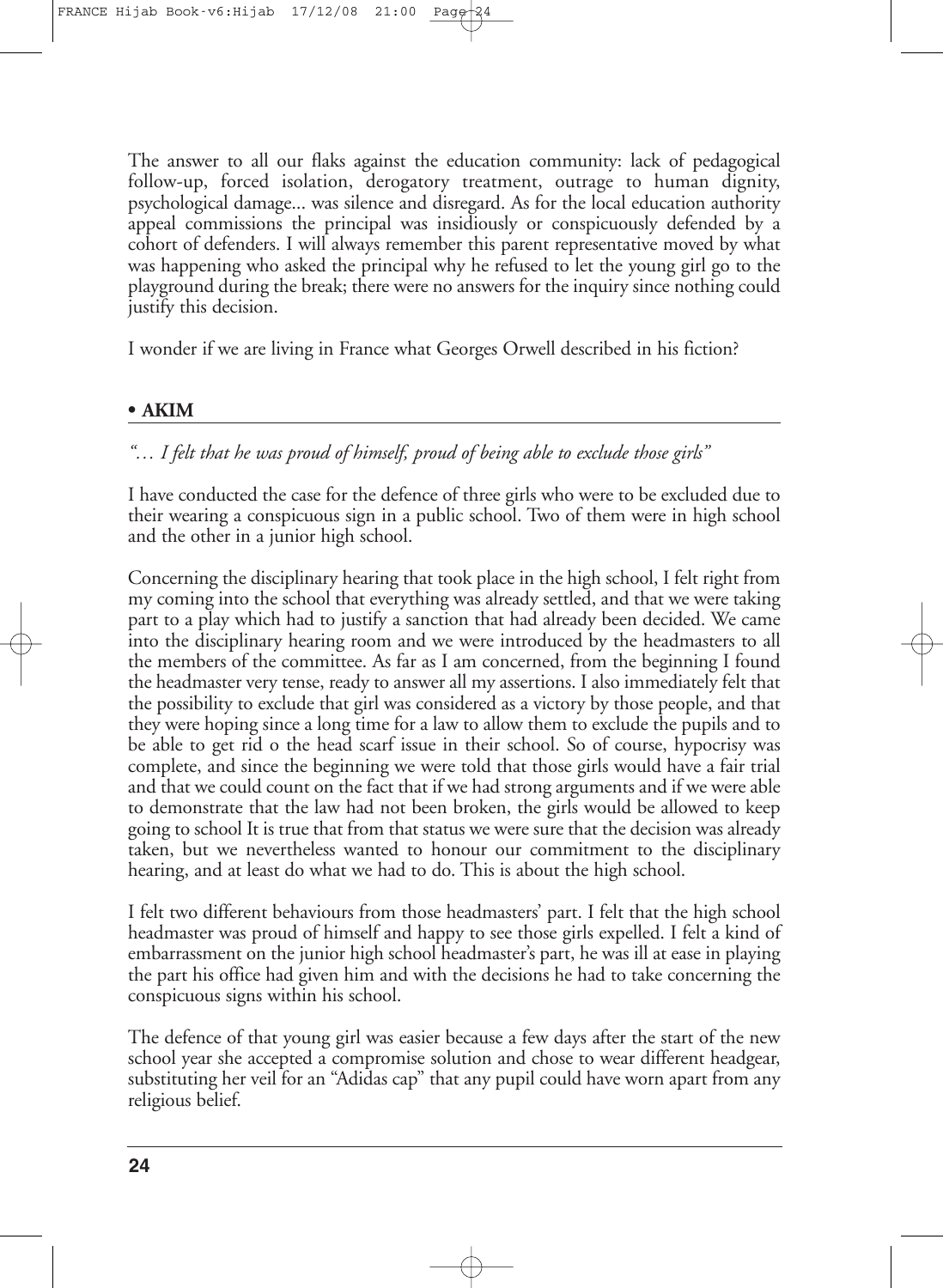The answer to all our flaks against the education community: lack of pedagogical follow-up, forced isolation, derogatory treatment, outrage to human dignity, psychological damage... was silence and disregard. As for the local education authority appeal commissions the principal was insidiously or conspicuously defended by a cohort of defenders. I will always remember this parent representative moved by what was happening who asked the principal why he refused to let the young girl go to the playground during the break; there were no answers for the inquiry since nothing could justify this decision.

I wonder if we are living in France what Georges Orwell described in his fiction?

## • AKIM

*"… I felt that he was proud of himself, proud of being able to exclude those girls"*

I have conducted the case for the defence of three girls who were to be excluded due to their wearing a conspicuous sign in a public school. Two of them were in high school and the other in a junior high school.

Concerning the disciplinary hearing that took place in the high school, I felt right from my coming into the school that everything was already settled, and that we were taking part to a play which had to justify a sanction that had already been decided. We came into the disciplinary hearing room and we were introduced by the headmasters to all the members of the committee. As far as I am concerned, from the beginning I found the headmaster very tense, ready to answer all my assertions. I also immediately felt that the possibility to exclude that girl was considered as a victory by those people, and that they were hoping since a long time for a law to allow them to exclude the pupils and to be able to get rid o the head scarf issue in their school. So of course, hypocrisy was complete, and since the beginning we were told that those girls would have a fair trial and that we could count on the fact that if we had strong arguments and if we were able to demonstrate that the law had not been broken, the girls would be allowed to keep going to school It is true that from that status we were sure that the decision was already taken, but we nevertheless wanted to honour our commitment to the disciplinary hearing, and at least do what we had to do. This is about the high school.

I felt two different behaviours from those headmasters' part. I felt that the high school headmaster was proud of himself and happy to see those girls expelled. I felt a kind of embarrassment on the junior high school headmaster's part, he was ill at ease in playing the part his office had given him and with the decisions he had to take concerning the conspicuous signs within his school.

The defence of that young girl was easier because a few days after the start of the new school year she accepted a compromise solution and chose to wear different headgear, substituting her veil for an "Adidas cap" that any pupil could have worn apart from any religious belief.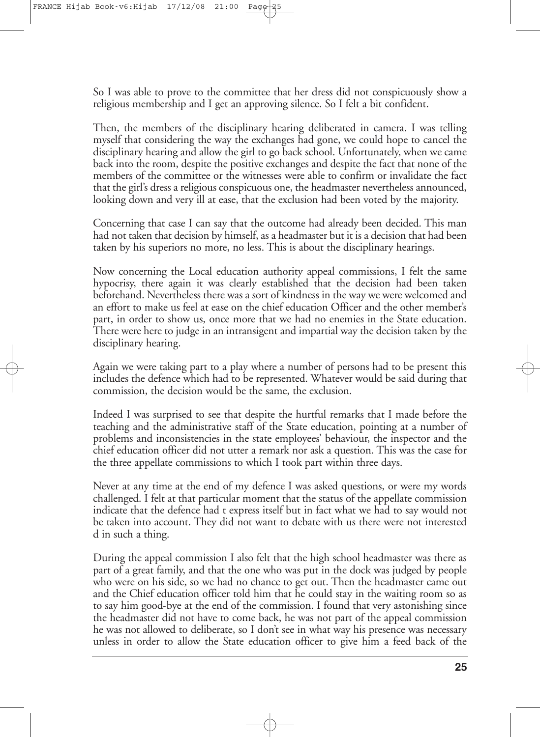So I was able to prove to the committee that her dress did not conspicuously show a religious membership and I get an approving silence. So I felt a bit confident.

Then, the members of the disciplinary hearing deliberated in camera. I was telling myself that considering the way the exchanges had gone, we could hope to cancel the disciplinary hearing and allow the girl to go back school. Unfortunately, when we came back into the room, despite the positive exchanges and despite the fact that none of the members of the committee or the witnesses were able to confirm or invalidate the fact that the girl's dress a religious conspicuous one, the headmaster nevertheless announced, looking down and very ill at ease, that the exclusion had been voted by the majority.

Concerning that case I can say that the outcome had already been decided. This man had not taken that decision by himself, as a headmaster but it is a decision that had been taken by his superiors no more, no less. This is about the disciplinary hearings.

Now concerning the Local education authority appeal commissions, I felt the same hypocrisy, there again it was clearly established that the decision had been taken beforehand. Nevertheless there was a sort of kindness in the way we were welcomed and an effort to make us feel at ease on the chief education Officer and the other member's part, in order to show us, once more that we had no enemies in the State education. There were here to judge in an intransigent and impartial way the decision taken by the disciplinary hearing.

Again we were taking part to a play where a number of persons had to be present this includes the defence which had to be represented. Whatever would be said during that commission, the decision would be the same, the exclusion.

Indeed I was surprised to see that despite the hurtful remarks that I made before the teaching and the administrative staff of the State education, pointing at a number of problems and inconsistencies in the state employees' behaviour, the inspector and the chief education officer did not utter a remark nor ask a question. This was the case for the three appellate commissions to which I took part within three days.

Never at any time at the end of my defence I was asked questions, or were my words challenged. I felt at that particular moment that the status of the appellate commission indicate that the defence had t express itself but in fact what we had to say would not be taken into account. They did not want to debate with us there were not interested d in such a thing.

During the appeal commission I also felt that the high school headmaster was there as part of a great family, and that the one who was put in the dock was judged by people who were on his side, so we had no chance to get out. Then the headmaster came out and the Chief education officer told him that he could stay in the waiting room so as to say him good-bye at the end of the commission. I found that very astonishing since the headmaster did not have to come back, he was not part of the appeal commission he was not allowed to deliberate, so I don't see in what way his presence was necessary unless in order to allow the State education officer to give him a feed back of the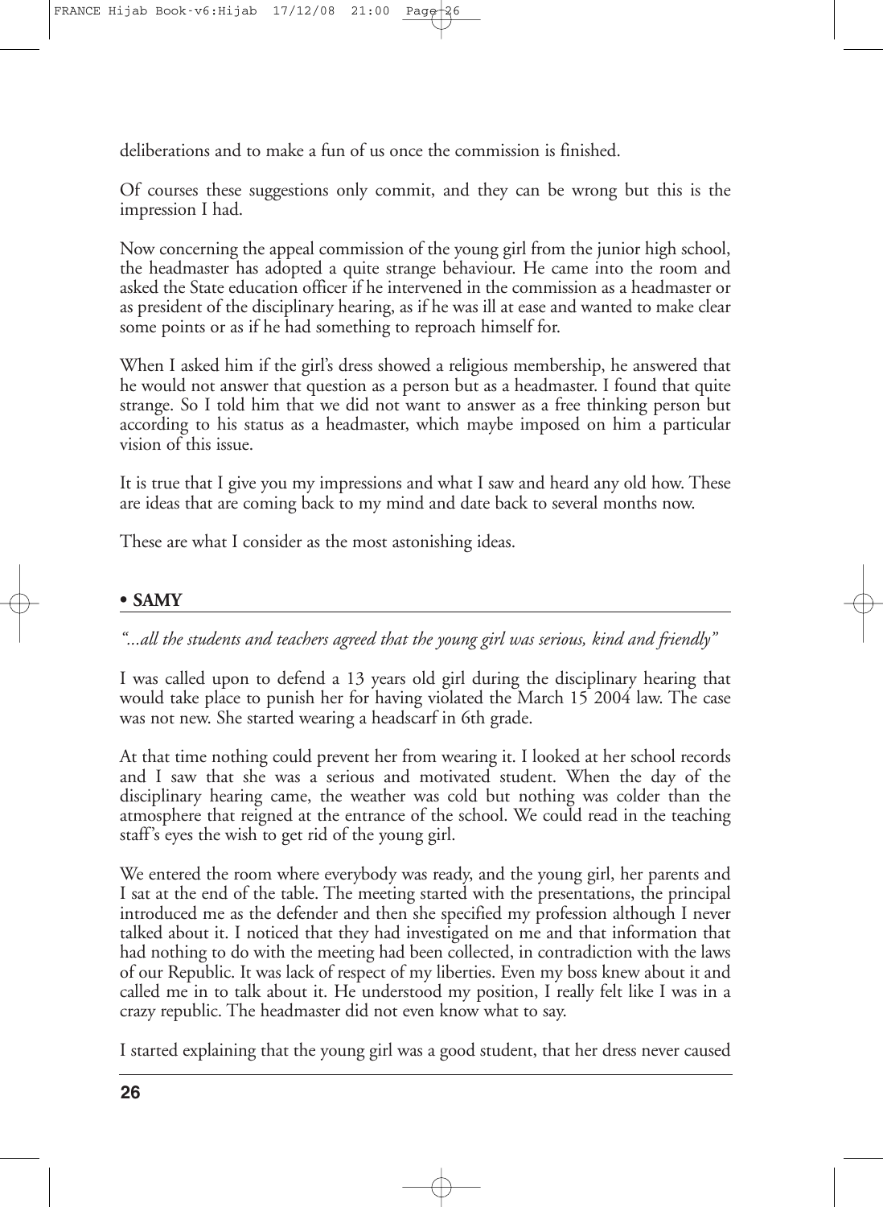deliberations and to make a fun of us once the commission is finished.

Of courses these suggestions only commit, and they can be wrong but this is the impression I had.

Now concerning the appeal commission of the young girl from the junior high school, the headmaster has adopted a quite strange behaviour. He came into the room and asked the State education officer if he intervened in the commission as a headmaster or as president of the disciplinary hearing, as if he was ill at ease and wanted to make clear some points or as if he had something to reproach himself for.

When I asked him if the girl's dress showed a religious membership, he answered that he would not answer that question as a person but as a headmaster. I found that quite strange. So I told him that we did not want to answer as a free thinking person but according to his status as a headmaster, which maybe imposed on him a particular vision of this issue.

It is true that I give you my impressions and what I saw and heard any old how. These are ideas that are coming back to my mind and date back to several months now.

These are what I consider as the most astonishing ideas.

### • SAMY

*"...all the students and teachers agreed that the young girl was serious, kind and friendly"*

I was called upon to defend a 13 years old girl during the disciplinary hearing that would take place to punish her for having violated the March 15 2004 law. The case was not new. She started wearing a headscarf in 6th grade.

At that time nothing could prevent her from wearing it. I looked at her school records and I saw that she was a serious and motivated student. When the day of the disciplinary hearing came, the weather was cold but nothing was colder than the atmosphere that reigned at the entrance of the school. We could read in the teaching staff's eyes the wish to get rid of the young girl.

We entered the room where everybody was ready, and the young girl, her parents and I sat at the end of the table. The meeting started with the presentations, the principal introduced me as the defender and then she specified my profession although I never talked about it. I noticed that they had investigated on me and that information that had nothing to do with the meeting had been collected, in contradiction with the laws of our Republic. It was lack of respect of my liberties. Even my boss knew about it and called me in to talk about it. He understood my position, I really felt like I was in a crazy republic. The headmaster did not even know what to say.

I started explaining that the young girl was a good student, that her dress never caused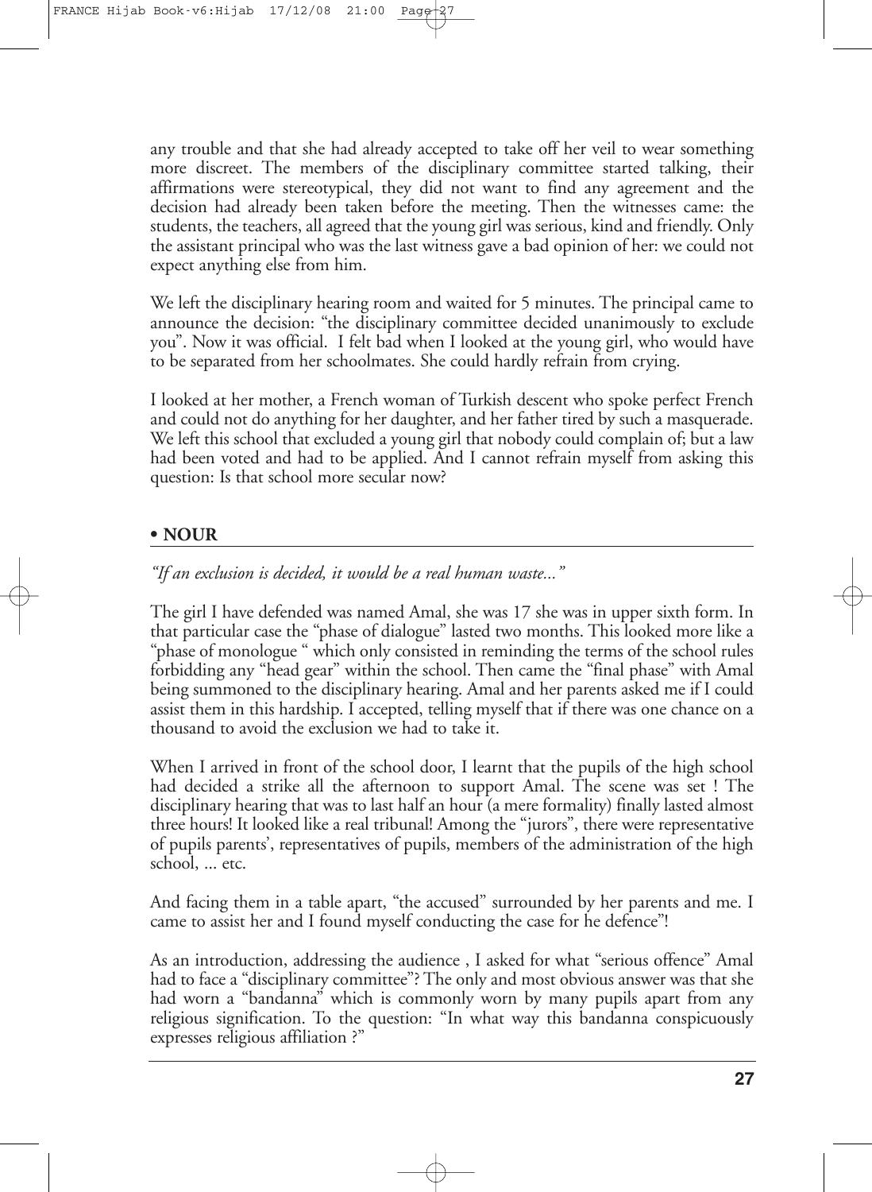any trouble and that she had already accepted to take off her veil to wear something more discreet. The members of the disciplinary committee started talking, their affirmations were stereotypical, they did not want to find any agreement and the decision had already been taken before the meeting. Then the witnesses came: the students, the teachers, all agreed that the young girl was serious, kind and friendly. Only the assistant principal who was the last witness gave a bad opinion of her: we could not expect anything else from him.

We left the disciplinary hearing room and waited for 5 minutes. The principal came to announce the decision: "the disciplinary committee decided unanimously to exclude you". Now it was official. I felt bad when I looked at the young girl, who would have to be separated from her schoolmates. She could hardly refrain from crying.

I looked at her mother, a French woman of Turkish descent who spoke perfect French and could not do anything for her daughter, and her father tired by such a masquerade. We left this school that excluded a young girl that nobody could complain of; but a law had been voted and had to be applied. And I cannot refrain myself from asking this question: Is that school more secular now?

## • NOUR

*"If an exclusion is decided, it would be a real human waste..."*

The girl I have defended was named Amal, she was 17 she was in upper sixth form. In that particular case the "phase of dialogue" lasted two months. This looked more like a "phase of monologue " which only consisted in reminding the terms of the school rules forbidding any "head gear" within the school. Then came the "final phase" with Amal being summoned to the disciplinary hearing. Amal and her parents asked me if I could assist them in this hardship. I accepted, telling myself that if there was one chance on a thousand to avoid the exclusion we had to take it.

When I arrived in front of the school door, I learnt that the pupils of the high school had decided a strike all the afternoon to support Amal. The scene was set ! The disciplinary hearing that was to last half an hour (a mere formality) finally lasted almost three hours! It looked like a real tribunal! Among the "jurors", there were representative of pupils parents', representatives of pupils, members of the administration of the high school, ... etc.

And facing them in a table apart, "the accused" surrounded by her parents and me. I came to assist her and I found myself conducting the case for he defence"!

As an introduction, addressing the audience , I asked for what "serious offence" Amal had to face a "disciplinary committee"? The only and most obvious answer was that she had worn a "bandanna" which is commonly worn by many pupils apart from any religious signification. To the question: "In what way this bandanna conspicuously expresses religious affiliation ?"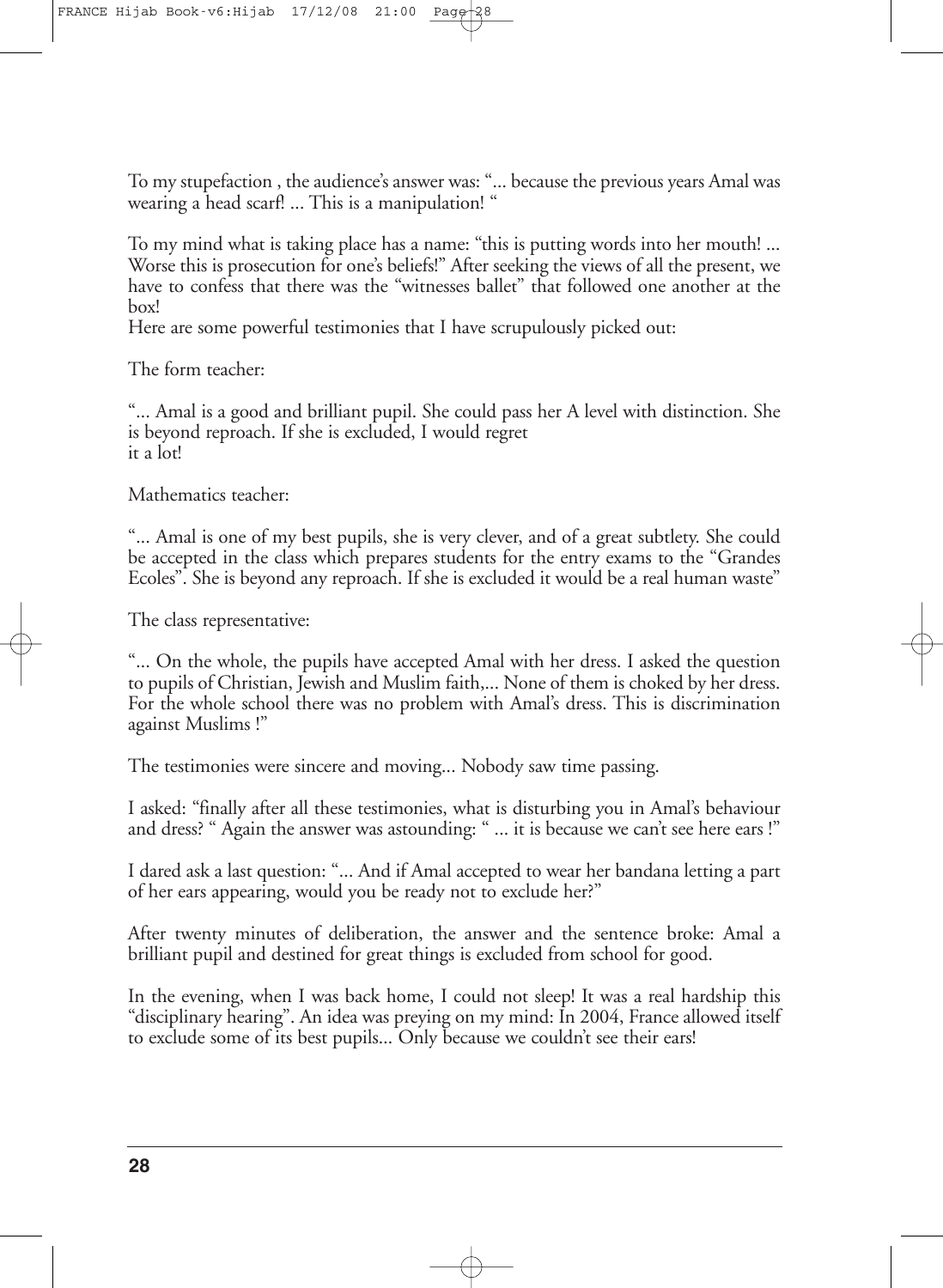To my stupefaction , the audience's answer was: "... because the previous years Amal was wearing a head scarf! ... This is a manipulation! "

To my mind what is taking place has a name: "this is putting words into her mouth! ... Worse this is prosecution for one's beliefs!" After seeking the views of all the present, we have to confess that there was the "witnesses ballet" that followed one another at the box!
Here are some powerful testimonies that I have scrupulously picked out:

The form teacher:

"... Amal is a good and brilliant pupil. She could pass her A level with distinction. She is beyond reproach. If she is excluded, I would regret
it a lot!

Mathematics teacher:

"... Amal is one of my best pupils, she is very clever, and of a great subtlety. She could be accepted in the class which prepares students for the entry exams to the "Grandes Ecoles". She is beyond any reproach. If she is excluded it would be a real human waste"

The class representative:

"... On the whole, the pupils have accepted Amal with her dress. I asked the question to pupils of Christian, Jewish and Muslim faith,... None of them is choked by her dress. For the whole school there was no problem with Amal's dress. This is discrimination against Muslims !"

The testimonies were sincere and moving... Nobody saw time passing.

I asked: "finally after all these testimonies, what is disturbing you in Amal's behaviour and dress? " Again the answer was astounding: " ... it is because we can't see here ears !"

I dared ask a last question: "... And if Amal accepted to wear her bandana letting a part of her ears appearing, would you be ready not to exclude her?"

After twenty minutes of deliberation, the answer and the sentence broke: Amal a brilliant pupil and destined for great things is excluded from school for good.

In the evening, when I was back home, I could not sleep! It was a real hardship this "disciplinary hearing". An idea was preying on my mind: In 2004, France allowed itself to exclude some of its best pupils... Only because we couldn't see their ears!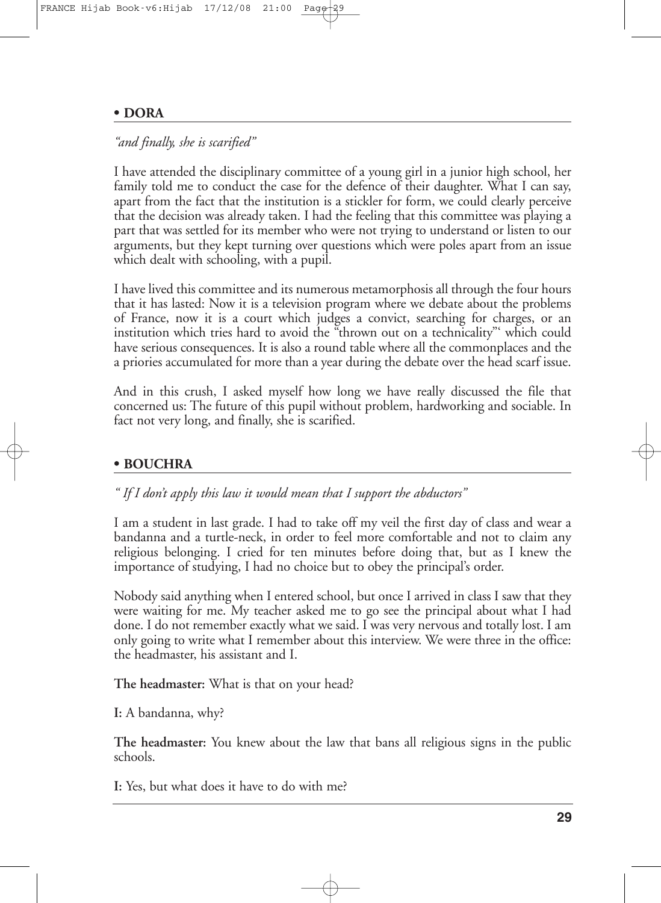## • DORA

*"and finally, she is scarified"*

I have attended the disciplinary committee of a young girl in a junior high school, her family told me to conduct the case for the defence of their daughter. What I can say, apart from the fact that the institution is a stickler for form, we could clearly perceive that the decision was already taken. I had the feeling that this committee was playing a part that was settled for its member who were not trying to understand or listen to our arguments, but they kept turning over questions which were poles apart from an issue which dealt with schooling, with a pupil.

I have lived this committee and its numerous metamorphosis all through the four hours that it has lasted: Now it is a television program where we debate about the problems of France, now it is a court which judges a convict, searching for charges, or an institution which tries hard to avoid the "thrown out on a technicality"' which could have serious consequences. It is also a round table where all the commonplaces and the a priories accumulated for more than a year during the debate over the head scarf issue.

And in this crush, I asked myself how long we have really discussed the file that concerned us: The future of this pupil without problem, hardworking and sociable. In fact not very long, and finally, she is scarified.

## • BOUCHRA

*" If I don't apply this law it would mean that I support the abductors"*

I am a student in last grade. I had to take off my veil the first day of class and wear a bandanna and a turtle-neck, in order to feel more comfortable and not to claim any religious belonging. I cried for ten minutes before doing that, but as I knew the importance of studying, I had no choice but to obey the principal's order.

Nobody said anything when I entered school, but once I arrived in class I saw that they were waiting for me. My teacher asked me to go see the principal about what I had done. I do not remember exactly what we said. I was very nervous and totally lost. I am only going to write what I remember about this interview. We were three in the office: the headmaster, his assistant and I.

**The headmaster:** What is that on your head?

**I:** A bandanna, why?

**The headmaster:** You knew about the law that bans all religious signs in the public schools.

**I:** Yes, but what does it have to do with me?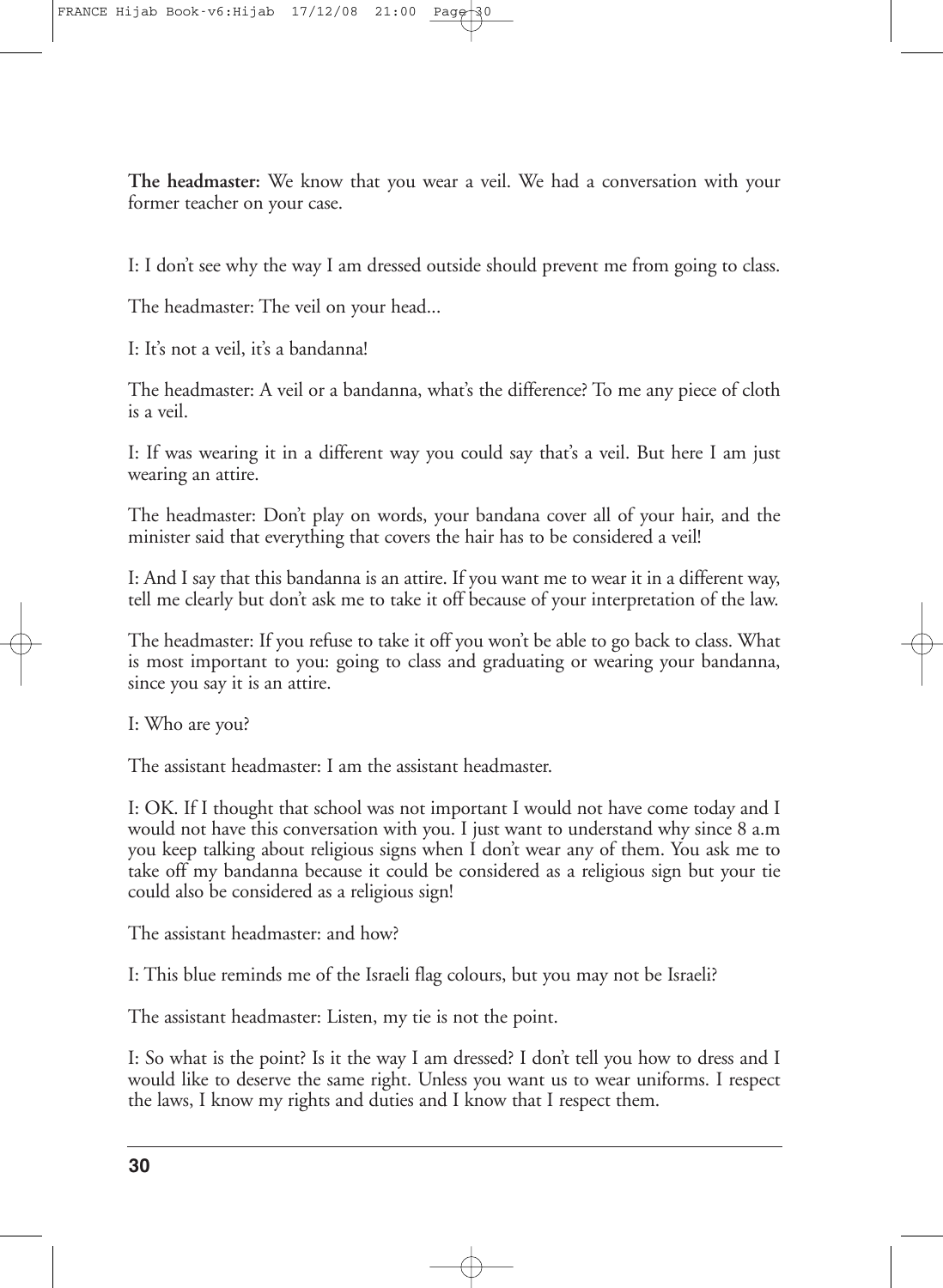**The headmaster:** We know that you wear a veil. We had a conversation with your former teacher on your case.

I: I don't see why the way I am dressed outside should prevent me from going to class.

The headmaster: The veil on your head...

I: It's not a veil, it's a bandanna!

The headmaster: A veil or a bandanna, what's the difference? To me any piece of cloth is a veil.

I: If was wearing it in a different way you could say that's a veil. But here I am just wearing an attire.

The headmaster: Don't play on words, your bandana cover all of your hair, and the minister said that everything that covers the hair has to be considered a veil!

I: And I say that this bandanna is an attire. If you want me to wear it in a different way, tell me clearly but don't ask me to take it off because of your interpretation of the law.

The headmaster: If you refuse to take it off you won't be able to go back to class. What is most important to you: going to class and graduating or wearing your bandanna, since you say it is an attire.

I: Who are you?

The assistant headmaster: I am the assistant headmaster.

I: OK. If I thought that school was not important I would not have come today and I would not have this conversation with you. I just want to understand why since 8 a.m you keep talking about religious signs when I don't wear any of them. You ask me to take off my bandanna because it could be considered as a religious sign but your tie could also be considered as a religious sign!

The assistant headmaster: and how?

I: This blue reminds me of the Israeli flag colours, but you may not be Israeli?

The assistant headmaster: Listen, my tie is not the point.

I: So what is the point? Is it the way I am dressed? I don't tell you how to dress and I would like to deserve the same right. Unless you want us to wear uniforms. I respect the laws, I know my rights and duties and I know that I respect them.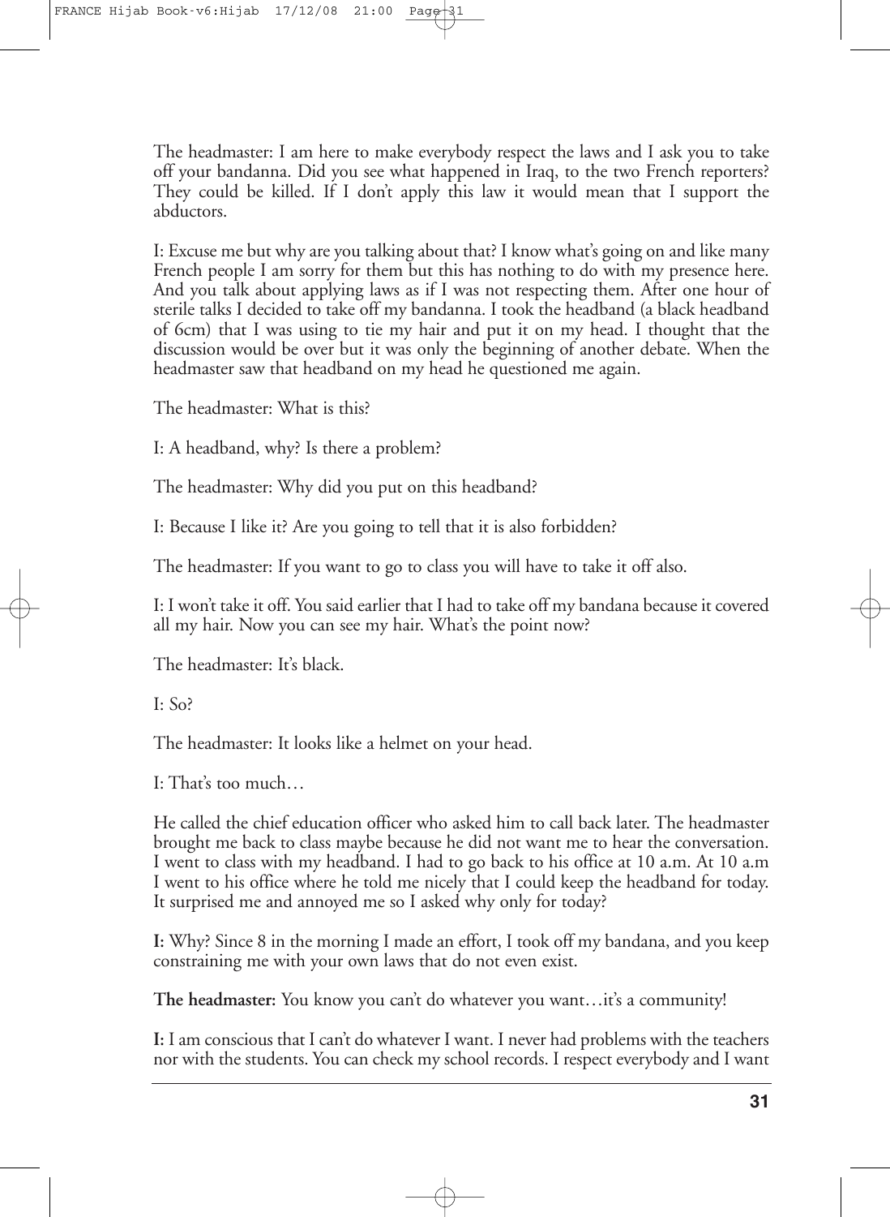The headmaster: I am here to make everybody respect the laws and I ask you to take off your bandanna. Did you see what happened in Iraq, to the two French reporters? They could be killed. If I don't apply this law it would mean that I support the abductors.

I: Excuse me but why are you talking about that? I know what's going on and like many French people I am sorry for them but this has nothing to do with my presence here. And you talk about applying laws as if I was not respecting them. After one hour of sterile talks I decided to take off my bandanna. I took the headband (a black headband of 6cm) that I was using to tie my hair and put it on my head. I thought that the discussion would be over but it was only the beginning of another debate. When the headmaster saw that headband on my head he questioned me again.

The headmaster: What is this?

I: A headband, why? Is there a problem?

The headmaster: Why did you put on this headband?

I: Because I like it? Are you going to tell that it is also forbidden?

The headmaster: If you want to go to class you will have to take it off also.

I: I won't take it off. You said earlier that I had to take off my bandana because it covered all my hair. Now you can see my hair. What's the point now?

The headmaster: It's black.

I: So?

The headmaster: It looks like a helmet on your head.

I: That's too much…

He called the chief education officer who asked him to call back later. The headmaster brought me back to class maybe because he did not want me to hear the conversation. I went to class with my headband. I had to go back to his office at 10 a.m. At 10 a.m I went to his office where he told me nicely that I could keep the headband for today. It surprised me and annoyed me so I asked why only for today?

**I:** Why? Since 8 in the morning I made an effort, I took off my bandana, and you keep constraining me with your own laws that do not even exist.

**The headmaster:** You know you can't do whatever you want…it's a community!

**I:** I am conscious that I can't do whatever I want. I never had problems with the teachers nor with the students. You can check my school records. I respect everybody and I want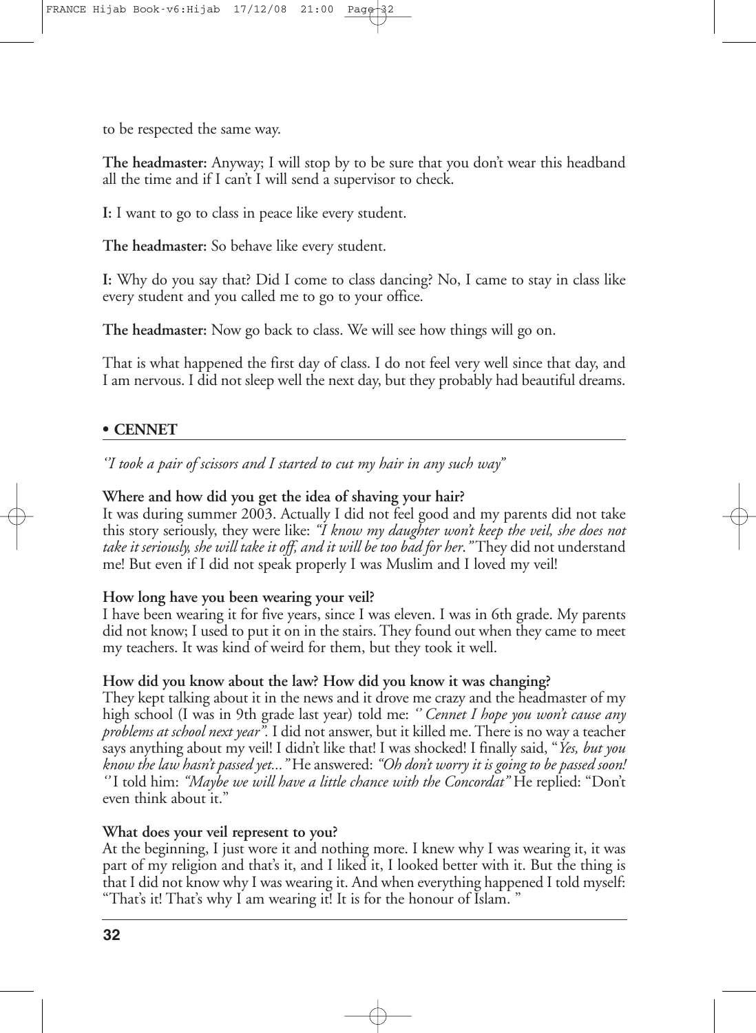to be respected the same way.

**The headmaster:** Anyway; I will stop by to be sure that you don't wear this headband all the time and if I can't I will send a supervisor to check.

**I:** I want to go to class in peace like every student.

**The headmaster:** So behave like every student.

**I:** Why do you say that? Did I come to class dancing? No, I came to stay in class like every student and you called me to go to your office.

**The headmaster:** Now go back to class. We will see how things will go on.

That is what happened the first day of class. I do not feel very well since that day, and I am nervous. I did not sleep well the next day, but they probably had beautiful dreams.

## • CENNET

*''I took a pair of scissors and I started to cut my hair in any such way"*

**Where and how did you get the idea of shaving your hair?**
It was during summer 2003. Actually I did not feel good and my parents did not take this story seriously, they were like: *"I know my daughter won't keep the veil, she does not take it seriously, she will take it off, and it will be too bad for her."* They did not understand me! But even if I did not speak properly I was Muslim and I loved my veil!

**How long have you been wearing your veil?**
I have been wearing it for five years, since I was eleven. I was in 6th grade. My parents did not know; I used to put it on in the stairs. They found out when they came to meet my teachers. It was kind of weird for them, but they took it well.

**How did you know about the law? How did you know it was changing?**
They kept talking about it in the news and it drove me crazy and the headmaster of my high school (I was in 9th grade last year) told me: *'' Cennet I hope you won't cause any problems at school next year".* I did not answer, but it killed me. There is no way a teacher says anything about my veil! I didn't like that! I was shocked! I finally said, "*Yes, but you know the law hasn't passed yet..."* He answered: *"Oh don't worry it is going to be passed soon! ''* I told him: *"Maybe we will have a little chance with the Concordat"* He replied: "Don't even think about it."

**What does your veil represent to you?**
At the beginning, I just wore it and nothing more. I knew why I was wearing it, it was part of my religion and that's it, and I liked it, I looked better with it. But the thing is that I did not know why I was wearing it. And when everything happened I told myself: "That's it! That's why I am wearing it! It is for the honour of Islam. "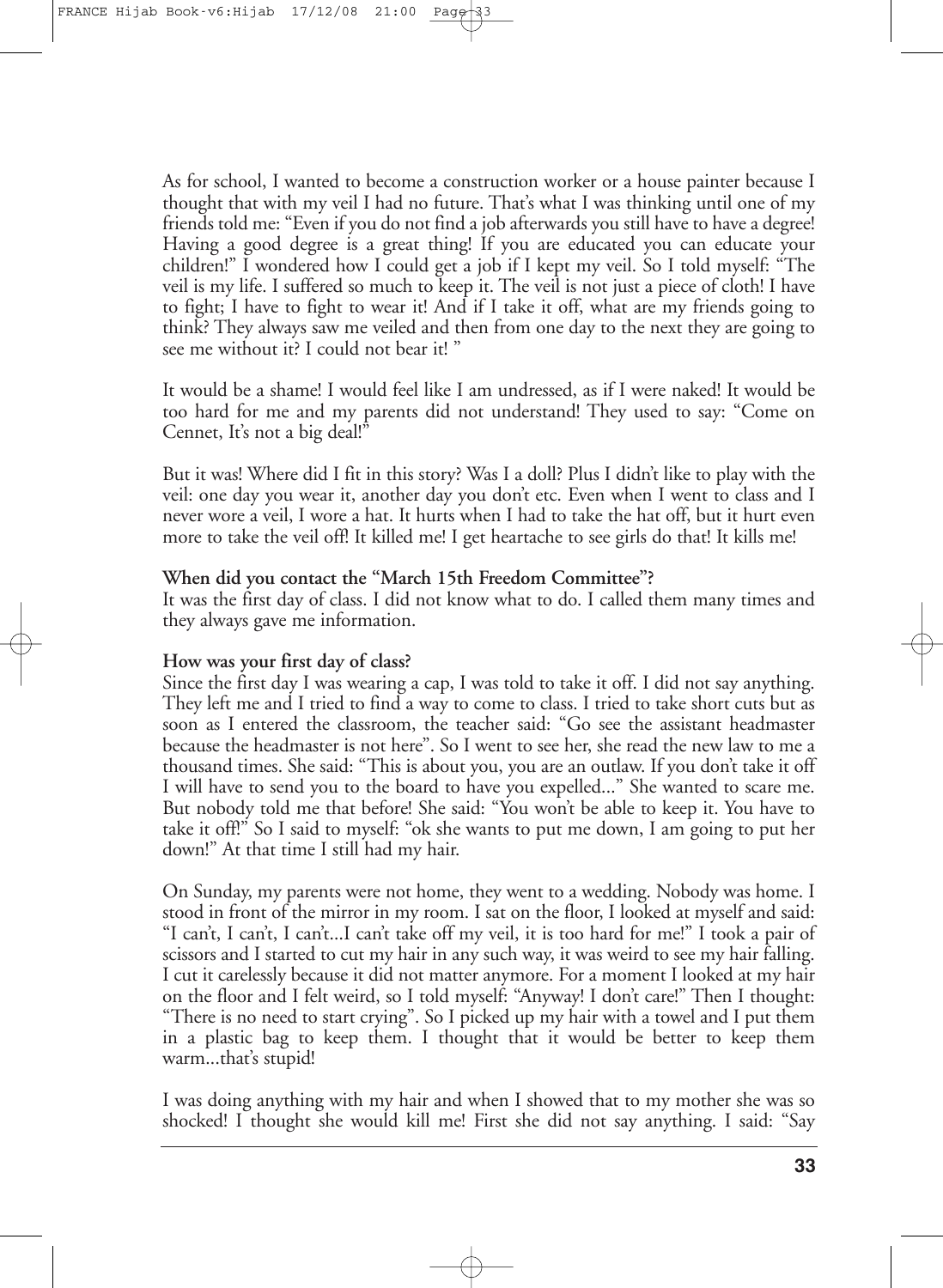As for school, I wanted to become a construction worker or a house painter because I thought that with my veil I had no future. That's what I was thinking until one of my friends told me: "Even if you do not find a job afterwards you still have to have a degree! Having a good degree is a great thing! If you are educated you can educate your children!" I wondered how I could get a job if I kept my veil. So I told myself: "The veil is my life. I suffered so much to keep it. The veil is not just a piece of cloth! I have to fight; I have to fight to wear it! And if I take it off, what are my friends going to think? They always saw me veiled and then from one day to the next they are going to see me without it? I could not bear it! "

It would be a shame! I would feel like I am undressed, as if I were naked! It would be too hard for me and my parents did not understand! They used to say: "Come on Cennet, It's not a big deal!"

But it was! Where did I fit in this story? Was I a doll? Plus I didn't like to play with the veil: one day you wear it, another day you don't etc. Even when I went to class and I never wore a veil, I wore a hat. It hurts when I had to take the hat off, but it hurt even more to take the veil off! It killed me! I get heartache to see girls do that! It kills me!

**When did you contact the "March 15th Freedom Committee"?**
It was the first day of class. I did not know what to do. I called them many times and they always gave me information.

**How was your first day of class?**
Since the first day I was wearing a cap, I was told to take it off. I did not say anything. They left me and I tried to find a way to come to class. I tried to take short cuts but as soon as I entered the classroom, the teacher said: "Go see the assistant headmaster because the headmaster is not here". So I went to see her, she read the new law to me a thousand times. She said: "This is about you, you are an outlaw. If you don't take it off I will have to send you to the board to have you expelled..." She wanted to scare me. But nobody told me that before! She said: "You won't be able to keep it. You have to take it off!" So I said to myself: "ok she wants to put me down, I am going to put her down!" At that time I still had my hair.

On Sunday, my parents were not home, they went to a wedding. Nobody was home. I stood in front of the mirror in my room. I sat on the floor, I looked at myself and said: "I can't, I can't, I can't...I can't take off my veil, it is too hard for me!" I took a pair of scissors and I started to cut my hair in any such way, it was weird to see my hair falling. I cut it carelessly because it did not matter anymore. For a moment I looked at my hair on the floor and I felt weird, so I told myself: "Anyway! I don't care!" Then I thought: "There is no need to start crying". So I picked up my hair with a towel and I put them in a plastic bag to keep them. I thought that it would be better to keep them warm...that's stupid!

I was doing anything with my hair and when I showed that to my mother she was so shocked! I thought she would kill me! First she did not say anything. I said: "Say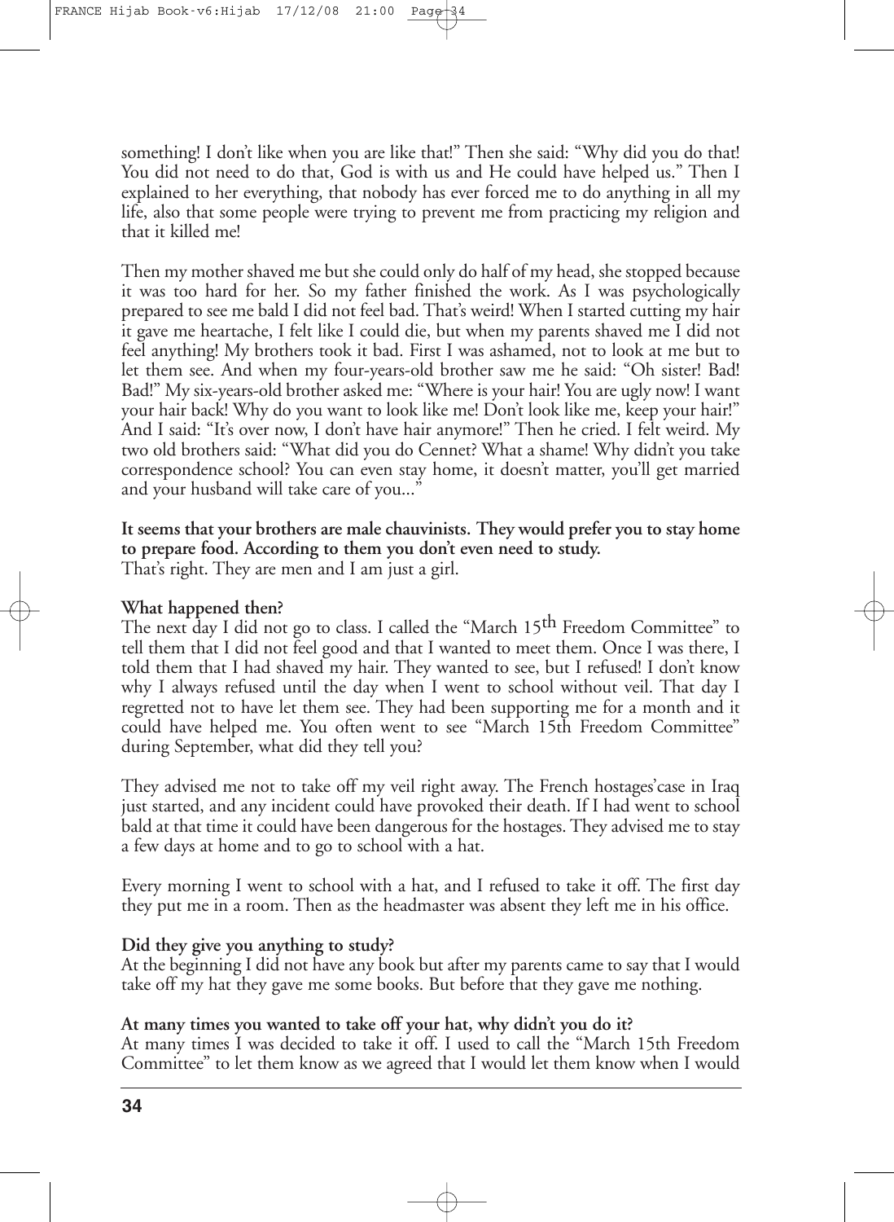something! I don't like when you are like that!" Then she said: "Why did you do that! You did not need to do that, God is with us and He could have helped us." Then I explained to her everything, that nobody has ever forced me to do anything in all my life, also that some people were trying to prevent me from practicing my religion and that it killed me!

Then my mother shaved me but she could only do half of my head, she stopped because it was too hard for her. So my father finished the work. As I was psychologically prepared to see me bald I did not feel bad. That's weird! When I started cutting my hair it gave me heartache, I felt like I could die, but when my parents shaved me I did not feel anything! My brothers took it bad. First I was ashamed, not to look at me but to let them see. And when my four-years-old brother saw me he said: "Oh sister! Bad! Bad!" My six-years-old brother asked me: "Where is your hair! You are ugly now! I want your hair back! Why do you want to look like me! Don't look like me, keep your hair!" And I said: "It's over now, I don't have hair anymore!" Then he cried. I felt weird. My two old brothers said: "What did you do Cennet? What a shame! Why didn't you take correspondence school? You can even stay home, it doesn't matter, you'll get married and your husband will take care of you..."

**It seems that your brothers are male chauvinists. They would prefer you to stay home to prepare food. According to them you don't even need to study.**
That's right. They are men and I am just a girl.

**What happened then?**
The next day I did not go to class. I called the "March 15th Freedom Committee" to tell them that I did not feel good and that I wanted to meet them. Once I was there, I told them that I had shaved my hair. They wanted to see, but I refused! I don't know why I always refused until the day when I went to school without veil. That day I regretted not to have let them see. They had been supporting me for a month and it could have helped me. You often went to see "March 15th Freedom Committee" during September, what did they tell you?

They advised me not to take off my veil right away. The French hostages'case in Iraq just started, and any incident could have provoked their death. If I had went to school bald at that time it could have been dangerous for the hostages. They advised me to stay a few days at home and to go to school with a hat.

Every morning I went to school with a hat, and I refused to take it off. The first day they put me in a room. Then as the headmaster was absent they left me in his office.

**Did they give you anything to study?**
At the beginning I did not have any book but after my parents came to say that I would take off my hat they gave me some books. But before that they gave me nothing.

**At many times you wanted to take off your hat, why didn't you do it?**
At many times I was decided to take it off. I used to call the "March 15th Freedom Committee" to let them know as we agreed that I would let them know when I would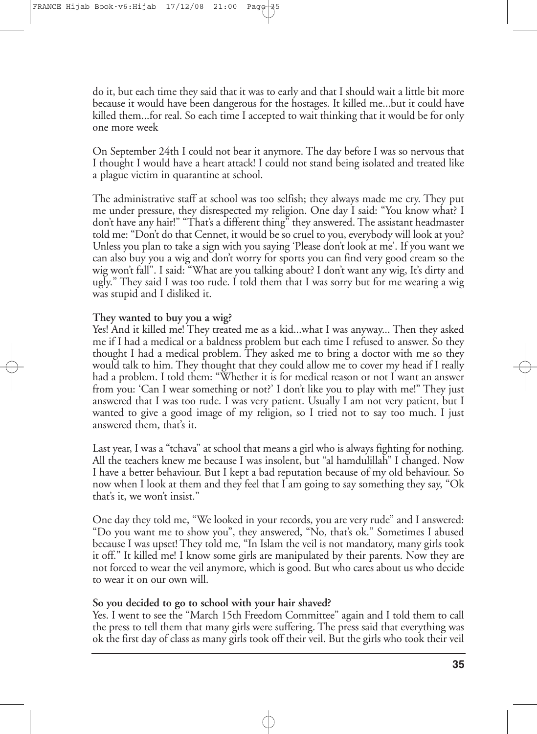do it, but each time they said that it was to early and that I should wait a little bit more because it would have been dangerous for the hostages. It killed me...but it could have killed them...for real. So each time I accepted to wait thinking that it would be for only one more week

On September 24th I could not bear it anymore. The day before I was so nervous that I thought I would have a heart attack! I could not stand being isolated and treated like a plague victim in quarantine at school.

The administrative staff at school was too selfish; they always made me cry. They put me under pressure, they disrespected my religion. One day I said: "You know what? I don't have any hair!" "That's a different thing" they answered. The assistant headmaster told me: "Don't do that Cennet, it would be so cruel to you, everybody will look at you? Unless you plan to take a sign with you saying 'Please don't look at me'. If you want we can also buy you a wig and don't worry for sports you can find very good cream so the wig won't fall". I said: "What are you talking about? I don't want any wig, It's dirty and ugly." They said I was too rude. I told them that I was sorry but for me wearing a wig was stupid and I disliked it.

**They wanted to buy you a wig?**
Yes! And it killed me! They treated me as a kid...what I was anyway... Then they asked me if I had a medical or a baldness problem but each time I refused to answer. So they thought I had a medical problem. They asked me to bring a doctor with me so they would talk to him. They thought that they could allow me to cover my head if I really had a problem. I told them: "Whether it is for medical reason or not I want an answer from you: 'Can I wear something or not?' I don't like you to play with me!" They just answered that I was too rude. I was very patient. Usually I am not very patient, but I wanted to give a good image of my religion, so I tried not to say too much. I just answered them, that's it.

Last year, I was a "tchava" at school that means a girl who is always fighting for nothing. All the teachers knew me because I was insolent, but "al hamdulillah" I changed. Now I have a better behaviour. But I kept a bad reputation because of my old behaviour. So now when I look at them and they feel that I am going to say something they say, "Ok that's it, we won't insist."

One day they told me, "We looked in your records, you are very rude" and I answered: "Do you want me to show you", they answered, "No, that's ok." Sometimes I abused because I was upset! They told me, "In Islam the veil is not mandatory, many girls took it off." It killed me! I know some girls are manipulated by their parents. Now they are not forced to wear the veil anymore, which is good. But who cares about us who decide to wear it on our own will.

**So you decided to go to school with your hair shaved?**
Yes. I went to see the "March 15th Freedom Committee" again and I told them to call the press to tell them that many girls were suffering. The press said that everything was ok the first day of class as many girls took off their veil. But the girls who took their veil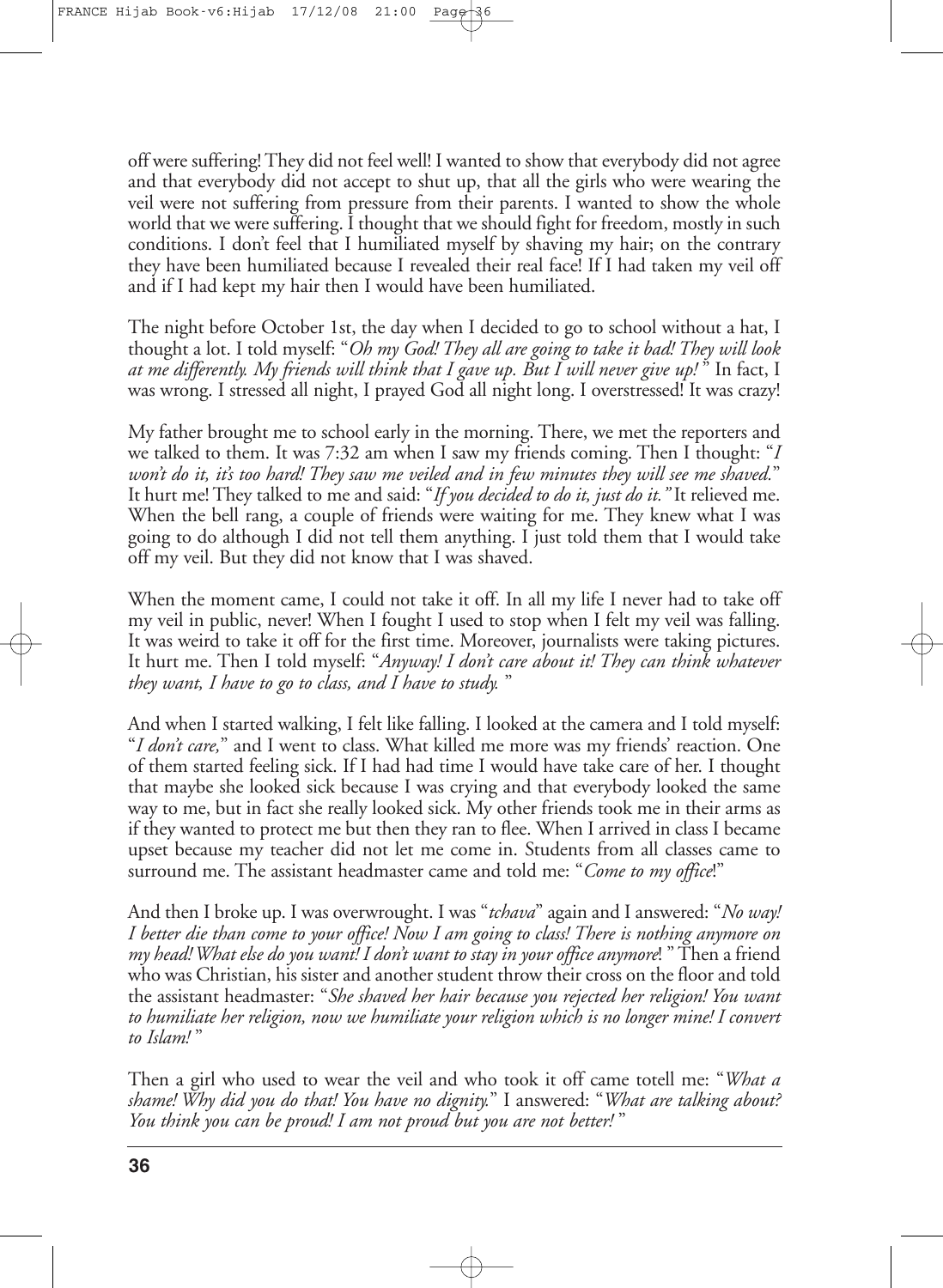off were suffering! They did not feel well! I wanted to show that everybody did not agree and that everybody did not accept to shut up, that all the girls who were wearing the veil were not suffering from pressure from their parents. I wanted to show the whole world that we were suffering. I thought that we should fight for freedom, mostly in such conditions. I don't feel that I humiliated myself by shaving my hair; on the contrary they have been humiliated because I revealed their real face! If I had taken my veil off and if I had kept my hair then I would have been humiliated.

The night before October 1st, the day when I decided to go to school without a hat, I thought a lot. I told myself: "*Oh my God! They all are going to take it bad! They will look at me differently. My friends will think that I gave up. But I will never give up!*" In fact, I was wrong. I stressed all night, I prayed God all night long. I overstressed! It was crazy!

My father brought me to school early in the morning. There, we met the reporters and we talked to them. It was 7:32 am when I saw my friends coming. Then I thought: "*I won't do it, it's too hard! They saw me veiled and in few minutes they will see me shaved.*" It hurt me! They talked to me and said: "*If you decided to do it, just do it."* It relieved me. When the bell rang, a couple of friends were waiting for me. They knew what I was going to do although I did not tell them anything. I just told them that I would take off my veil. But they did not know that I was shaved.

When the moment came, I could not take it off. In all my life I never had to take off my veil in public, never! When I fought I used to stop when I felt my veil was falling. It was weird to take it off for the first time. Moreover, journalists were taking pictures. It hurt me. Then I told myself: "*Anyway! I don't care about it! They can think whatever they want, I have to go to class, and I have to study.*"

And when I started walking, I felt like falling. I looked at the camera and I told myself: "*I don't care,*" and I went to class. What killed me more was my friends' reaction. One of them started feeling sick. If I had had time I would have take care of her. I thought that maybe she looked sick because I was crying and that everybody looked the same way to me, but in fact she really looked sick. My other friends took me in their arms as if they wanted to protect me but then they ran to flee. When I arrived in class I became upset because my teacher did not let me come in. Students from all classes came to surround me. The assistant headmaster came and told me: "*Come to my office*!"

And then I broke up. I was overwrought. I was "*tchava*" again and I answered: "*No way! I better die than come to your office! Now I am going to class! There is nothing anymore on my head! What else do you want! I don't want to stay in your office anymore*!" Then a friend who was Christian, his sister and another student throw their cross on the floor and told the assistant headmaster: "*She shaved her hair because you rejected her religion! You want to humiliate her religion, now we humiliate your religion which is no longer mine! I convert to Islam!*"

Then a girl who used to wear the veil and who took it off came totell me: "*What a shame! Why did you do that! You have no dignity.*" I answered: "*What are talking about? You think you can be proud! I am not proud but you are not better!*"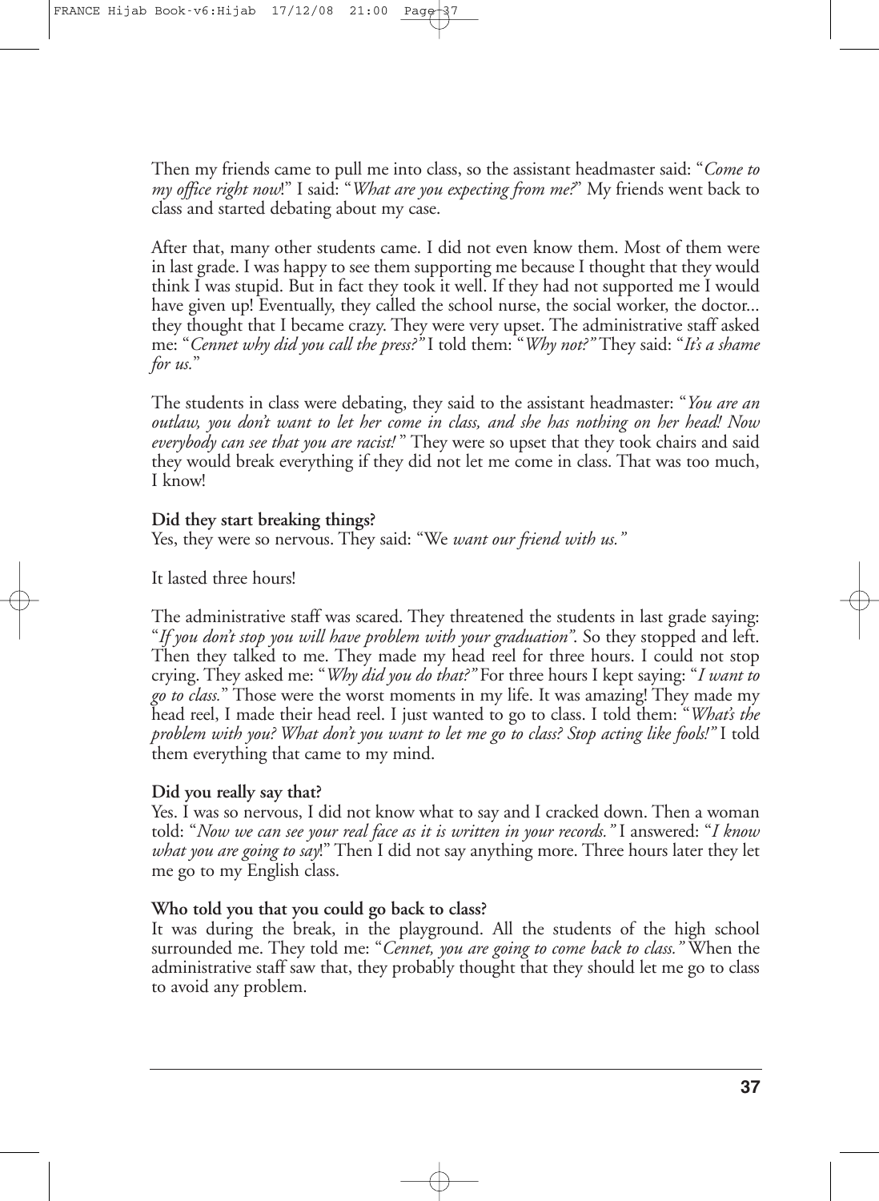Then my friends came to pull me into class, so the assistant headmaster said: "*Come to my office right now*!" I said: "*What are you expecting from me?*" My friends went back to class and started debating about my case.

After that, many other students came. I did not even know them. Most of them were in last grade. I was happy to see them supporting me because I thought that they would think I was stupid. But in fact they took it well. If they had not supported me I would have given up! Eventually, they called the school nurse, the social worker, the doctor... they thought that I became crazy. They were very upset. The administrative staff asked me: "*Cennet why did you call the press?*" I told them: "*Why not?*" They said: "*It's a shame for us.*"

The students in class were debating, they said to the assistant headmaster: "*You are an outlaw, you don't want to let her come in class, and she has nothing on her head! Now everybody can see that you are racist!*" They were so upset that they took chairs and said they would break everything if they did not let me come in class. That was too much, I know!

**Did they start breaking things?**
Yes, they were so nervous. They said: "We *want our friend with us.*"

It lasted three hours!

The administrative staff was scared. They threatened the students in last grade saying: "*If you don't stop you will have problem with your graduation*". So they stopped and left. Then they talked to me. They made my head reel for three hours. I could not stop crying. They asked me: "*Why did you do that?*" For three hours I kept saying: "*I want to go to class.*" Those were the worst moments in my life. It was amazing! They made my head reel, I made their head reel. I just wanted to go to class. I told them: "*What's the problem with you? What don't you want to let me go to class? Stop acting like fools!*" I told them everything that came to my mind.

**Did you really say that?**
Yes. I was so nervous, I did not know what to say and I cracked down. Then a woman told: "*Now we can see your real face as it is written in your records.*" I answered: "*I know what you are going to say*!" Then I did not say anything more. Three hours later they let me go to my English class.

**Who told you that you could go back to class?**
It was during the break, in the playground. All the students of the high school surrounded me. They told me: "*Cennet, you are going to come back to class.*" When the administrative staff saw that, they probably thought that they should let me go to class to avoid any problem.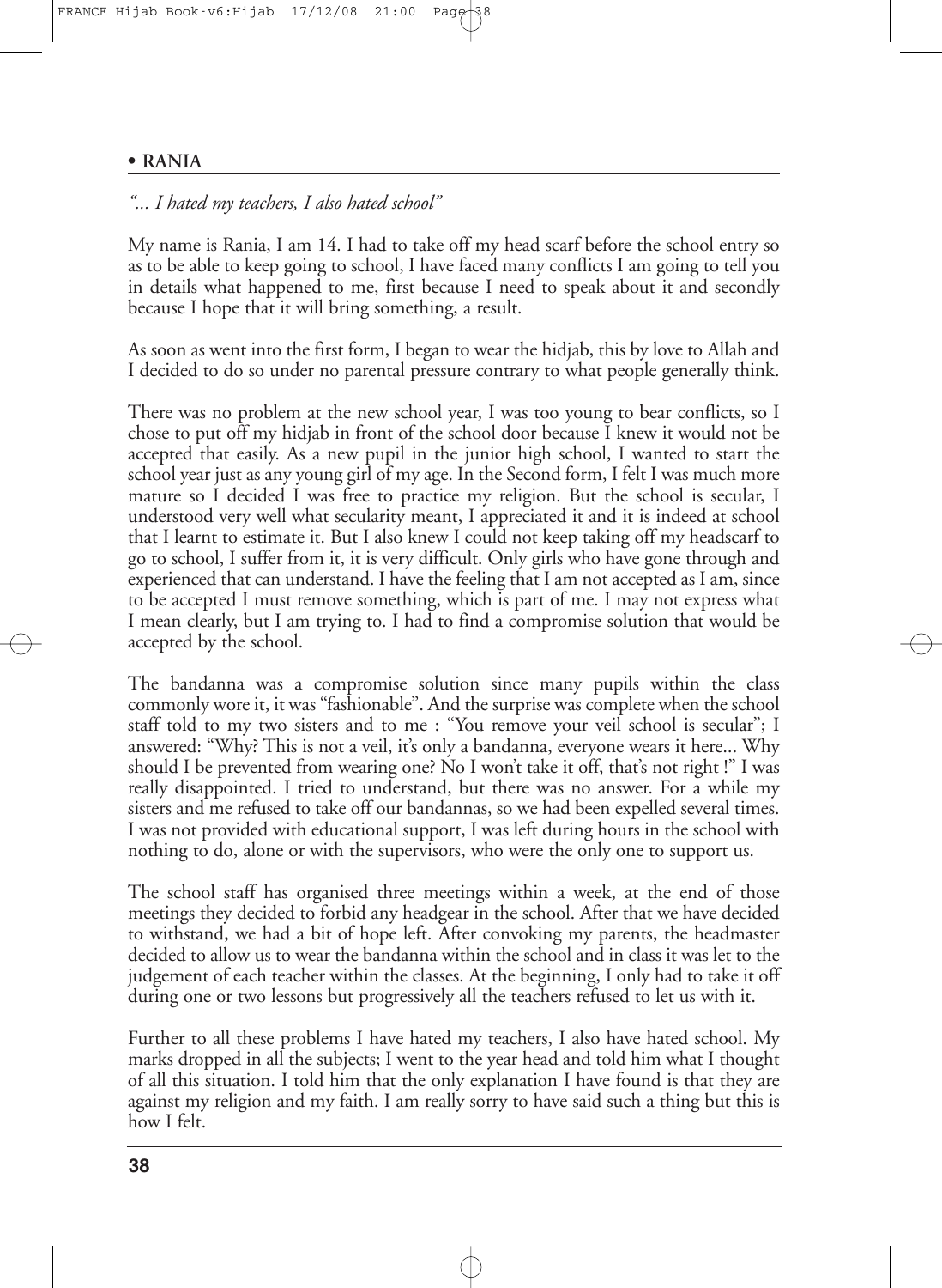## • RANIA

*"... I hated my teachers, I also hated school"*

My name is Rania, I am 14. I had to take off my head scarf before the school entry so as to be able to keep going to school, I have faced many conflicts I am going to tell you in details what happened to me, first because I need to speak about it and secondly because I hope that it will bring something, a result.

As soon as went into the first form, I began to wear the hidjab, this by love to Allah and I decided to do so under no parental pressure contrary to what people generally think.

There was no problem at the new school year, I was too young to bear conflicts, so I chose to put off my hidjab in front of the school door because I knew it would not be accepted that easily. As a new pupil in the junior high school, I wanted to start the school year just as any young girl of my age. In the Second form, I felt I was much more mature so I decided I was free to practice my religion. But the school is secular, I understood very well what secularity meant, I appreciated it and it is indeed at school that I learnt to estimate it. But I also knew I could not keep taking off my headscarf to go to school, I suffer from it, it is very difficult. Only girls who have gone through and experienced that can understand. I have the feeling that I am not accepted as I am, since to be accepted I must remove something, which is part of me. I may not express what I mean clearly, but I am trying to. I had to find a compromise solution that would be accepted by the school.

The bandanna was a compromise solution since many pupils within the class commonly wore it, it was "fashionable". And the surprise was complete when the school staff told to my two sisters and to me : "You remove your veil school is secular"; I answered: "Why? This is not a veil, it's only a bandanna, everyone wears it here... Why should I be prevented from wearing one? No I won't take it off, that's not right !" I was really disappointed. I tried to understand, but there was no answer. For a while my sisters and me refused to take off our bandannas, so we had been expelled several times. I was not provided with educational support, I was left during hours in the school with nothing to do, alone or with the supervisors, who were the only one to support us.

The school staff has organised three meetings within a week, at the end of those meetings they decided to forbid any headgear in the school. After that we have decided to withstand, we had a bit of hope left. After convoking my parents, the headmaster decided to allow us to wear the bandanna within the school and in class it was let to the judgement of each teacher within the classes. At the beginning, I only had to take it off during one or two lessons but progressively all the teachers refused to let us with it.

Further to all these problems I have hated my teachers, I also have hated school. My marks dropped in all the subjects; I went to the year head and told him what I thought of all this situation. I told him that the only explanation I have found is that they are against my religion and my faith. I am really sorry to have said such a thing but this is how I felt.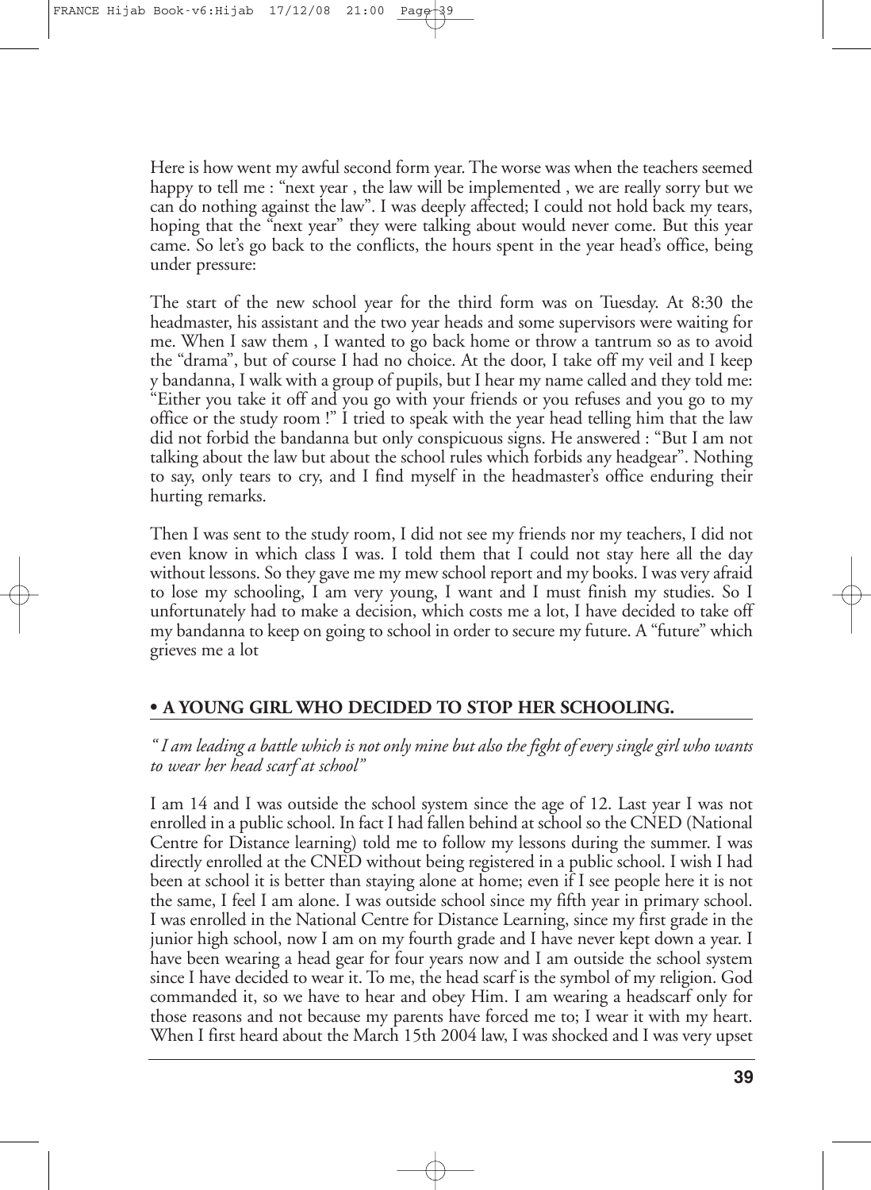Here is how went my awful second form year. The worse was when the teachers seemed happy to tell me : "next year , the law will be implemented , we are really sorry but we can do nothing against the law". I was deeply affected; I could not hold back my tears, hoping that the "next year" they were talking about would never come. But this year came. So let's go back to the conflicts, the hours spent in the year head's office, being under pressure:

The start of the new school year for the third form was on Tuesday. At 8:30 the headmaster, his assistant and the two year heads and some supervisors were waiting for me. When I saw them , I wanted to go back home or throw a tantrum so as to avoid the "drama", but of course I had no choice. At the door, I take off my veil and I keep y bandanna, I walk with a group of pupils, but I hear my name called and they told me: "Either you take it off and you go with your friends or you refuses and you go to my office or the study room !" I tried to speak with the year head telling him that the law did not forbid the bandanna but only conspicuous signs. He answered : "But I am not talking about the law but about the school rules which forbids any headgear". Nothing to say, only tears to cry, and I find myself in the headmaster's office enduring their hurting remarks.

Then I was sent to the study room, I did not see my friends nor my teachers, I did not even know in which class I was. I told them that I could not stay here all the day without lessons. So they gave me my mew school report and my books. I was very afraid to lose my schooling, I am very young, I want and I must finish my studies. So I unfortunately had to make a decision, which costs me a lot, I have decided to take off my bandanna to keep on going to school in order to secure my future. A "future" which grieves me a lot

## • A YOUNG GIRL WHO DECIDED TO STOP HER SCHOOLING.

*" I am leading a battle which is not only mine but also the fight of every single girl who wants to wear her head scarf at school"*

I am 14 and I was outside the school system since the age of 12. Last year I was not enrolled in a public school. In fact I had fallen behind at school so the CNED (National Centre for Distance learning) told me to follow my lessons during the summer. I was directly enrolled at the CNED without being registered in a public school. I wish I had been at school it is better than staying alone at home; even if I see people here it is not the same, I feel I am alone. I was outside school since my fifth year in primary school. I was enrolled in the National Centre for Distance Learning, since my first grade in the junior high school, now I am on my fourth grade and I have never kept down a year. I have been wearing a head gear for four years now and I am outside the school system since I have decided to wear it. To me, the head scarf is the symbol of my religion. God commanded it, so we have to hear and obey Him. I am wearing a headscarf only for those reasons and not because my parents have forced me to; I wear it with my heart. When I first heard about the March 15th 2004 law, I was shocked and I was very upset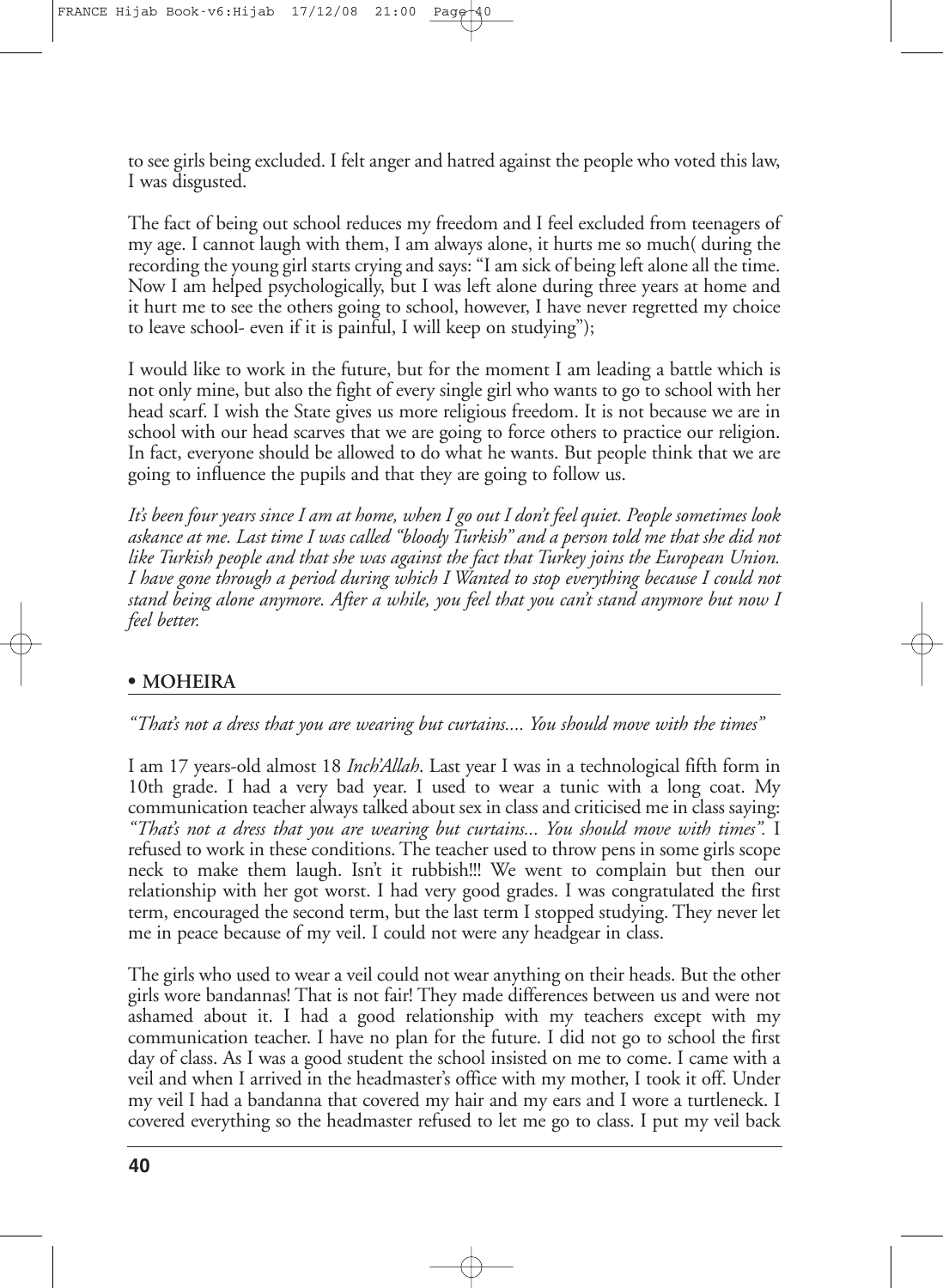to see girls being excluded. I felt anger and hatred against the people who voted this law, I was disgusted.

The fact of being out school reduces my freedom and I feel excluded from teenagers of my age. I cannot laugh with them, I am always alone, it hurts me so much( during the recording the young girl starts crying and says: "I am sick of being left alone all the time. Now I am helped psychologically, but I was left alone during three years at home and it hurt me to see the others going to school, however, I have never regretted my choice to leave school- even if it is painful, I will keep on studying");

I would like to work in the future, but for the moment I am leading a battle which is not only mine, but also the fight of every single girl who wants to go to school with her head scarf. I wish the State gives us more religious freedom. It is not because we are in school with our head scarves that we are going to force others to practice our religion. In fact, everyone should be allowed to do what he wants. But people think that we are going to influence the pupils and that they are going to follow us.

*It's been four years since I am at home, when I go out I don't feel quiet. People sometimes look askance at me. Last time I was called "bloody Turkish" and a person told me that she did not like Turkish people and that she was against the fact that Turkey joins the European Union. I have gone through a period during which I Wanted to stop everything because I could not stand being alone anymore. After a while, you feel that you can't stand anymore but now I feel better.*

## • MOHEIRA

*"That's not a dress that you are wearing but curtains.... You should move with the times"*

I am 17 years-old almost 18 *Inch'Allah*. Last year I was in a technological fifth form in 10th grade. I had a very bad year. I used to wear a tunic with a long coat. My communication teacher always talked about sex in class and criticised me in class saying: *"That's not a dress that you are wearing but curtains... You should move with times".* I refused to work in these conditions. The teacher used to throw pens in some girls scope neck to make them laugh. Isn't it rubbish!!! We went to complain but then our relationship with her got worst. I had very good grades. I was congratulated the first term, encouraged the second term, but the last term I stopped studying. They never let me in peace because of my veil. I could not were any headgear in class.

The girls who used to wear a veil could not wear anything on their heads. But the other girls wore bandannas! That is not fair! They made differences between us and were not ashamed about it. I had a good relationship with my teachers except with my communication teacher. I have no plan for the future. I did not go to school the first day of class. As I was a good student the school insisted on me to come. I came with a veil and when I arrived in the headmaster's office with my mother, I took it off. Under my veil I had a bandanna that covered my hair and my ears and I wore a turtleneck. I covered everything so the headmaster refused to let me go to class. I put my veil back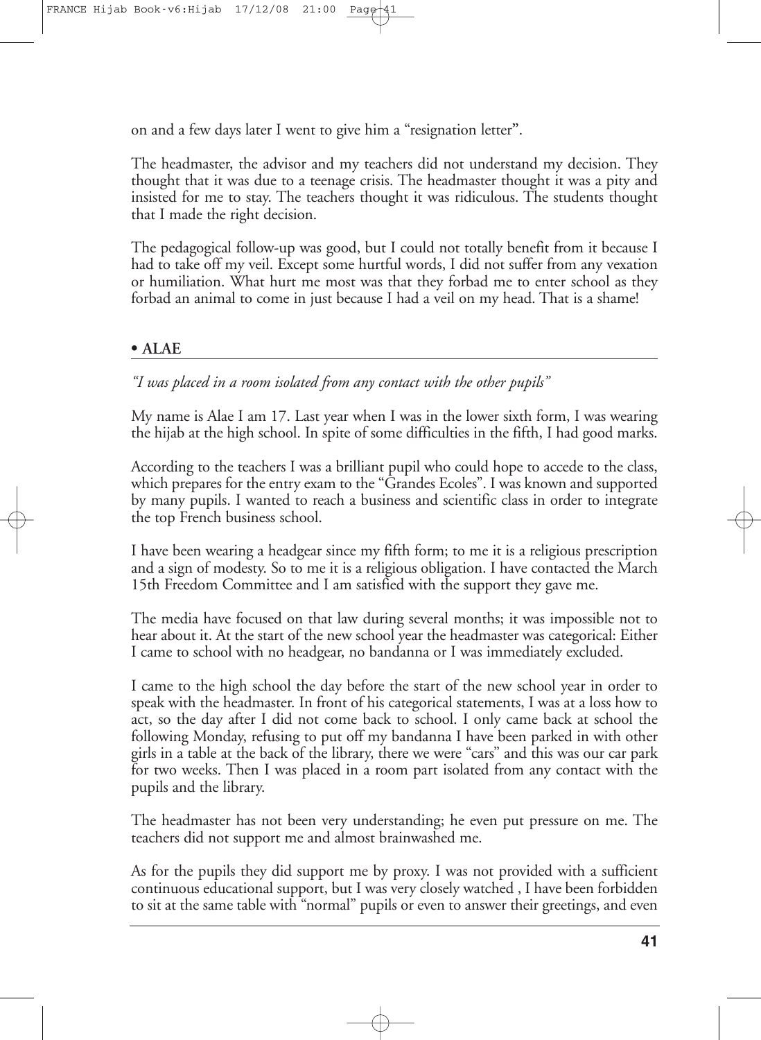on and a few days later I went to give him a "resignation letter".

The headmaster, the advisor and my teachers did not understand my decision. They thought that it was due to a teenage crisis. The headmaster thought it was a pity and insisted for me to stay. The teachers thought it was ridiculous. The students thought that I made the right decision.

The pedagogical follow-up was good, but I could not totally benefit from it because I had to take off my veil. Except some hurtful words, I did not suffer from any vexation or humiliation. What hurt me most was that they forbad me to enter school as they forbad an animal to come in just because I had a veil on my head. That is a shame!

## • ALAE

*"I was placed in a room isolated from any contact with the other pupils"*

My name is Alae I am 17. Last year when I was in the lower sixth form, I was wearing the hijab at the high school. In spite of some difficulties in the fifth, I had good marks.

According to the teachers I was a brilliant pupil who could hope to accede to the class, which prepares for the entry exam to the "Grandes Ecoles". I was known and supported by many pupils. I wanted to reach a business and scientific class in order to integrate the top French business school.

I have been wearing a headgear since my fifth form; to me it is a religious prescription and a sign of modesty. So to me it is a religious obligation. I have contacted the March 15th Freedom Committee and I am satisfied with the support they gave me.

The media have focused on that law during several months; it was impossible not to hear about it. At the start of the new school year the headmaster was categorical: Either I came to school with no headgear, no bandanna or I was immediately excluded.

I came to the high school the day before the start of the new school year in order to speak with the headmaster. In front of his categorical statements, I was at a loss how to act, so the day after I did not come back to school. I only came back at school the following Monday, refusing to put off my bandanna I have been parked in with other girls in a table at the back of the library, there we were "cars" and this was our car park for two weeks. Then I was placed in a room part isolated from any contact with the pupils and the library.

The headmaster has not been very understanding; he even put pressure on me. The teachers did not support me and almost brainwashed me.

As for the pupils they did support me by proxy. I was not provided with a sufficient continuous educational support, but I was very closely watched , I have been forbidden to sit at the same table with "normal" pupils or even to answer their greetings, and even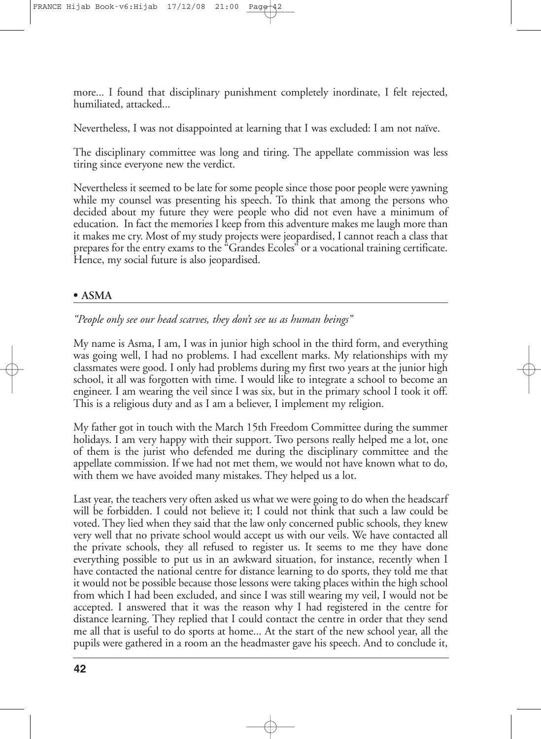more... I found that disciplinary punishment completely inordinate, I felt rejected, humiliated, attacked...

Nevertheless, I was not disappointed at learning that I was excluded: I am not naïve.

The disciplinary committee was long and tiring. The appellate commission was less tiring since everyone new the verdict.

Nevertheless it seemed to be late for some people since those poor people were yawning while my counsel was presenting his speech. To think that among the persons who decided about my future they were people who did not even have a minimum of education. In fact the memories I keep from this adventure makes me laugh more than it makes me cry. Most of my study projects were jeopardised, I cannot reach a class that prepares for the entry exams to the "Grandes Ecoles" or a vocational training certificate. Hence, my social future is also jeopardised.

## • ASMA

*"People only see our head scarves, they don't see us as human beings"*

My name is Asma, I am, I was in junior high school in the third form, and everything was going well, I had no problems. I had excellent marks. My relationships with my classmates were good. I only had problems during my first two years at the junior high school, it all was forgotten with time. I would like to integrate a school to become an engineer. I am wearing the veil since I was six, but in the primary school I took it off. This is a religious duty and as I am a believer, I implement my religion.

My father got in touch with the March 15th Freedom Committee during the summer holidays. I am very happy with their support. Two persons really helped me a lot, one of them is the jurist who defended me during the disciplinary committee and the appellate commission. If we had not met them, we would not have known what to do, with them we have avoided many mistakes. They helped us a lot.

Last year, the teachers very often asked us what we were going to do when the headscarf will be forbidden. I could not believe it; I could not think that such a law could be voted. They lied when they said that the law only concerned public schools, they knew very well that no private school would accept us with our veils. We have contacted all the private schools, they all refused to register us. It seems to me they have done everything possible to put us in an awkward situation, for instance, recently when I have contacted the national centre for distance learning to do sports, they told me that it would not be possible because those lessons were taking places within the high school from which I had been excluded, and since I was still wearing my veil, I would not be accepted. I answered that it was the reason why I had registered in the centre for distance learning. They replied that I could contact the centre in order that they send me all that is useful to do sports at home... At the start of the new school year, all the pupils were gathered in a room an the headmaster gave his speech. And to conclude it,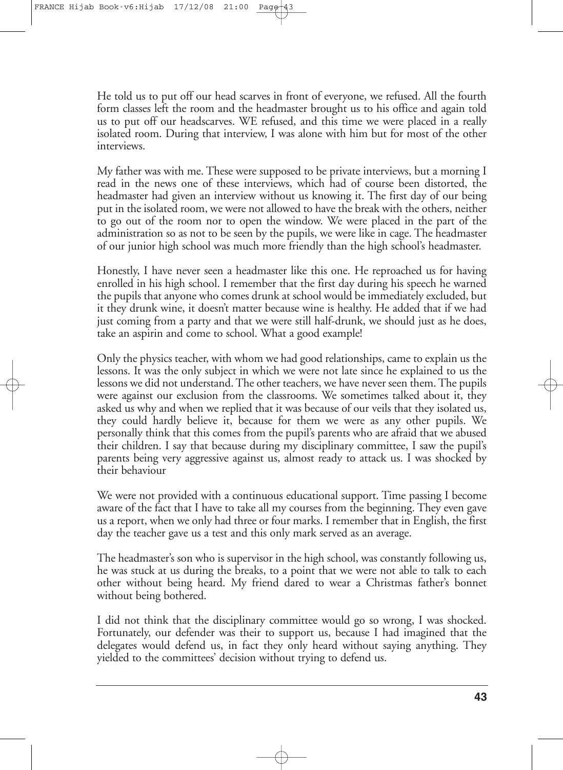He told us to put off our head scarves in front of everyone, we refused. All the fourth form classes left the room and the headmaster brought us to his office and again told us to put off our headscarves. WE refused, and this time we were placed in a really isolated room. During that interview, I was alone with him but for most of the other interviews.

My father was with me. These were supposed to be private interviews, but a morning I read in the news one of these interviews, which had of course been distorted, the headmaster had given an interview without us knowing it. The first day of our being put in the isolated room, we were not allowed to have the break with the others, neither to go out of the room nor to open the window. We were placed in the part of the administration so as not to be seen by the pupils, we were like in cage. The headmaster of our junior high school was much more friendly than the high school's headmaster.

Honestly, I have never seen a headmaster like this one. He reproached us for having enrolled in his high school. I remember that the first day during his speech he warned the pupils that anyone who comes drunk at school would be immediately excluded, but it they drunk wine, it doesn't matter because wine is healthy. He added that if we had just coming from a party and that we were still half-drunk, we should just as he does, take an aspirin and come to school. What a good example!

Only the physics teacher, with whom we had good relationships, came to explain us the lessons. It was the only subject in which we were not late since he explained to us the lessons we did not understand. The other teachers, we have never seen them. The pupils were against our exclusion from the classrooms. We sometimes talked about it, they asked us why and when we replied that it was because of our veils that they isolated us, they could hardly believe it, because for them we were as any other pupils. We personally think that this comes from the pupil's parents who are afraid that we abused their children. I say that because during my disciplinary committee, I saw the pupil's parents being very aggressive against us, almost ready to attack us. I was shocked by their behaviour

We were not provided with a continuous educational support. Time passing I become aware of the fact that I have to take all my courses from the beginning. They even gave us a report, when we only had three or four marks. I remember that in English, the first day the teacher gave us a test and this only mark served as an average.

The headmaster's son who is supervisor in the high school, was constantly following us, he was stuck at us during the breaks, to a point that we were not able to talk to each other without being heard. My friend dared to wear a Christmas father's bonnet without being bothered.

I did not think that the disciplinary committee would go so wrong, I was shocked. Fortunately, our defender was their to support us, because I had imagined that the delegates would defend us, in fact they only heard without saying anything. They yielded to the committees' decision without trying to defend us.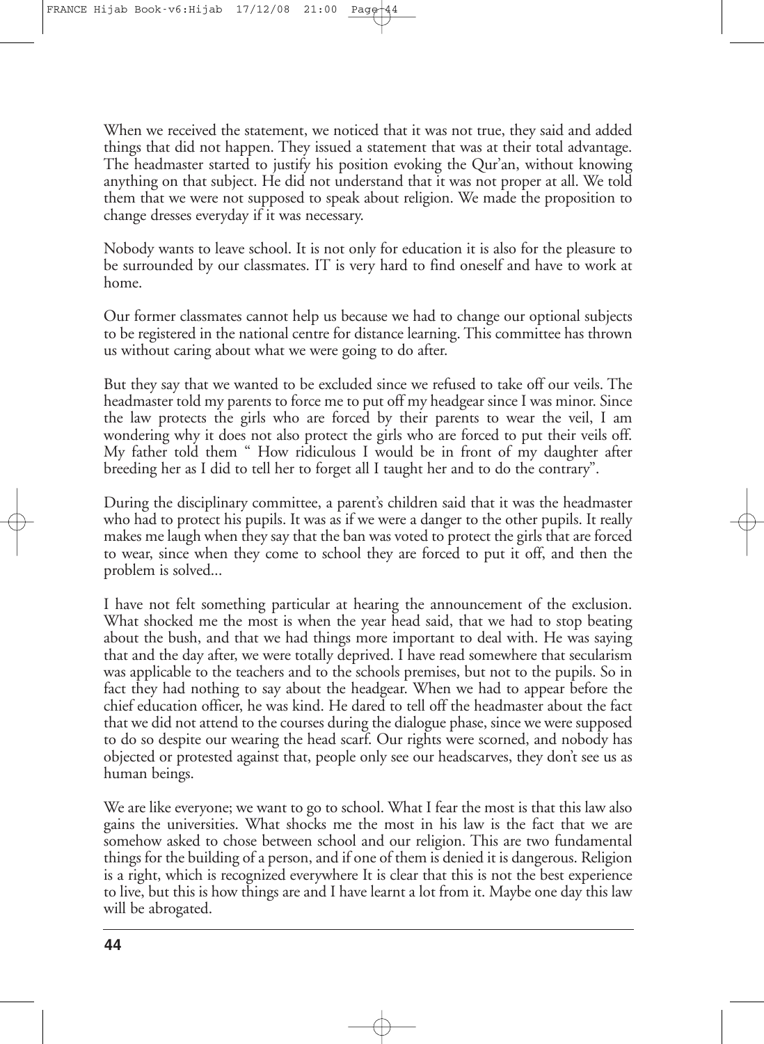When we received the statement, we noticed that it was not true, they said and added things that did not happen. They issued a statement that was at their total advantage. The headmaster started to justify his position evoking the Qur'an, without knowing anything on that subject. He did not understand that it was not proper at all. We told them that we were not supposed to speak about religion. We made the proposition to change dresses everyday if it was necessary.

Nobody wants to leave school. It is not only for education it is also for the pleasure to be surrounded by our classmates. IT is very hard to find oneself and have to work at home.

Our former classmates cannot help us because we had to change our optional subjects to be registered in the national centre for distance learning. This committee has thrown us without caring about what we were going to do after.

But they say that we wanted to be excluded since we refused to take off our veils. The headmaster told my parents to force me to put off my headgear since I was minor. Since the law protects the girls who are forced by their parents to wear the veil, I am wondering why it does not also protect the girls who are forced to put their veils off. My father told them " How ridiculous I would be in front of my daughter after breeding her as I did to tell her to forget all I taught her and to do the contrary".

During the disciplinary committee, a parent's children said that it was the headmaster who had to protect his pupils. It was as if we were a danger to the other pupils. It really makes me laugh when they say that the ban was voted to protect the girls that are forced to wear, since when they come to school they are forced to put it off, and then the problem is solved...

I have not felt something particular at hearing the announcement of the exclusion. What shocked me the most is when the year head said, that we had to stop beating about the bush, and that we had things more important to deal with. He was saying that and the day after, we were totally deprived. I have read somewhere that secularism was applicable to the teachers and to the schools premises, but not to the pupils. So in fact they had nothing to say about the headgear. When we had to appear before the chief education officer, he was kind. He dared to tell off the headmaster about the fact that we did not attend to the courses during the dialogue phase, since we were supposed to do so despite our wearing the head scarf. Our rights were scorned, and nobody has objected or protested against that, people only see our headscarves, they don't see us as human beings.

We are like everyone; we want to go to school. What I fear the most is that this law also gains the universities. What shocks me the most in his law is the fact that we are somehow asked to chose between school and our religion. This are two fundamental things for the building of a person, and if one of them is denied it is dangerous. Religion is a right, which is recognized everywhere It is clear that this is not the best experience to live, but this is how things are and I have learnt a lot from it. Maybe one day this law will be abrogated.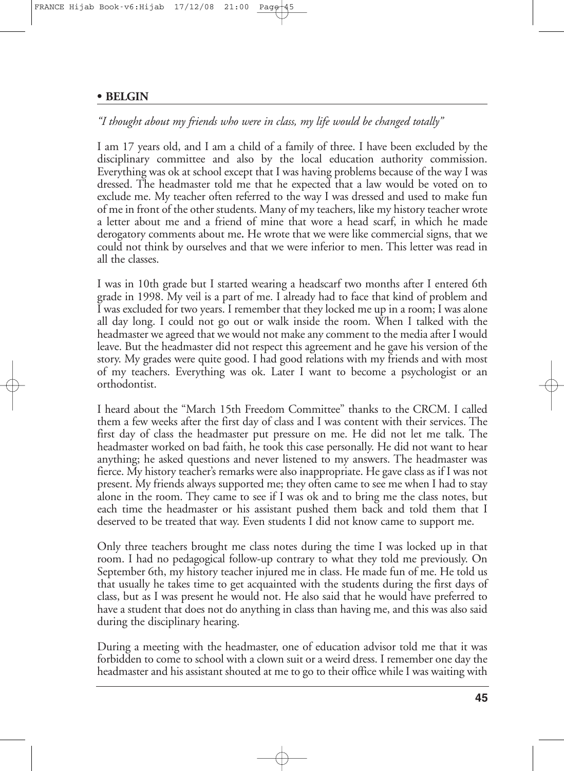## • BELGIN

*"I thought about my friends who were in class, my life would be changed totally"*

I am 17 years old, and I am a child of a family of three. I have been excluded by the disciplinary committee and also by the local education authority commission. Everything was ok at school except that I was having problems because of the way I was dressed. The headmaster told me that he expected that a law would be voted on to exclude me. My teacher often referred to the way I was dressed and used to make fun of me in front of the other students. Many of my teachers, like my history teacher wrote a letter about me and a friend of mine that wore a head scarf, in which he made derogatory comments about me. He wrote that we were like commercial signs, that we could not think by ourselves and that we were inferior to men. This letter was read in all the classes.

I was in 10th grade but I started wearing a headscarf two months after I entered 6th grade in 1998. My veil is a part of me. I already had to face that kind of problem and I was excluded for two years. I remember that they locked me up in a room; I was alone all day long. I could not go out or walk inside the room. When I talked with the headmaster we agreed that we would not make any comment to the media after I would leave. But the headmaster did not respect this agreement and he gave his version of the story. My grades were quite good. I had good relations with my friends and with most of my teachers. Everything was ok. Later I want to become a psychologist or an orthodontist.

I heard about the "March 15th Freedom Committee" thanks to the CRCM. I called them a few weeks after the first day of class and I was content with their services. The first day of class the headmaster put pressure on me. He did not let me talk. The headmaster worked on bad faith, he took this case personally. He did not want to hear anything; he asked questions and never listened to my answers. The headmaster was fierce. My history teacher's remarks were also inappropriate. He gave class as if I was not present. My friends always supported me; they often came to see me when I had to stay alone in the room. They came to see if I was ok and to bring me the class notes, but each time the headmaster or his assistant pushed them back and told them that I deserved to be treated that way. Even students I did not know came to support me.

Only three teachers brought me class notes during the time I was locked up in that room. I had no pedagogical follow-up contrary to what they told me previously. On September 6th, my history teacher injured me in class. He made fun of me. He told us that usually he takes time to get acquainted with the students during the first days of class, but as I was present he would not. He also said that he would have preferred to have a student that does not do anything in class than having me, and this was also said during the disciplinary hearing.

During a meeting with the headmaster, one of education advisor told me that it was forbidden to come to school with a clown suit or a weird dress. I remember one day the headmaster and his assistant shouted at me to go to their office while I was waiting with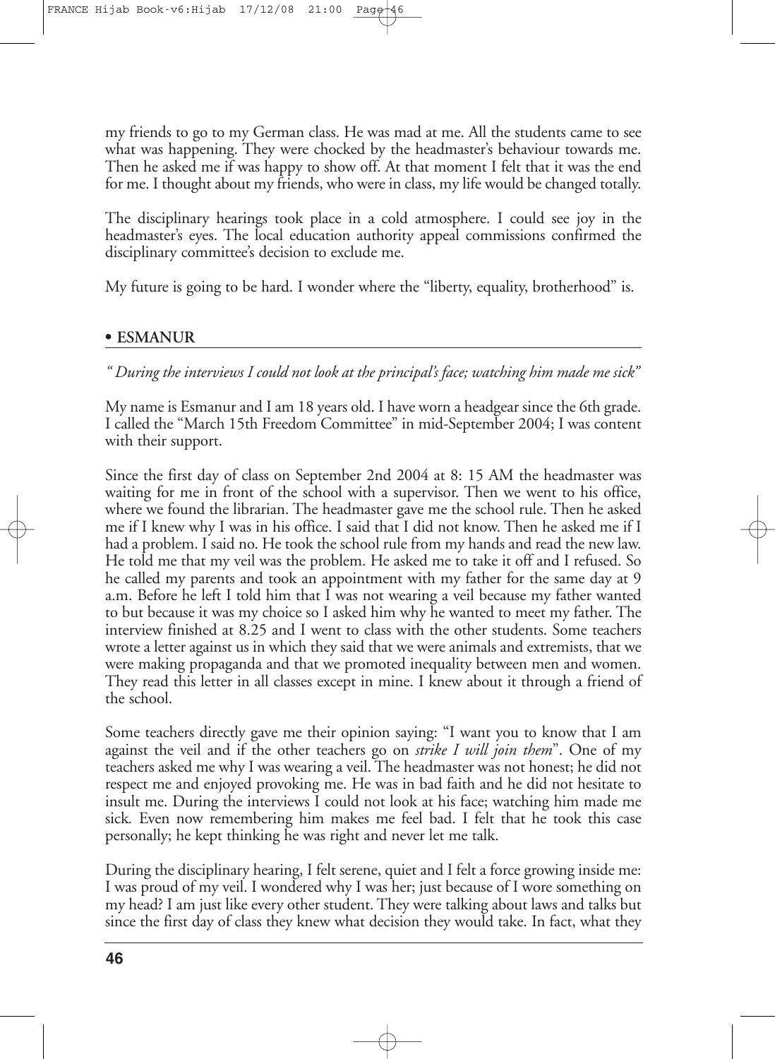my friends to go to my German class. He was mad at me. All the students came to see what was happening. They were chocked by the headmaster's behaviour towards me. Then he asked me if was happy to show off. At that moment I felt that it was the end for me. I thought about my friends, who were in class, my life would be changed totally.

The disciplinary hearings took place in a cold atmosphere. I could see joy in the headmaster's eyes. The local education authority appeal commissions confirmed the disciplinary committee's decision to exclude me.

My future is going to be hard. I wonder where the "liberty, equality, brotherhood" is.

### • ESMANUR

*" During the interviews I could not look at the principal's face; watching him made me sick"*

My name is Esmanur and I am 18 years old. I have worn a headgear since the 6th grade. I called the "March 15th Freedom Committee" in mid-September 2004; I was content with their support.

Since the first day of class on September 2nd 2004 at 8: 15 AM the headmaster was waiting for me in front of the school with a supervisor. Then we went to his office, where we found the librarian. The headmaster gave me the school rule. Then he asked me if I knew why I was in his office. I said that I did not know. Then he asked me if I had a problem. I said no. He took the school rule from my hands and read the new law. He told me that my veil was the problem. He asked me to take it off and I refused. So he called my parents and took an appointment with my father for the same day at 9 a.m. Before he left I told him that I was not wearing a veil because my father wanted to but because it was my choice so I asked him why he wanted to meet my father. The interview finished at 8.25 and I went to class with the other students. Some teachers wrote a letter against us in which they said that we were animals and extremists, that we were making propaganda and that we promoted inequality between men and women. They read this letter in all classes except in mine. I knew about it through a friend of the school.

Some teachers directly gave me their opinion saying: "I want you to know that I am against the veil and if the other teachers go on *strike I will join them*". One of my teachers asked me why I was wearing a veil. The headmaster was not honest; he did not respect me and enjoyed provoking me. He was in bad faith and he did not hesitate to insult me. During the interviews I could not look at his face; watching him made me sick. Even now remembering him makes me feel bad. I felt that he took this case personally; he kept thinking he was right and never let me talk.

During the disciplinary hearing, I felt serene, quiet and I felt a force growing inside me: I was proud of my veil. I wondered why I was her; just because of I wore something on my head? I am just like every other student. They were talking about laws and talks but since the first day of class they knew what decision they would take. In fact, what they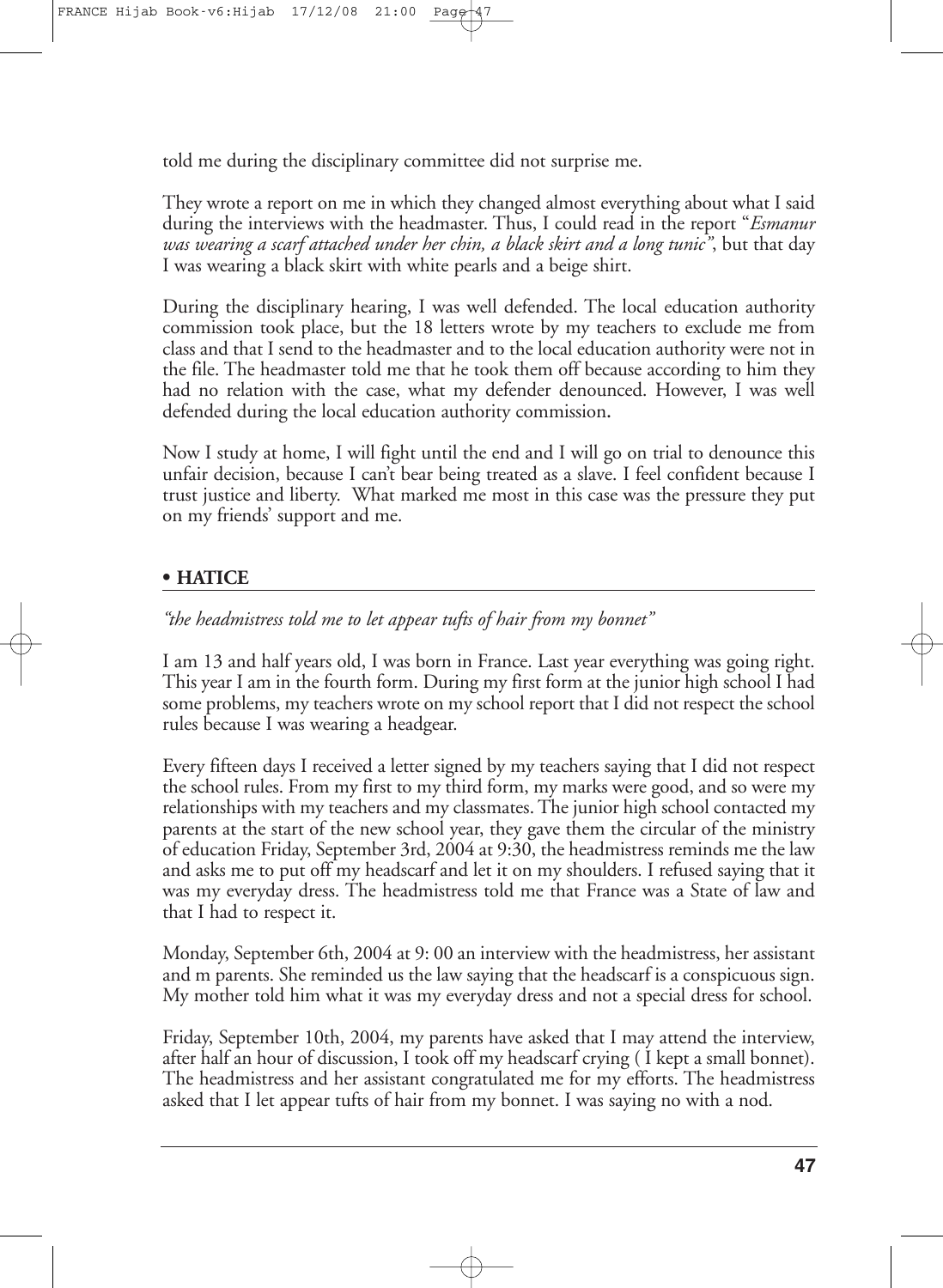told me during the disciplinary committee did not surprise me.

They wrote a report on me in which they changed almost everything about what I said during the interviews with the headmaster. Thus, I could read in the report "*Esmanur was wearing a scarf attached under her chin, a black skirt and a long tunic*", but that day I was wearing a black skirt with white pearls and a beige shirt.

During the disciplinary hearing, I was well defended. The local education authority commission took place, but the 18 letters wrote by my teachers to exclude me from class and that I send to the headmaster and to the local education authority were not in the file. The headmaster told me that he took them off because according to him they had no relation with the case, what my defender denounced. However, I was well defended during the local education authority commission.

Now I study at home, I will fight until the end and I will go on trial to denounce this unfair decision, because I can't bear being treated as a slave. I feel confident because I trust justice and liberty. What marked me most in this case was the pressure they put on my friends' support and me.

## • HATICE

*"the headmistress told me to let appear tufts of hair from my bonnet"*

I am 13 and half years old, I was born in France. Last year everything was going right. This year I am in the fourth form. During my first form at the junior high school I had some problems, my teachers wrote on my school report that I did not respect the school rules because I was wearing a headgear.

Every fifteen days I received a letter signed by my teachers saying that I did not respect the school rules. From my first to my third form, my marks were good, and so were my relationships with my teachers and my classmates. The junior high school contacted my parents at the start of the new school year, they gave them the circular of the ministry of education Friday, September 3rd, 2004 at 9:30, the headmistress reminds me the law and asks me to put off my headscarf and let it on my shoulders. I refused saying that it was my everyday dress. The headmistress told me that France was a State of law and that I had to respect it.

Monday, September 6th, 2004 at 9: 00 an interview with the headmistress, her assistant and m parents. She reminded us the law saying that the headscarf is a conspicuous sign. My mother told him what it was my everyday dress and not a special dress for school.

Friday, September 10th, 2004, my parents have asked that I may attend the interview, after half an hour of discussion, I took off my headscarf crying ( I kept a small bonnet). The headmistress and her assistant congratulated me for my efforts. The headmistress asked that I let appear tufts of hair from my bonnet. I was saying no with a nod.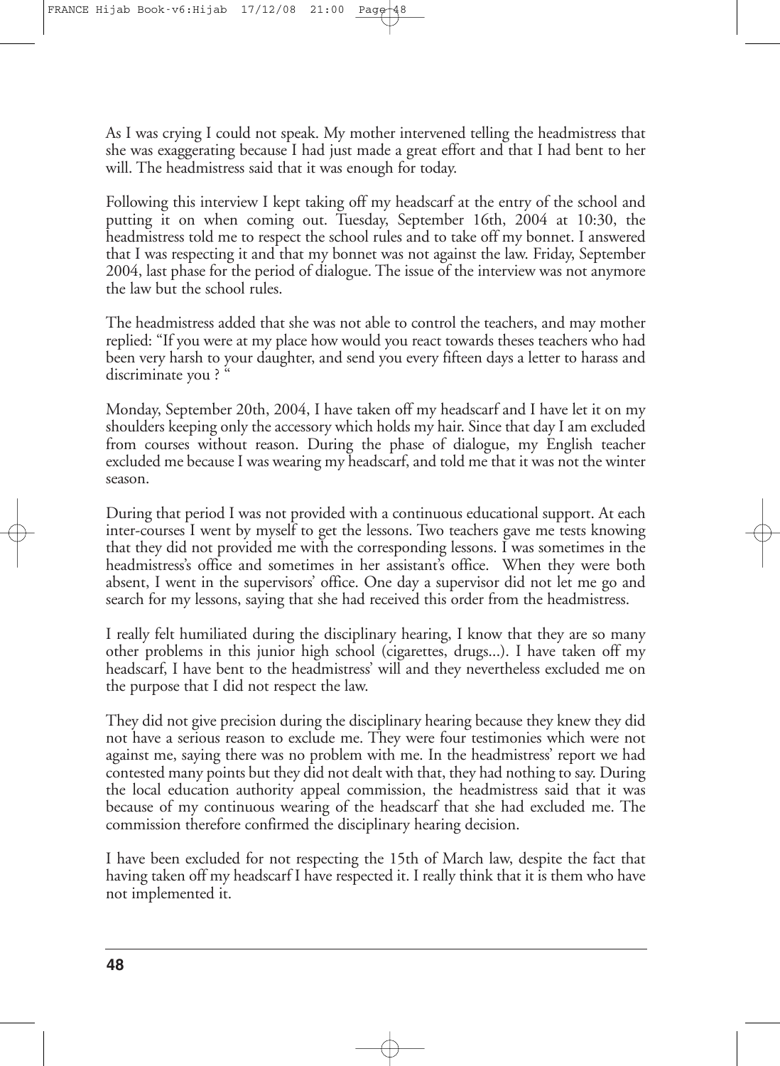As I was crying I could not speak. My mother intervened telling the headmistress that she was exaggerating because I had just made a great effort and that I had bent to her will. The headmistress said that it was enough for today.

Following this interview I kept taking off my headscarf at the entry of the school and putting it on when coming out. Tuesday, September 16th, 2004 at 10:30, the headmistress told me to respect the school rules and to take off my bonnet. I answered that I was respecting it and that my bonnet was not against the law. Friday, September 2004, last phase for the period of dialogue. The issue of the interview was not anymore the law but the school rules.

The headmistress added that she was not able to control the teachers, and may mother replied: "If you were at my place how would you react towards theses teachers who had been very harsh to your daughter, and send you every fifteen days a letter to harass and discriminate you ? "

Monday, September 20th, 2004, I have taken off my headscarf and I have let it on my shoulders keeping only the accessory which holds my hair. Since that day I am excluded from courses without reason. During the phase of dialogue, my English teacher excluded me because I was wearing my headscarf, and told me that it was not the winter season.

During that period I was not provided with a continuous educational support. At each inter-courses I went by myself to get the lessons. Two teachers gave me tests knowing that they did not provided me with the corresponding lessons. I was sometimes in the headmistress's office and sometimes in her assistant's office. When they were both absent, I went in the supervisors' office. One day a supervisor did not let me go and search for my lessons, saying that she had received this order from the headmistress.

I really felt humiliated during the disciplinary hearing, I know that they are so many other problems in this junior high school (cigarettes, drugs...). I have taken off my headscarf, I have bent to the headmistress' will and they nevertheless excluded me on the purpose that I did not respect the law.

They did not give precision during the disciplinary hearing because they knew they did not have a serious reason to exclude me. They were four testimonies which were not against me, saying there was no problem with me. In the headmistress' report we had contested many points but they did not dealt with that, they had nothing to say. During the local education authority appeal commission, the headmistress said that it was because of my continuous wearing of the headscarf that she had excluded me. The commission therefore confirmed the disciplinary hearing decision.

I have been excluded for not respecting the 15th of March law, despite the fact that having taken off my headscarf I have respected it. I really think that it is them who have not implemented it.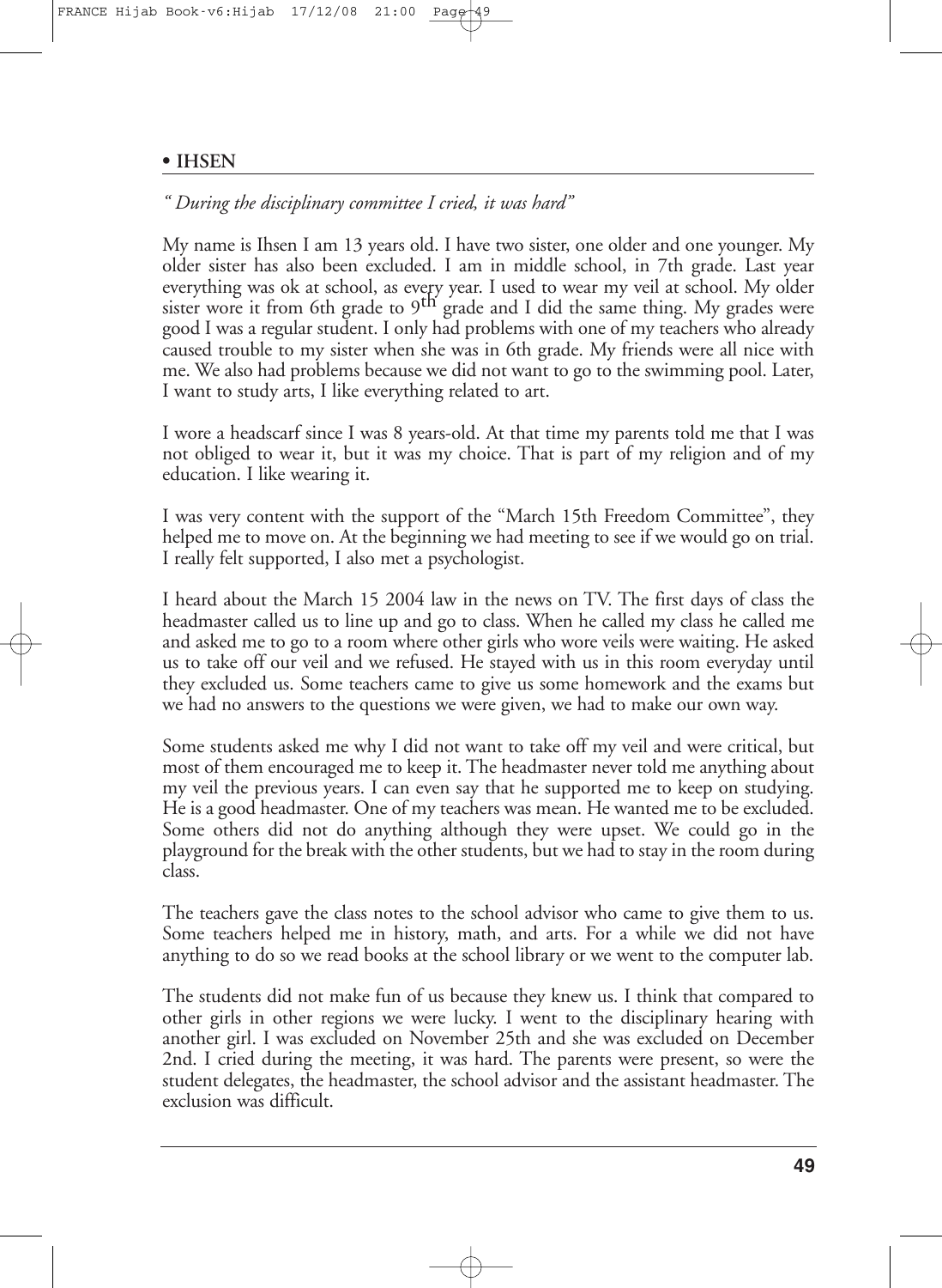## • IHSEN

*" During the disciplinary committee I cried, it was hard"*

My name is Ihsen I am 13 years old. I have two sister, one older and one younger. My older sister has also been excluded. I am in middle school, in 7th grade. Last year everything was ok at school, as every year. I used to wear my veil at school. My older sister wore it from 6th grade to 9th grade and I did the same thing. My grades were good I was a regular student. I only had problems with one of my teachers who already caused trouble to my sister when she was in 6th grade. My friends were all nice with me. We also had problems because we did not want to go to the swimming pool. Later, I want to study arts, I like everything related to art.

I wore a headscarf since I was 8 years-old. At that time my parents told me that I was not obliged to wear it, but it was my choice. That is part of my religion and of my education. I like wearing it.

I was very content with the support of the "March 15th Freedom Committee", they helped me to move on. At the beginning we had meeting to see if we would go on trial. I really felt supported, I also met a psychologist.

I heard about the March 15 2004 law in the news on TV. The first days of class the headmaster called us to line up and go to class. When he called my class he called me and asked me to go to a room where other girls who wore veils were waiting. He asked us to take off our veil and we refused. He stayed with us in this room everyday until they excluded us. Some teachers came to give us some homework and the exams but we had no answers to the questions we were given, we had to make our own way.

Some students asked me why I did not want to take off my veil and were critical, but most of them encouraged me to keep it. The headmaster never told me anything about my veil the previous years. I can even say that he supported me to keep on studying. He is a good headmaster. One of my teachers was mean. He wanted me to be excluded. Some others did not do anything although they were upset. We could go in the playground for the break with the other students, but we had to stay in the room during class.

The teachers gave the class notes to the school advisor who came to give them to us. Some teachers helped me in history, math, and arts. For a while we did not have anything to do so we read books at the school library or we went to the computer lab.

The students did not make fun of us because they knew us. I think that compared to other girls in other regions we were lucky. I went to the disciplinary hearing with another girl. I was excluded on November 25th and she was excluded on December 2nd. I cried during the meeting, it was hard. The parents were present, so were the student delegates, the headmaster, the school advisor and the assistant headmaster. The exclusion was difficult.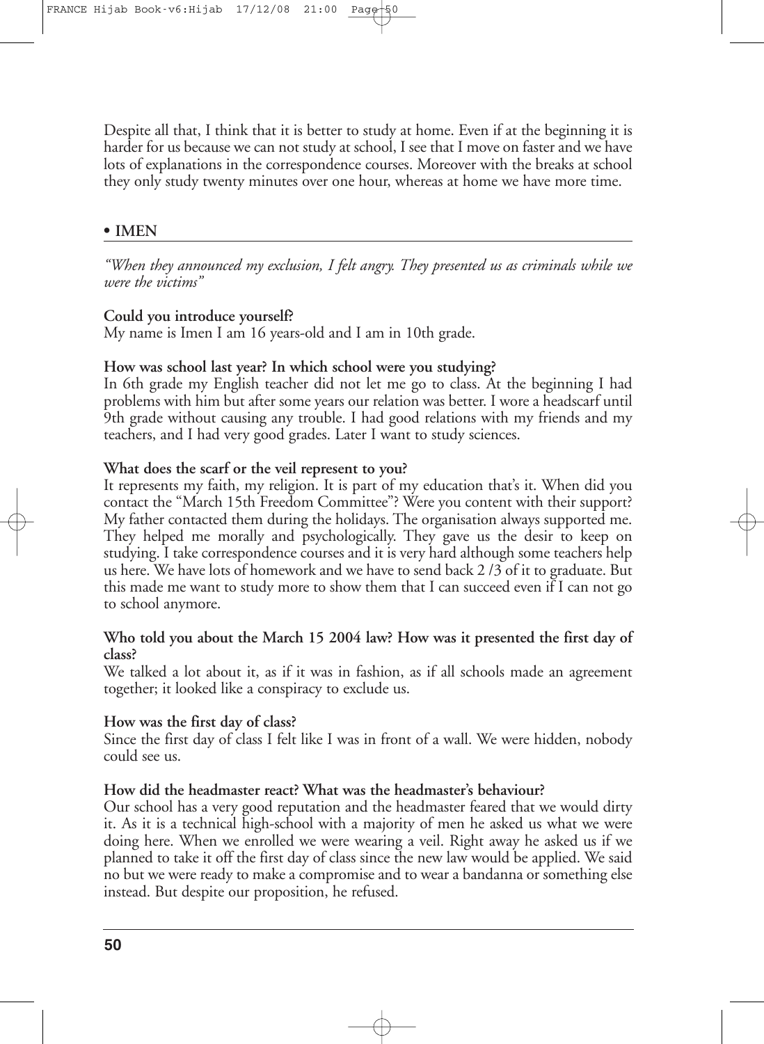Despite all that, I think that it is better to study at home. Even if at the beginning it is harder for us because we can not study at school, I see that I move on faster and we have lots of explanations in the correspondence courses. Moreover with the breaks at school they only study twenty minutes over one hour, whereas at home we have more time.

## • IMEN

*"When they announced my exclusion, I felt angry. They presented us as criminals while we were the victims"*

**Could you introduce yourself?**
My name is Imen I am 16 years-old and I am in 10th grade.

**How was school last year? In which school were you studying?**
In 6th grade my English teacher did not let me go to class. At the beginning I had problems with him but after some years our relation was better. I wore a headscarf until 9th grade without causing any trouble. I had good relations with my friends and my teachers, and I had very good grades. Later I want to study sciences.

**What does the scarf or the veil represent to you?**
It represents my faith, my religion. It is part of my education that's it. When did you contact the "March 15th Freedom Committee"? Were you content with their support? My father contacted them during the holidays. The organisation always supported me. They helped me morally and psychologically. They gave us the desir to keep on studying. I take correspondence courses and it is very hard although some teachers help us here. We have lots of homework and we have to send back 2 /3 of it to graduate. But this made me want to study more to show them that I can succeed even if I can not go to school anymore.

**Who told you about the March 15 2004 law? How was it presented the first day of class?**
We talked a lot about it, as if it was in fashion, as if all schools made an agreement together; it looked like a conspiracy to exclude us.

**How was the first day of class?**
Since the first day of class I felt like I was in front of a wall. We were hidden, nobody could see us.

**How did the headmaster react? What was the headmaster's behaviour?**
Our school has a very good reputation and the headmaster feared that we would dirty it. As it is a technical high-school with a majority of men he asked us what we were doing here. When we enrolled we were wearing a veil. Right away he asked us if we planned to take it off the first day of class since the new law would be applied. We said no but we were ready to make a compromise and to wear a bandanna or something else instead. But despite our proposition, he refused.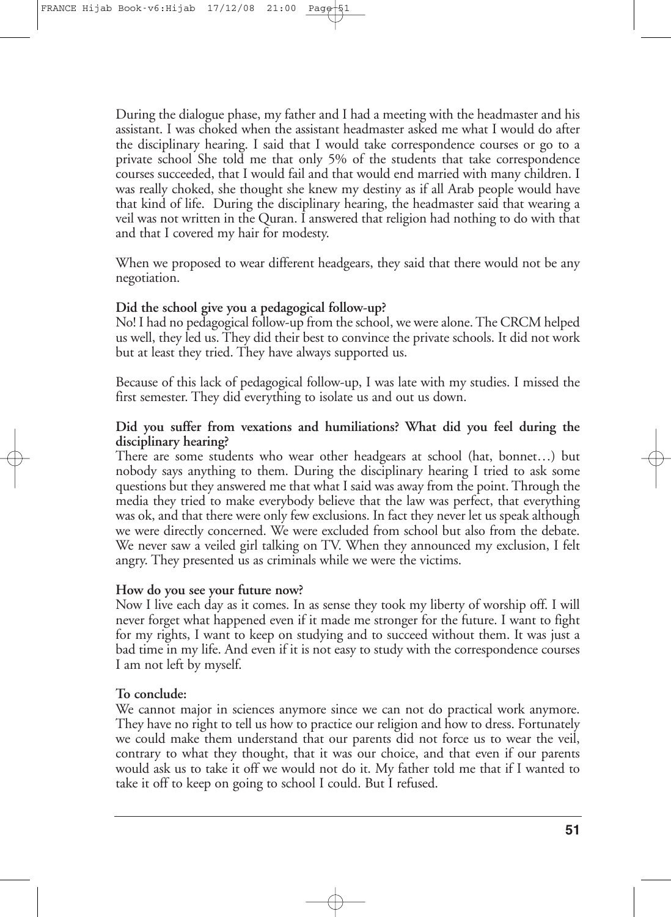During the dialogue phase, my father and I had a meeting with the headmaster and his assistant. I was choked when the assistant headmaster asked me what I would do after the disciplinary hearing. I said that I would take correspondence courses or go to a private school She told me that only 5% of the students that take correspondence courses succeeded, that I would fail and that would end married with many children. I was really choked, she thought she knew my destiny as if all Arab people would have that kind of life. During the disciplinary hearing, the headmaster said that wearing a veil was not written in the Quran. I answered that religion had nothing to do with that and that I covered my hair for modesty.

When we proposed to wear different headgears, they said that there would not be any negotiation.

**Did the school give you a pedagogical follow-up?**
No! I had no pedagogical follow-up from the school, we were alone. The CRCM helped us well, they led us. They did their best to convince the private schools. It did not work but at least they tried. They have always supported us.

Because of this lack of pedagogical follow-up, I was late with my studies. I missed the first semester. They did everything to isolate us and out us down.

**Did you suffer from vexations and humiliations? What did you feel during the disciplinary hearing?**
There are some students who wear other headgears at school (hat, bonnet…) but nobody says anything to them. During the disciplinary hearing I tried to ask some questions but they answered me that what I said was away from the point. Through the media they tried to make everybody believe that the law was perfect, that everything was ok, and that there were only few exclusions. In fact they never let us speak although we were directly concerned. We were excluded from school but also from the debate. We never saw a veiled girl talking on TV. When they announced my exclusion, I felt angry. They presented us as criminals while we were the victims.

**How do you see your future now?**
Now I live each day as it comes. In as sense they took my liberty of worship off. I will never forget what happened even if it made me stronger for the future. I want to fight for my rights, I want to keep on studying and to succeed without them. It was just a bad time in my life. And even if it is not easy to study with the correspondence courses I am not left by myself.

**To conclude:**
We cannot major in sciences anymore since we can not do practical work anymore. They have no right to tell us how to practice our religion and how to dress. Fortunately we could make them understand that our parents did not force us to wear the veil, contrary to what they thought, that it was our choice, and that even if our parents would ask us to take it off we would not do it. My father told me that if I wanted to take it off to keep on going to school I could. But I refused.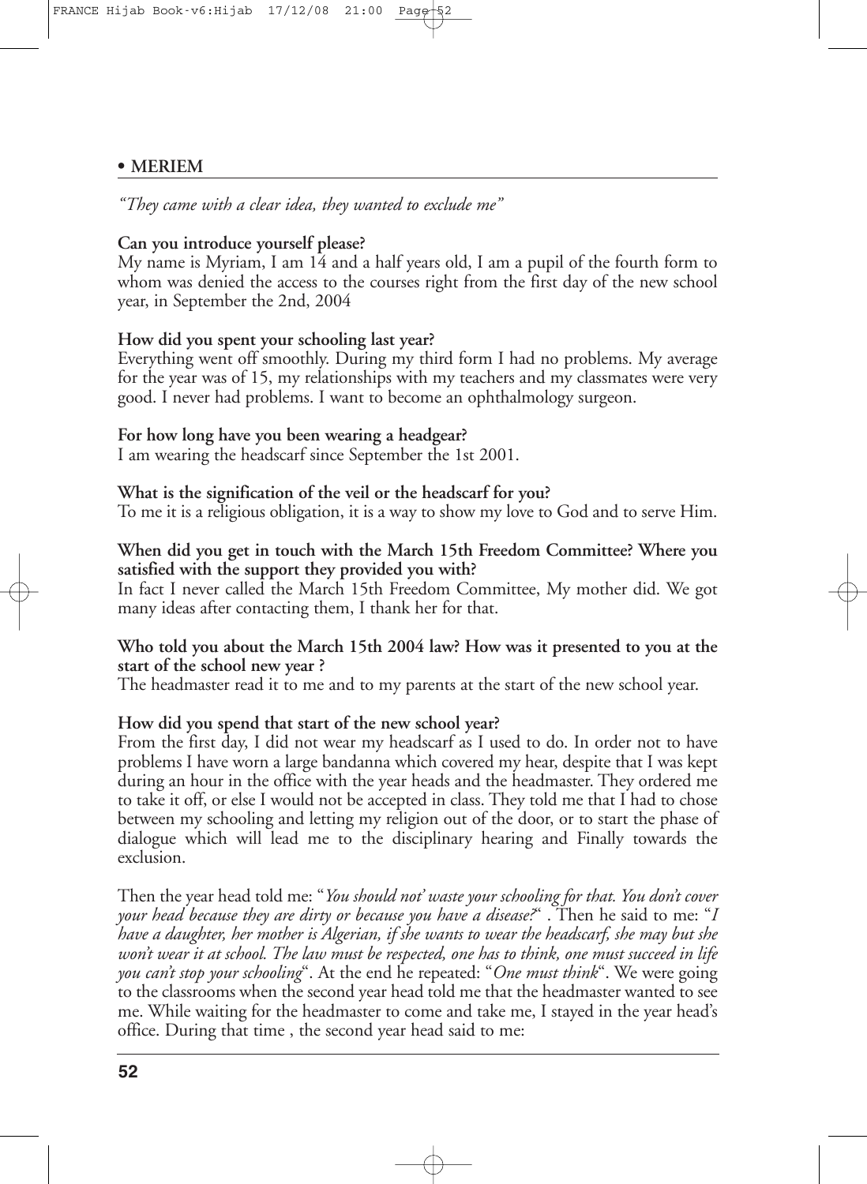## • MERIEM

*"They came with a clear idea, they wanted to exclude me"*

**Can you introduce yourself please?**
My name is Myriam, I am 14 and a half years old, I am a pupil of the fourth form to whom was denied the access to the courses right from the first day of the new school year, in September the 2nd, 2004

**How did you spent your schooling last year?**
Everything went off smoothly. During my third form I had no problems. My average for the year was of 15, my relationships with my teachers and my classmates were very good. I never had problems. I want to become an ophthalmology surgeon.

**For how long have you been wearing a headgear?**
I am wearing the headscarf since September the 1st 2001.

**What is the signification of the veil or the headscarf for you?**
To me it is a religious obligation, it is a way to show my love to God and to serve Him.

**When did you get in touch with the March 15th Freedom Committee? Where you satisfied with the support they provided you with?**
In fact I never called the March 15th Freedom Committee, My mother did. We got many ideas after contacting them, I thank her for that.

**Who told you about the March 15th 2004 law? How was it presented to you at the start of the school new year ?**
The headmaster read it to me and to my parents at the start of the new school year.

**How did you spend that start of the new school year?**
From the first day, I did not wear my headscarf as I used to do. In order not to have problems I have worn a large bandanna which covered my hear, despite that I was kept during an hour in the office with the year heads and the headmaster. They ordered me to take it off, or else I would not be accepted in class. They told me that I had to chose between my schooling and letting my religion out of the door, or to start the phase of dialogue which will lead me to the disciplinary hearing and Finally towards the exclusion.

Then the year head told me: "*You should not' waste your schooling for that. You don't cover your head because they are dirty or because you have a disease?*" . Then he said to me: "*I have a daughter, her mother is Algerian, if she wants to wear the headscarf, she may but she won't wear it at school. The law must be respected, one has to think, one must succeed in life you can't stop your schooling*". At the end he repeated: "*One must think*". We were going to the classrooms when the second year head told me that the headmaster wanted to see me. While waiting for the headmaster to come and take me, I stayed in the year head's office. During that time , the second year head said to me: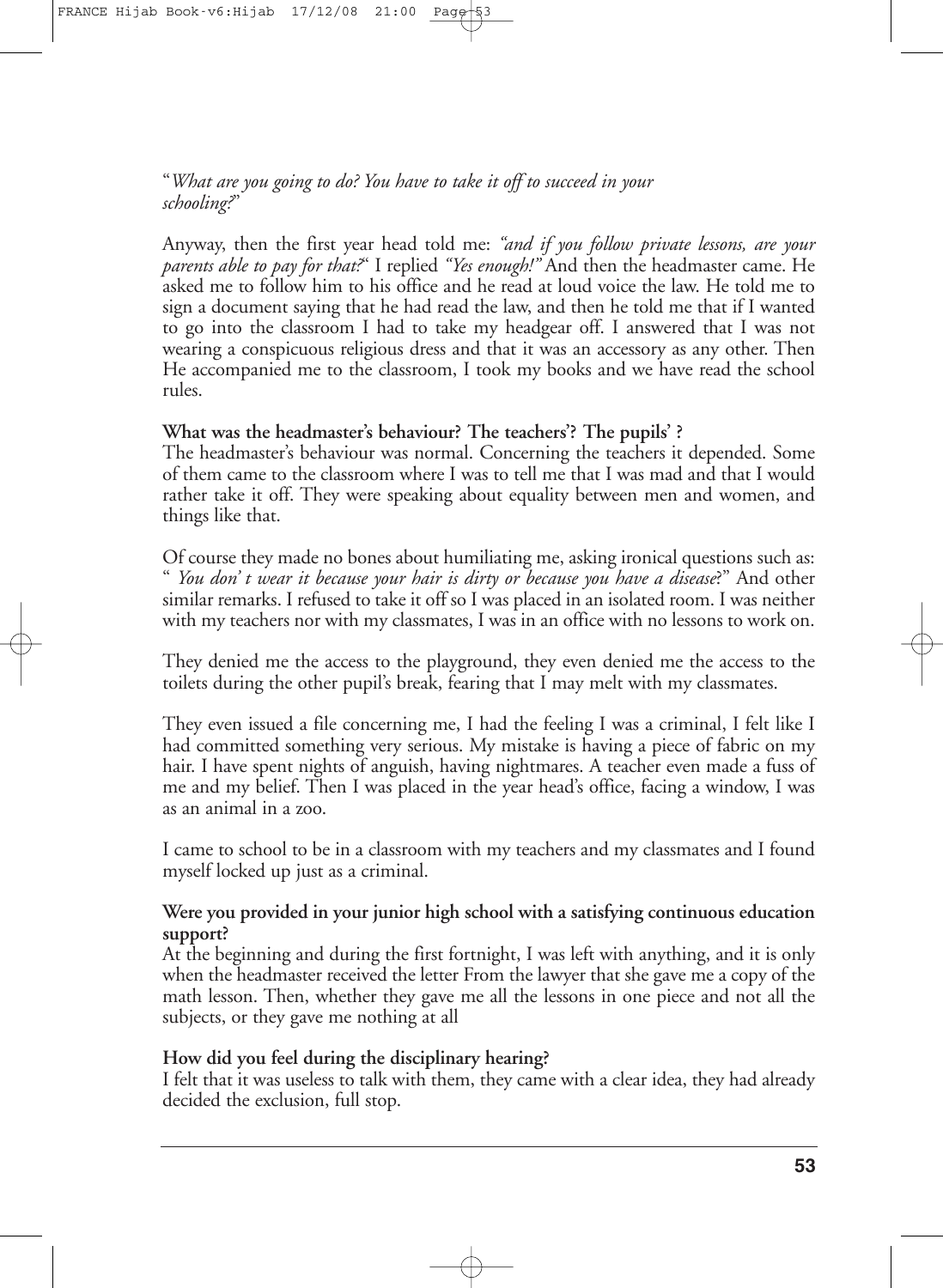"*What are you going to do? You have to take it off to succeed in your schooling?*"

Anyway, then the first year head told me: *"and if you follow private lessons, are your parents able to pay for that?*" I replied *"Yes enough!"* And then the headmaster came. He asked me to follow him to his office and he read at loud voice the law. He told me to sign a document saying that he had read the law, and then he told me that if I wanted to go into the classroom I had to take my headgear off. I answered that I was not wearing a conspicuous religious dress and that it was an accessory as any other. Then He accompanied me to the classroom, I took my books and we have read the school rules.

**What was the headmaster's behaviour? The teachers'? The pupils' ?**
The headmaster's behaviour was normal. Concerning the teachers it depended. Some of them came to the classroom where I was to tell me that I was mad and that I would rather take it off. They were speaking about equality between men and women, and things like that.

Of course they made no bones about humiliating me, asking ironical questions such as: " *You don' t wear it because your hair is dirty or because you have a disease*?" And other similar remarks. I refused to take it off so I was placed in an isolated room. I was neither with my teachers nor with my classmates, I was in an office with no lessons to work on.

They denied me the access to the playground, they even denied me the access to the toilets during the other pupil's break, fearing that I may melt with my classmates.

They even issued a file concerning me, I had the feeling I was a criminal, I felt like I had committed something very serious. My mistake is having a piece of fabric on my hair. I have spent nights of anguish, having nightmares. A teacher even made a fuss of me and my belief. Then I was placed in the year head's office, facing a window, I was as an animal in a zoo.

I came to school to be in a classroom with my teachers and my classmates and I found myself locked up just as a criminal.

**Were you provided in your junior high school with a satisfying continuous education support?**
At the beginning and during the first fortnight, I was left with anything, and it is only when the headmaster received the letter From the lawyer that she gave me a copy of the math lesson. Then, whether they gave me all the lessons in one piece and not all the subjects, or they gave me nothing at all

**How did you feel during the disciplinary hearing?**
I felt that it was useless to talk with them, they came with a clear idea, they had already decided the exclusion, full stop.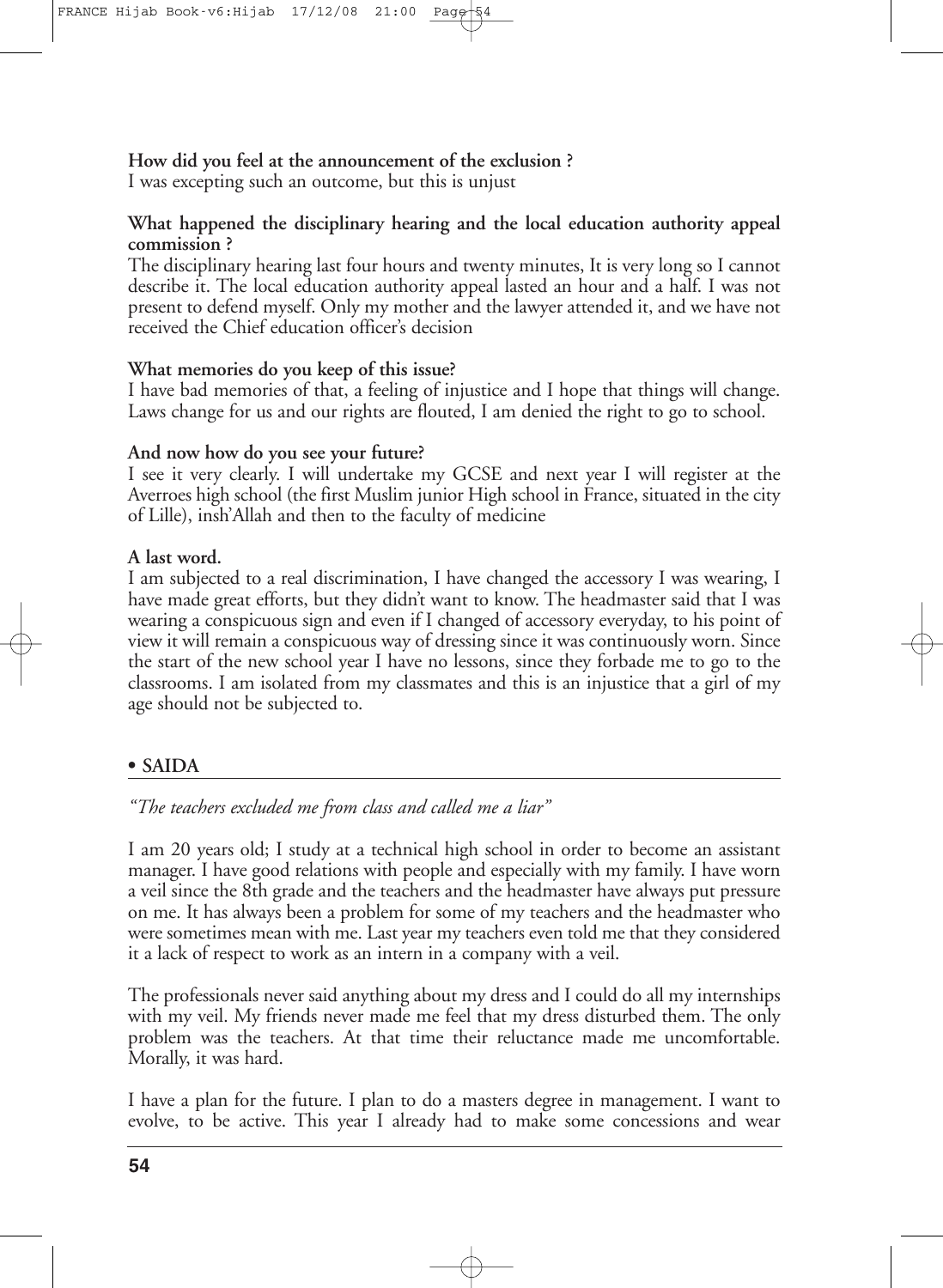**How did you feel at the announcement of the exclusion ?**
I was excepting such an outcome, but this is unjust

**What happened the disciplinary hearing and the local education authority appeal commission ?**
The disciplinary hearing last four hours and twenty minutes, It is very long so I cannot describe it. The local education authority appeal lasted an hour and a half. I was not present to defend myself. Only my mother and the lawyer attended it, and we have not received the Chief education officer's decision

**What memories do you keep of this issue?**
I have bad memories of that, a feeling of injustice and I hope that things will change. Laws change for us and our rights are flouted, I am denied the right to go to school.

**And now how do you see your future?**
I see it very clearly. I will undertake my GCSE and next year I will register at the Averroes high school (the first Muslim junior High school in France, situated in the city of Lille), insh'Allah and then to the faculty of medicine

**A last word.**
I am subjected to a real discrimination, I have changed the accessory I was wearing, I have made great efforts, but they didn't want to know. The headmaster said that I was wearing a conspicuous sign and even if I changed of accessory everyday, to his point of view it will remain a conspicuous way of dressing since it was continuously worn. Since the start of the new school year I have no lessons, since they forbade me to go to the classrooms. I am isolated from my classmates and this is an injustice that a girl of my age should not be subjected to.

## • SAIDA

*"The teachers excluded me from class and called me a liar"*

I am 20 years old; I study at a technical high school in order to become an assistant manager. I have good relations with people and especially with my family. I have worn a veil since the 8th grade and the teachers and the headmaster have always put pressure on me. It has always been a problem for some of my teachers and the headmaster who were sometimes mean with me. Last year my teachers even told me that they considered it a lack of respect to work as an intern in a company with a veil.

The professionals never said anything about my dress and I could do all my internships with my veil. My friends never made me feel that my dress disturbed them. The only problem was the teachers. At that time their reluctance made me uncomfortable. Morally, it was hard.

I have a plan for the future. I plan to do a masters degree in management. I want to evolve, to be active. This year I already had to make some concessions and wear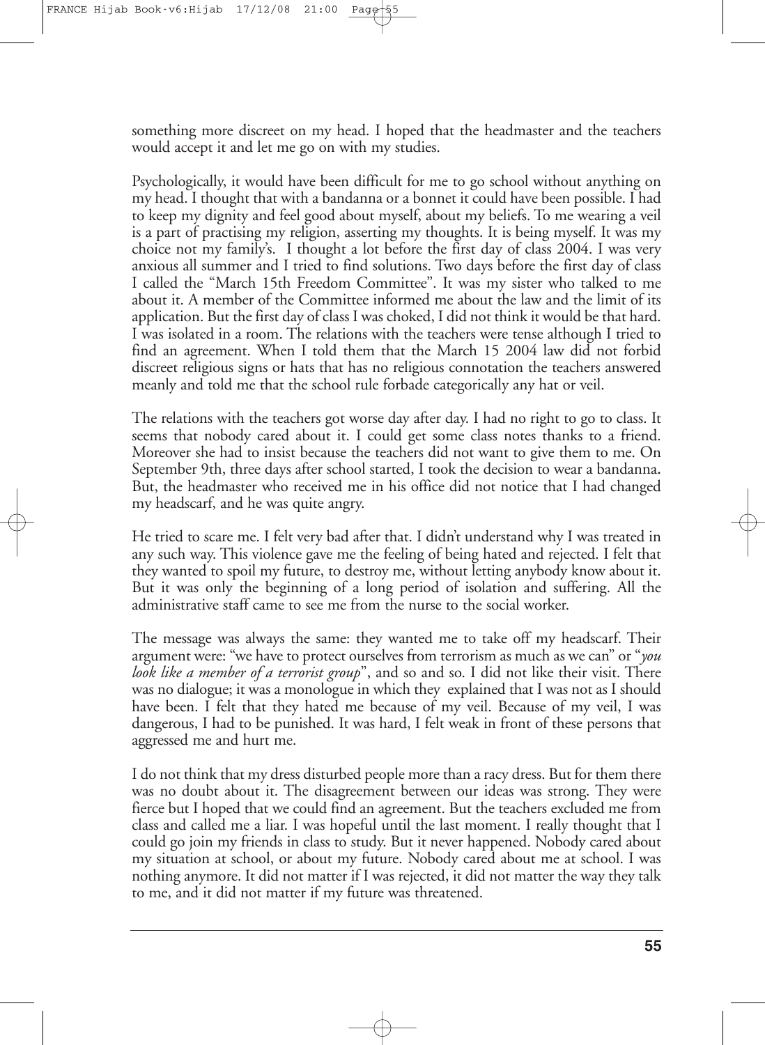something more discreet on my head. I hoped that the headmaster and the teachers would accept it and let me go on with my studies.

Psychologically, it would have been difficult for me to go school without anything on my head. I thought that with a bandanna or a bonnet it could have been possible. I had to keep my dignity and feel good about myself, about my beliefs. To me wearing a veil is a part of practising my religion, asserting my thoughts. It is being myself. It was my choice not my family's. I thought a lot before the first day of class 2004. I was very anxious all summer and I tried to find solutions. Two days before the first day of class I called the "March 15th Freedom Committee". It was my sister who talked to me about it. A member of the Committee informed me about the law and the limit of its application. But the first day of class I was choked, I did not think it would be that hard. I was isolated in a room. The relations with the teachers were tense although I tried to find an agreement. When I told them that the March 15 2004 law did not forbid discreet religious signs or hats that has no religious connotation the teachers answered meanly and told me that the school rule forbade categorically any hat or veil.

The relations with the teachers got worse day after day. I had no right to go to class. It seems that nobody cared about it. I could get some class notes thanks to a friend. Moreover she had to insist because the teachers did not want to give them to me. On September 9th, three days after school started, I took the decision to wear a bandanna**.** But, the headmaster who received me in his office did not notice that I had changed my headscarf, and he was quite angry.

He tried to scare me. I felt very bad after that. I didn't understand why I was treated in any such way. This violence gave me the feeling of being hated and rejected. I felt that they wanted to spoil my future, to destroy me, without letting anybody know about it. But it was only the beginning of a long period of isolation and suffering. All the administrative staff came to see me from the nurse to the social worker.

The message was always the same: they wanted me to take off my headscarf. Their argument were: "we have to protect ourselves from terrorism as much as we can" or "*you look like a member of a terrorist group*", and so and so. I did not like their visit. There was no dialogue; it was a monologue in which they explained that I was not as I should have been. I felt that they hated me because of my veil. Because of my veil, I was dangerous, I had to be punished. It was hard, I felt weak in front of these persons that aggressed me and hurt me.

I do not think that my dress disturbed people more than a racy dress. But for them there was no doubt about it. The disagreement between our ideas was strong. They were fierce but I hoped that we could find an agreement. But the teachers excluded me from class and called me a liar. I was hopeful until the last moment. I really thought that I could go join my friends in class to study. But it never happened. Nobody cared about my situation at school, or about my future. Nobody cared about me at school. I was nothing anymore. It did not matter if I was rejected, it did not matter the way they talk to me, and it did not matter if my future was threatened.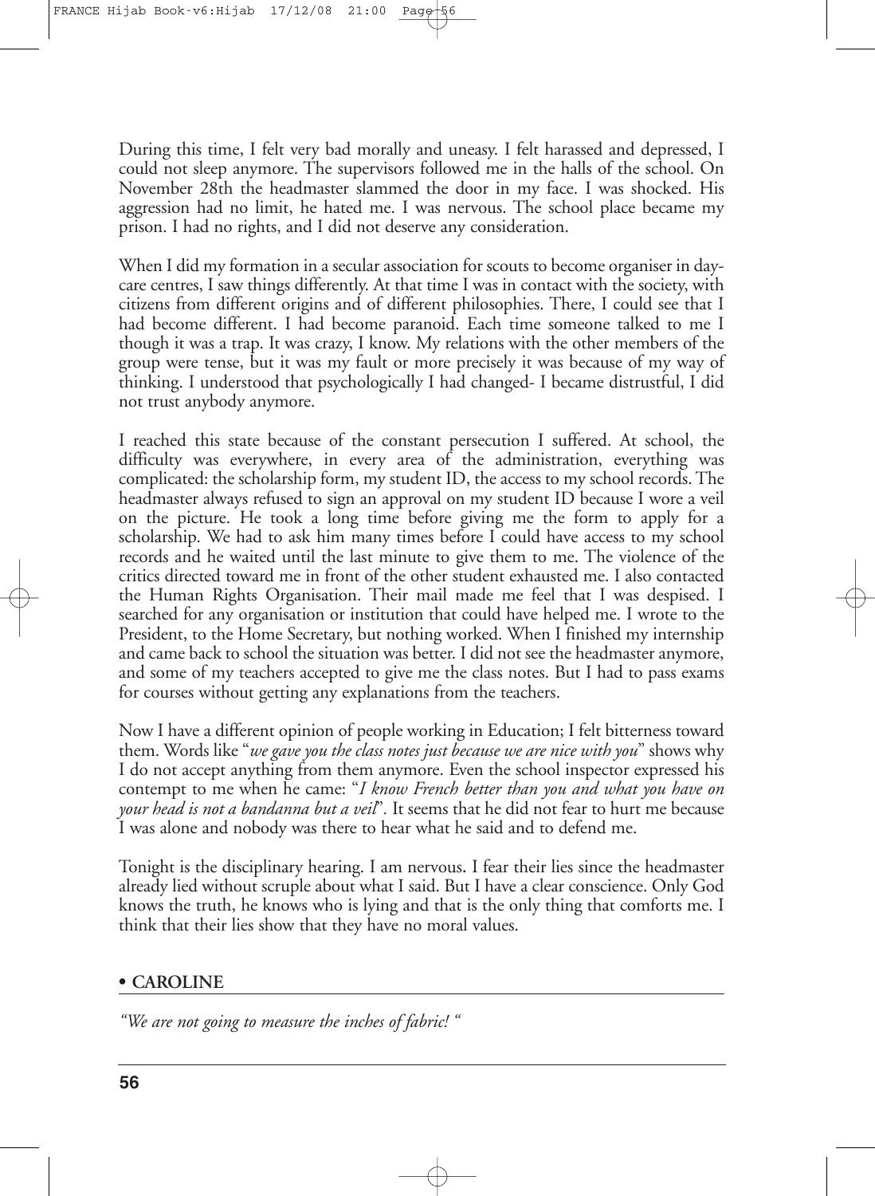During this time, I felt very bad morally and uneasy. I felt harassed and depressed, I could not sleep anymore. The supervisors followed me in the halls of the school. On November 28th the headmaster slammed the door in my face. I was shocked. His aggression had no limit, he hated me. I was nervous. The school place became my prison. I had no rights, and I did not deserve any consideration.

When I did my formation in a secular association for scouts to become organiser in day-care centres, I saw things differently. At that time I was in contact with the society, with citizens from different origins and of different philosophies. There, I could see that I had become different. I had become paranoid. Each time someone talked to me I though it was a trap. It was crazy, I know. My relations with the other members of the group were tense, but it was my fault or more precisely it was because of my way of thinking. I understood that psychologically I had changed- I became distrustful, I did not trust anybody anymore.

I reached this state because of the constant persecution I suffered. At school, the difficulty was everywhere, in every area of the administration, everything was complicated: the scholarship form, my student ID, the access to my school records. The headmaster always refused to sign an approval on my student ID because I wore a veil on the picture. He took a long time before giving me the form to apply for a scholarship. We had to ask him many times before I could have access to my school records and he waited until the last minute to give them to me. The violence of the critics directed toward me in front of the other student exhausted me. I also contacted the Human Rights Organisation. Their mail made me feel that I was despised. I searched for any organisation or institution that could have helped me. I wrote to the President, to the Home Secretary, but nothing worked. When I finished my internship and came back to school the situation was better. I did not see the headmaster anymore, and some of my teachers accepted to give me the class notes. But I had to pass exams for courses without getting any explanations from the teachers.

Now I have a different opinion of people working in Education; I felt bitterness toward them. Words like "*we gave you the class notes just because we are nice with you*" shows why I do not accept anything from them anymore. Even the school inspector expressed his contempt to me when he came: "*I know French better than you and what you have on your head is not a bandanna but a veil*". It seems that he did not fear to hurt me because I was alone and nobody was there to hear what he said and to defend me.

Tonight is the disciplinary hearing. I am nervous. I fear their lies since the headmaster already lied without scruple about what I said. But I have a clear conscience. Only God knows the truth, he knows who is lying and that is the only thing that comforts me. I think that their lies show that they have no moral values.

## • CAROLINE

*"We are not going to measure the inches of fabric! "*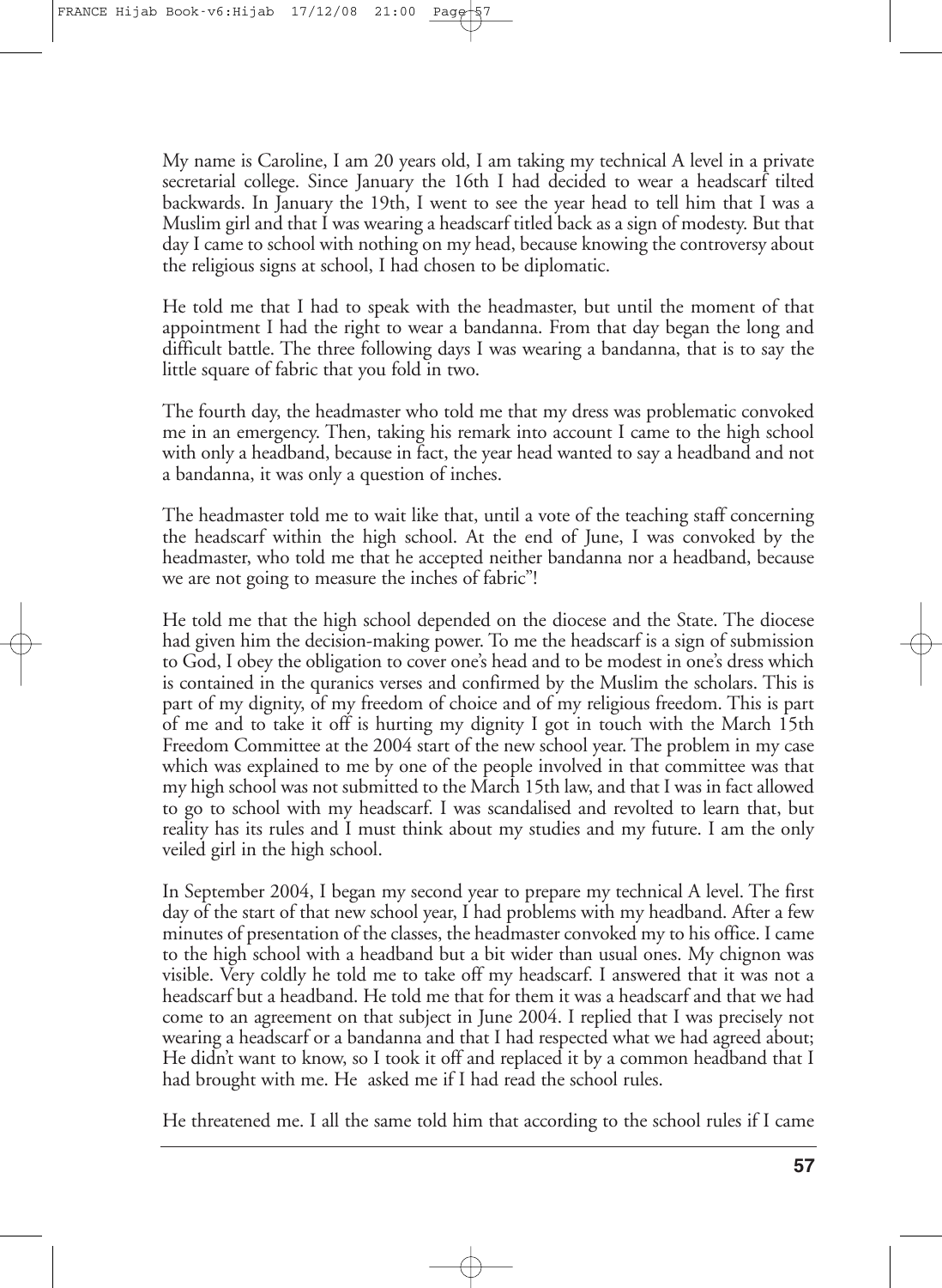My name is Caroline, I am 20 years old, I am taking my technical A level in a private secretarial college. Since January the 16th I had decided to wear a headscarf tilted backwards. In January the 19th, I went to see the year head to tell him that I was a Muslim girl and that I was wearing a headscarf titled back as a sign of modesty. But that day I came to school with nothing on my head, because knowing the controversy about the religious signs at school, I had chosen to be diplomatic.

He told me that I had to speak with the headmaster, but until the moment of that appointment I had the right to wear a bandanna. From that day began the long and difficult battle. The three following days I was wearing a bandanna, that is to say the little square of fabric that you fold in two.

The fourth day, the headmaster who told me that my dress was problematic convoked me in an emergency. Then, taking his remark into account I came to the high school with only a headband, because in fact, the year head wanted to say a headband and not a bandanna, it was only a question of inches.

The headmaster told me to wait like that, until a vote of the teaching staff concerning the headscarf within the high school. At the end of June, I was convoked by the headmaster, who told me that he accepted neither bandanna nor a headband, because we are not going to measure the inches of fabric"!

He told me that the high school depended on the diocese and the State. The diocese had given him the decision-making power. To me the headscarf is a sign of submission to God, I obey the obligation to cover one's head and to be modest in one's dress which is contained in the quranics verses and confirmed by the Muslim the scholars. This is part of my dignity, of my freedom of choice and of my religious freedom. This is part of me and to take it off is hurting my dignity I got in touch with the March 15th Freedom Committee at the 2004 start of the new school year. The problem in my case which was explained to me by one of the people involved in that committee was that my high school was not submitted to the March 15th law, and that I was in fact allowed to go to school with my headscarf. I was scandalised and revolted to learn that, but reality has its rules and I must think about my studies and my future. I am the only veiled girl in the high school.

In September 2004, I began my second year to prepare my technical A level. The first day of the start of that new school year, I had problems with my headband. After a few minutes of presentation of the classes, the headmaster convoked my to his office. I came to the high school with a headband but a bit wider than usual ones. My chignon was visible. Very coldly he told me to take off my headscarf. I answered that it was not a headscarf but a headband. He told me that for them it was a headscarf and that we had come to an agreement on that subject in June 2004. I replied that I was precisely not wearing a headscarf or a bandanna and that I had respected what we had agreed about; He didn't want to know, so I took it off and replaced it by a common headband that I had brought with me. He asked me if I had read the school rules.

He threatened me. I all the same told him that according to the school rules if I came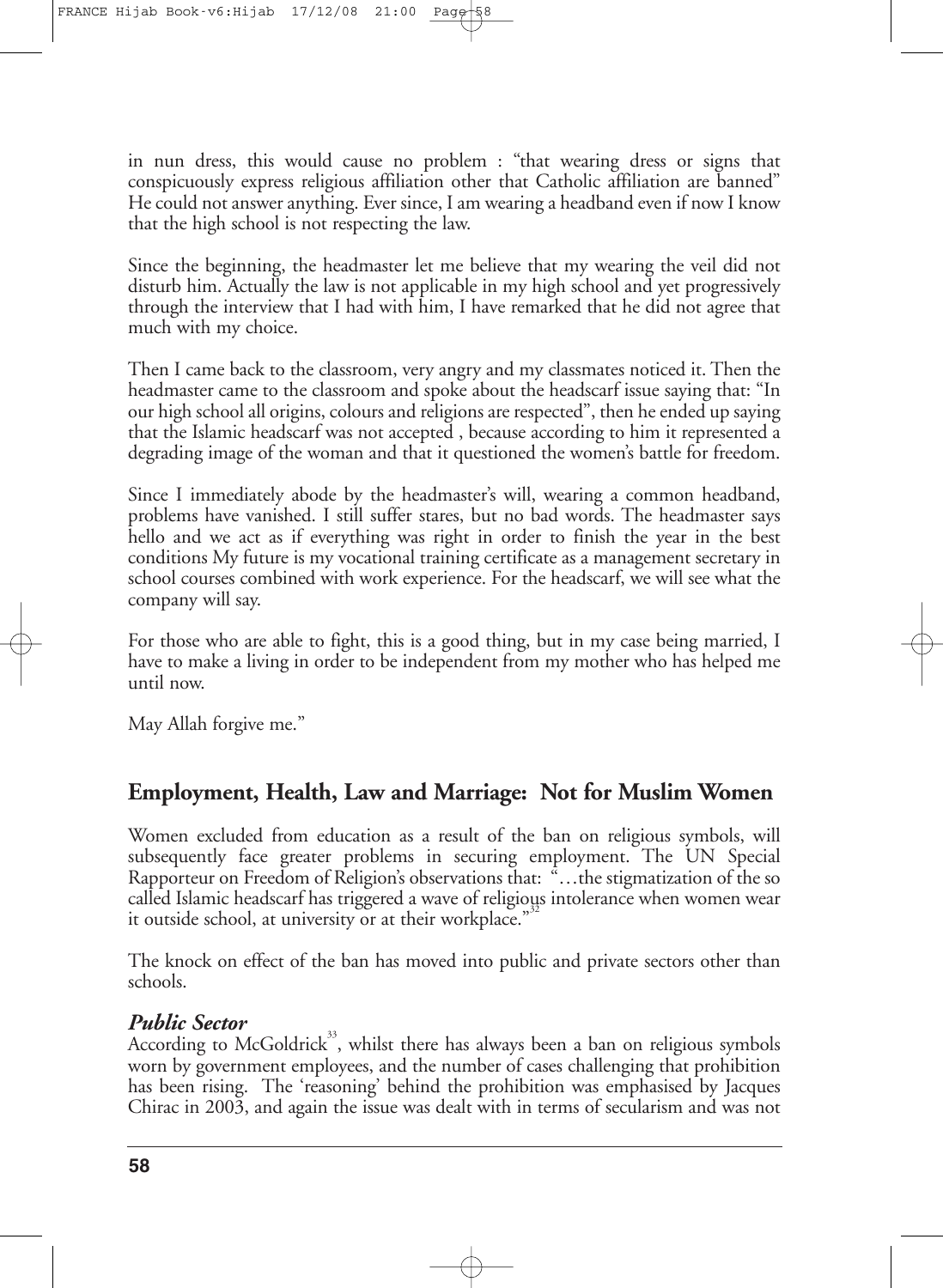in nun dress, this would cause no problem : "that wearing dress or signs that conspicuously express religious affiliation other that Catholic affiliation are banned" He could not answer anything. Ever since, I am wearing a headband even if now I know that the high school is not respecting the law.

Since the beginning, the headmaster let me believe that my wearing the veil did not disturb him. Actually the law is not applicable in my high school and yet progressively through the interview that I had with him, I have remarked that he did not agree that much with my choice.

Then I came back to the classroom, very angry and my classmates noticed it. Then the headmaster came to the classroom and spoke about the headscarf issue saying that: "In our high school all origins, colours and religions are respected", then he ended up saying that the Islamic headscarf was not accepted , because according to him it represented a degrading image of the woman and that it questioned the women's battle for freedom.

Since I immediately abode by the headmaster's will, wearing a common headband, problems have vanished. I still suffer stares, but no bad words. The headmaster says hello and we act as if everything was right in order to finish the year in the best conditions My future is my vocational training certificate as a management secretary in school courses combined with work experience. For the headscarf, we will see what the company will say.

For those who are able to fight, this is a good thing, but in my case being married, I have to make a living in order to be independent from my mother who has helped me until now.

May Allah forgive me."

## Employment, Health, Law and Marriage: Not for Muslim Women

Women excluded from education as a result of the ban on religious symbols, will subsequently face greater problems in securing employment. The UN Special Rapporteur on Freedom of Religion's observations that: "…the stigmatization of the so called Islamic headscarf has triggered a wave of religious intolerance when women wear it outside school, at university or at their workplace."[32]

The knock on effect of the ban has moved into public and private sectors other than schools.

### *Public Sector*

According to McGoldrick[33], whilst there has always been a ban on religious symbols worn by government employees, and the number of cases challenging that prohibition has been rising. The 'reasoning' behind the prohibition was emphasised by Jacques Chirac in 2003, and again the issue was dealt with in terms of secularism and was not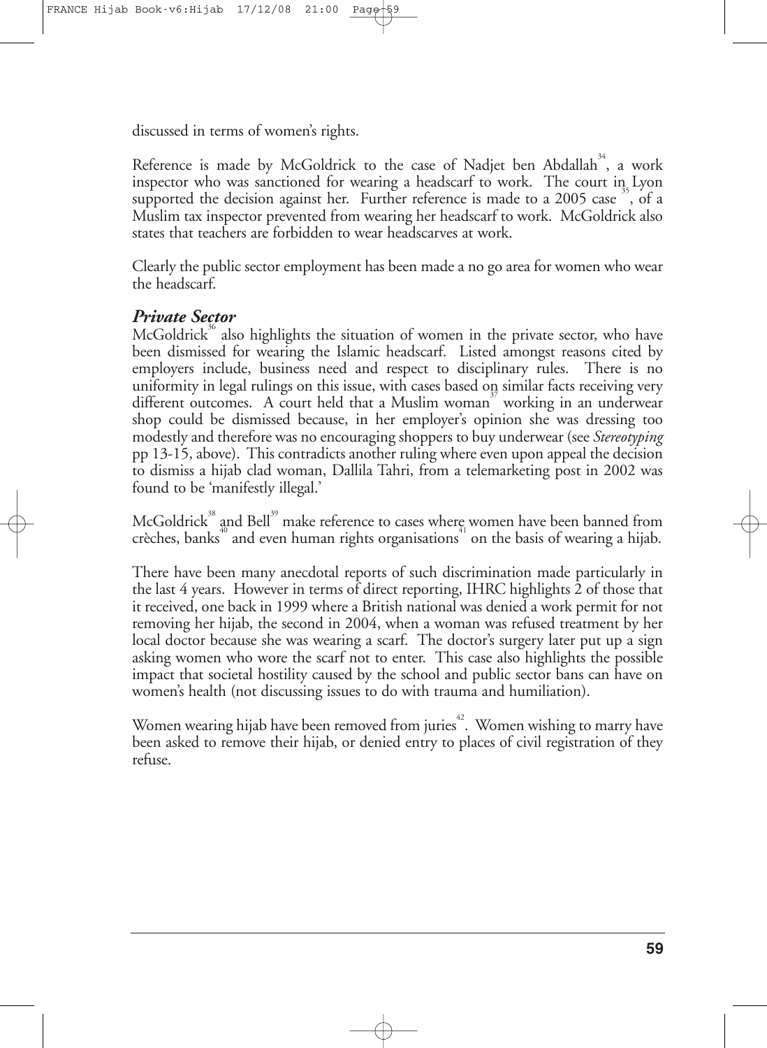discussed in terms of women's rights.

Reference is made by McGoldrick to the case of Nadjet ben Abdallah[34], a work inspector who was sanctioned for wearing a headscarf to work. The court in Lyon supported the decision against her. Further reference is made to a 2005 case[35], of a Muslim tax inspector prevented from wearing her headscarf to work. McGoldrick also states that teachers are forbidden to wear headscarves at work.

Clearly the public sector employment has been made a no go area for women who wear the headscarf.

### *Private Sector*

McGoldrick[36] also highlights the situation of women in the private sector, who have been dismissed for wearing the Islamic headscarf. Listed amongst reasons cited by employers include, business need and respect to disciplinary rules. There is no uniformity in legal rulings on this issue, with cases based on similar facts receiving very different outcomes. A court held that a Muslim woman[37] working in an underwear shop could be dismissed because, in her employer's opinion she was dressing too modestly and therefore was no encouraging shoppers to buy underwear (see *Stereotyping* pp 13-15, above). This contradicts another ruling where even upon appeal the decision to dismiss a hijab clad woman, Dallila Tahri, from a telemarketing post in 2002 was found to be 'manifestly illegal.'

McGoldrick[38] and Bell[39] make reference to cases where women have been banned from crèches, banks[40] and even human rights organisations[41] on the basis of wearing a hijab.

There have been many anecdotal reports of such discrimination made particularly in the last 4 years. However in terms of direct reporting, IHRC highlights 2 of those that it received, one back in 1999 where a British national was denied a work permit for not removing her hijab, the second in 2004, when a woman was refused treatment by her local doctor because she was wearing a scarf. The doctor's surgery later put up a sign asking women who wore the scarf not to enter. This case also highlights the possible impact that societal hostility caused by the school and public sector bans can have on women's health (not discussing issues to do with trauma and humiliation).

Women wearing hijab have been removed from juries[42]. Women wishing to marry have been asked to remove their hijab, or denied entry to places of civil registration of they refuse.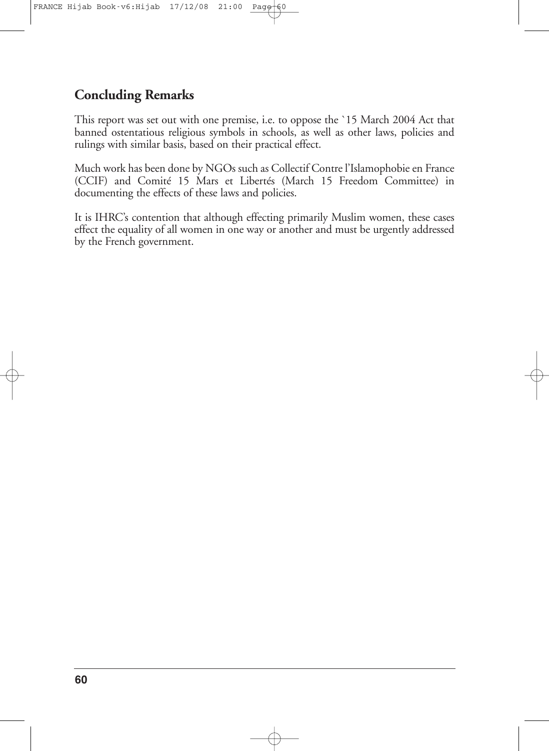## Concluding Remarks

This report was set out with one premise, i.e. to oppose the `15 March 2004 Act that banned ostentatious religious symbols in schools, as well as other laws, policies and rulings with similar basis, based on their practical effect.

Much work has been done by NGOs such as Collectif Contre l'Islamophobie en France (CCIF) and Comité 15 Mars et Libertés (March 15 Freedom Committee) in documenting the effects of these laws and policies.

It is IHRC's contention that although effecting primarily Muslim women, these cases effect the equality of all women in one way or another and must be urgently addressed by the French government.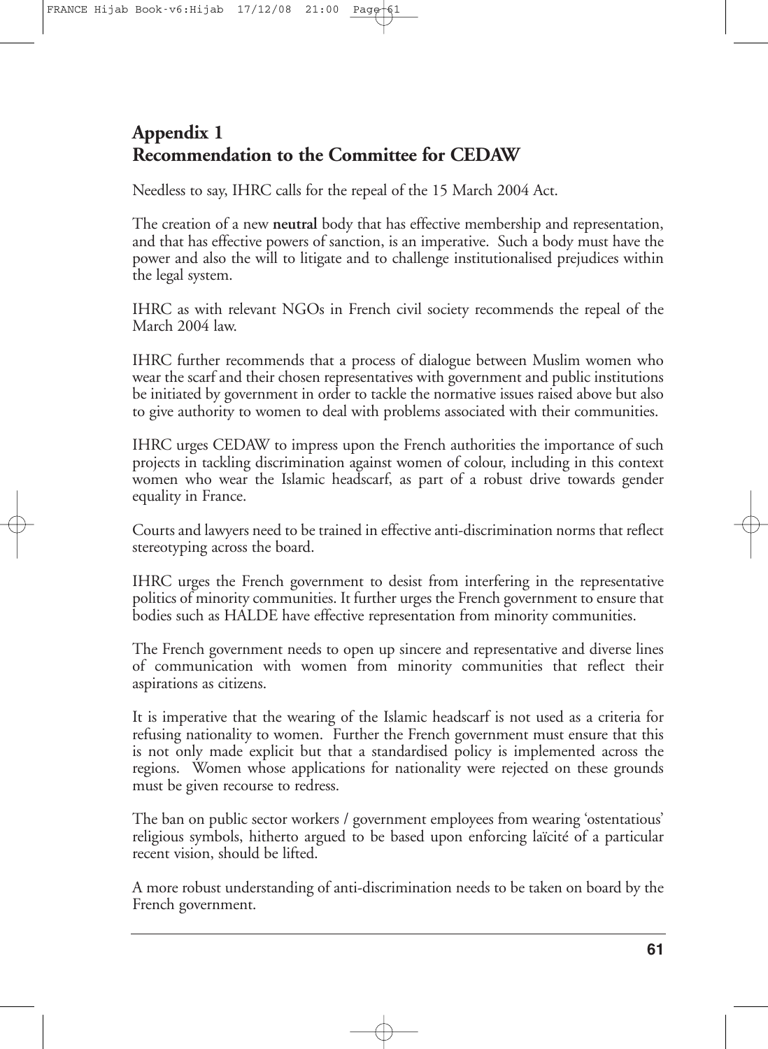## Appendix 1
## Recommendation to the Committee for CEDAW

Needless to say, IHRC calls for the repeal of the 15 March 2004 Act.

The creation of a new **neutral** body that has effective membership and representation, and that has effective powers of sanction, is an imperative. Such a body must have the power and also the will to litigate and to challenge institutionalised prejudices within the legal system.

IHRC as with relevant NGOs in French civil society recommends the repeal of the March 2004 law.

IHRC further recommends that a process of dialogue between Muslim women who wear the scarf and their chosen representatives with government and public institutions be initiated by government in order to tackle the normative issues raised above but also to give authority to women to deal with problems associated with their communities.

IHRC urges CEDAW to impress upon the French authorities the importance of such projects in tackling discrimination against women of colour, including in this context women who wear the Islamic headscarf, as part of a robust drive towards gender equality in France.

Courts and lawyers need to be trained in effective anti-discrimination norms that reflect stereotyping across the board.

IHRC urges the French government to desist from interfering in the representative politics of minority communities. It further urges the French government to ensure that bodies such as HALDE have effective representation from minority communities.

The French government needs to open up sincere and representative and diverse lines of communication with women from minority communities that reflect their aspirations as citizens.

It is imperative that the wearing of the Islamic headscarf is not used as a criteria for refusing nationality to women. Further the French government must ensure that this is not only made explicit but that a standardised policy is implemented across the regions. Women whose applications for nationality were rejected on these grounds must be given recourse to redress.

The ban on public sector workers / government employees from wearing 'ostentatious' religious symbols, hitherto argued to be based upon enforcing laïcité of a particular recent vision, should be lifted.

A more robust understanding of anti-discrimination needs to be taken on board by the French government.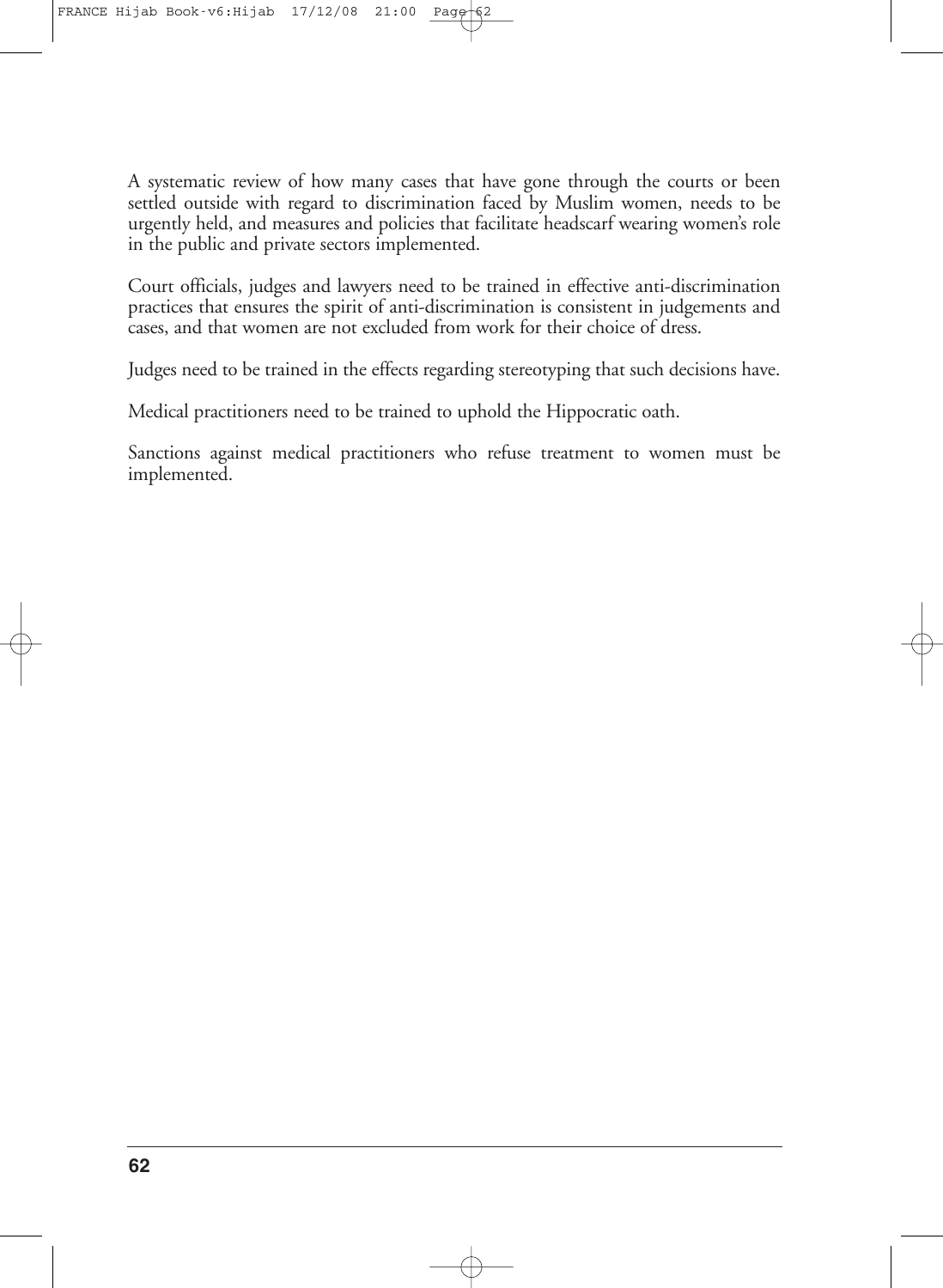A systematic review of how many cases that have gone through the courts or been settled outside with regard to discrimination faced by Muslim women, needs to be urgently held, and measures and policies that facilitate headscarf wearing women's role in the public and private sectors implemented.

Court officials, judges and lawyers need to be trained in effective anti-discrimination practices that ensures the spirit of anti-discrimination is consistent in judgements and cases, and that women are not excluded from work for their choice of dress.

Judges need to be trained in the effects regarding stereotyping that such decisions have.

Medical practitioners need to be trained to uphold the Hippocratic oath.

Sanctions against medical practitioners who refuse treatment to women must be implemented.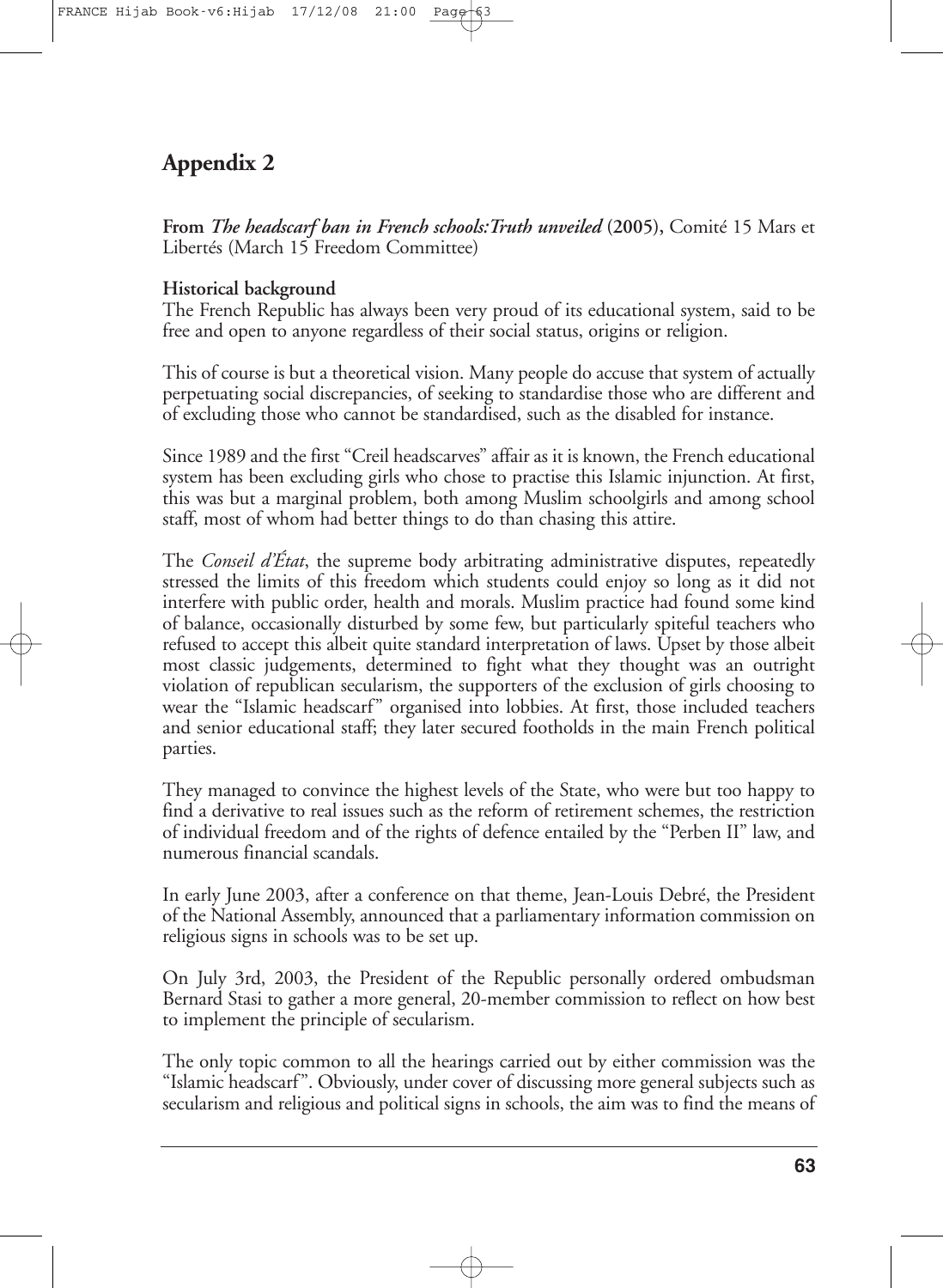# Appendix 2

**From *The headscarf ban in French schools:Truth unveiled* (2005),** Comité 15 Mars et Libertés (March 15 Freedom Committee)

**Historical background**

The French Republic has always been very proud of its educational system, said to be free and open to anyone regardless of their social status, origins or religion.

This of course is but a theoretical vision. Many people do accuse that system of actually perpetuating social discrepancies, of seeking to standardise those who are different and of excluding those who cannot be standardised, such as the disabled for instance.

Since 1989 and the first "Creil headscarves" affair as it is known, the French educational system has been excluding girls who chose to practise this Islamic injunction. At first, this was but a marginal problem, both among Muslim schoolgirls and among school staff, most of whom had better things to do than chasing this attire.

The *Conseil d'État*, the supreme body arbitrating administrative disputes, repeatedly stressed the limits of this freedom which students could enjoy so long as it did not interfere with public order, health and morals. Muslim practice had found some kind of balance, occasionally disturbed by some few, but particularly spiteful teachers who refused to accept this albeit quite standard interpretation of laws. Upset by those albeit most classic judgements, determined to fight what they thought was an outright violation of republican secularism, the supporters of the exclusion of girls choosing to wear the "Islamic headscarf" organised into lobbies. At first, those included teachers and senior educational staff; they later secured footholds in the main French political parties.

They managed to convince the highest levels of the State, who were but too happy to find a derivative to real issues such as the reform of retirement schemes, the restriction of individual freedom and of the rights of defence entailed by the "Perben II" law, and numerous financial scandals.

In early June 2003, after a conference on that theme, Jean-Louis Debré, the President of the National Assembly, announced that a parliamentary information commission on religious signs in schools was to be set up.

On July 3rd, 2003, the President of the Republic personally ordered ombudsman Bernard Stasi to gather a more general, 20-member commission to reflect on how best to implement the principle of secularism.

The only topic common to all the hearings carried out by either commission was the "Islamic headscarf". Obviously, under cover of discussing more general subjects such as secularism and religious and political signs in schools, the aim was to find the means of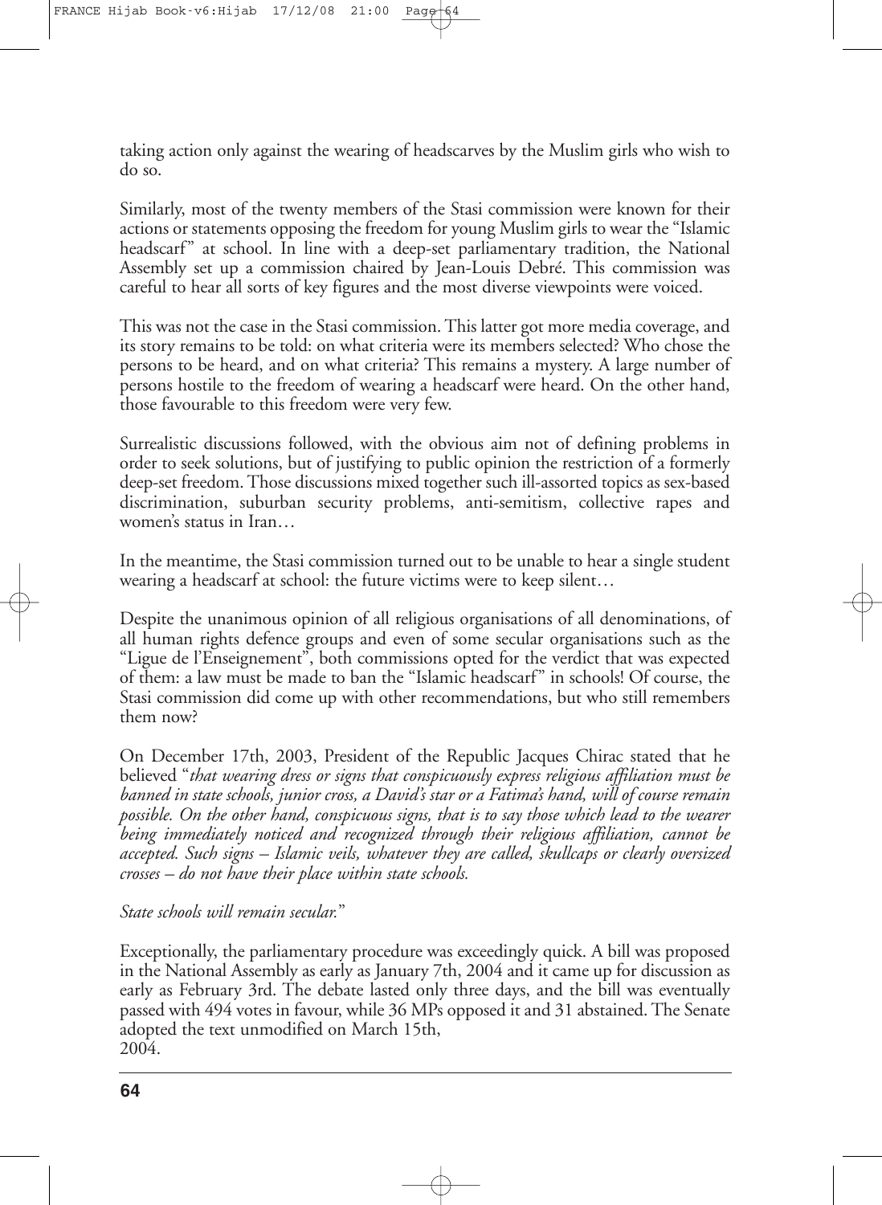taking action only against the wearing of headscarves by the Muslim girls who wish to do so.

Similarly, most of the twenty members of the Stasi commission were known for their actions or statements opposing the freedom for young Muslim girls to wear the "Islamic headscarf" at school. In line with a deep-set parliamentary tradition, the National Assembly set up a commission chaired by Jean-Louis Debré. This commission was careful to hear all sorts of key figures and the most diverse viewpoints were voiced.

This was not the case in the Stasi commission. This latter got more media coverage, and its story remains to be told: on what criteria were its members selected? Who chose the persons to be heard, and on what criteria? This remains a mystery. A large number of persons hostile to the freedom of wearing a headscarf were heard. On the other hand, those favourable to this freedom were very few.

Surrealistic discussions followed, with the obvious aim not of defining problems in order to seek solutions, but of justifying to public opinion the restriction of a formerly deep-set freedom. Those discussions mixed together such ill-assorted topics as sex-based discrimination, suburban security problems, anti-semitism, collective rapes and women's status in Iran…

In the meantime, the Stasi commission turned out to be unable to hear a single student wearing a headscarf at school: the future victims were to keep silent…

Despite the unanimous opinion of all religious organisations of all denominations, of all human rights defence groups and even of some secular organisations such as the "Ligue de l'Enseignement", both commissions opted for the verdict that was expected of them: a law must be made to ban the "Islamic headscarf" in schools! Of course, the Stasi commission did come up with other recommendations, but who still remembers them now?

On December 17th, 2003, President of the Republic Jacques Chirac stated that he believed "*that wearing dress or signs that conspicuously express religious affiliation must be banned in state schools, junior cross, a David's star or a Fatima's hand, will of course remain possible. On the other hand, conspicuous signs, that is to say those which lead to the wearer being immediately noticed and recognized through their religious affiliation, cannot be accepted. Such signs – Islamic veils, whatever they are called, skullcaps or clearly oversized crosses – do not have their place within state schools.*

*State schools will remain secular.*"

Exceptionally, the parliamentary procedure was exceedingly quick. A bill was proposed in the National Assembly as early as January 7th, 2004 and it came up for discussion as early as February 3rd. The debate lasted only three days, and the bill was eventually passed with 494 votes in favour, while 36 MPs opposed it and 31 abstained. The Senate adopted the text unmodified on March 15th, 2004.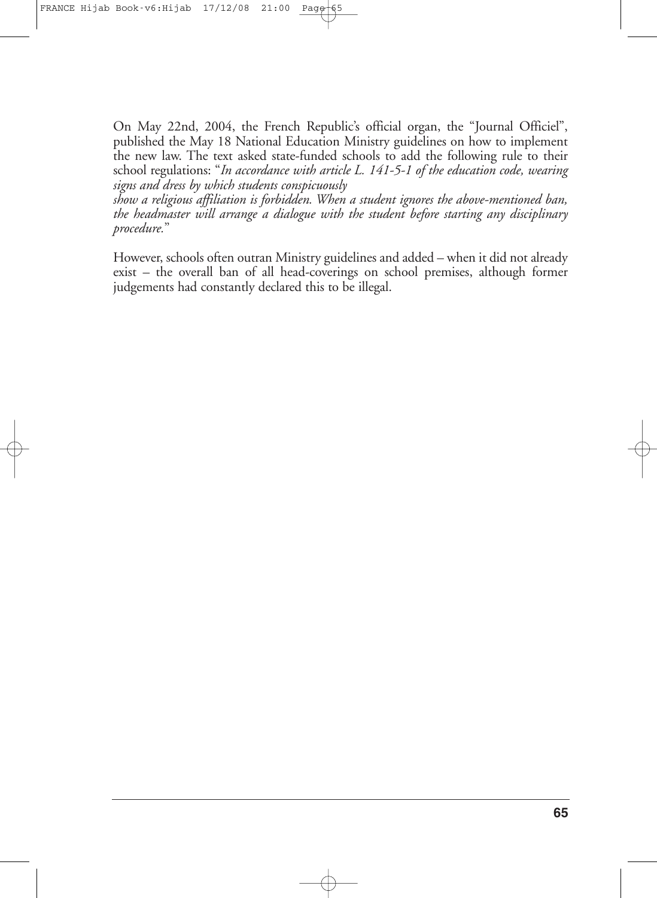On May 22nd, 2004, the French Republic's official organ, the "Journal Officiel", published the May 18 National Education Ministry guidelines on how to implement the new law. The text asked state-funded schools to add the following rule to their school regulations: "*In accordance with article L. 141-5-1 of the education code, wearing signs and dress by which students conspicuously show a religious affiliation is forbidden. When a student ignores the above-mentioned ban, the headmaster will arrange a dialogue with the student before starting any disciplinary procedure.*"

However, schools often outran Ministry guidelines and added – when it did not already exist – the overall ban of all head-coverings on school premises, although former judgements had constantly declared this to be illegal.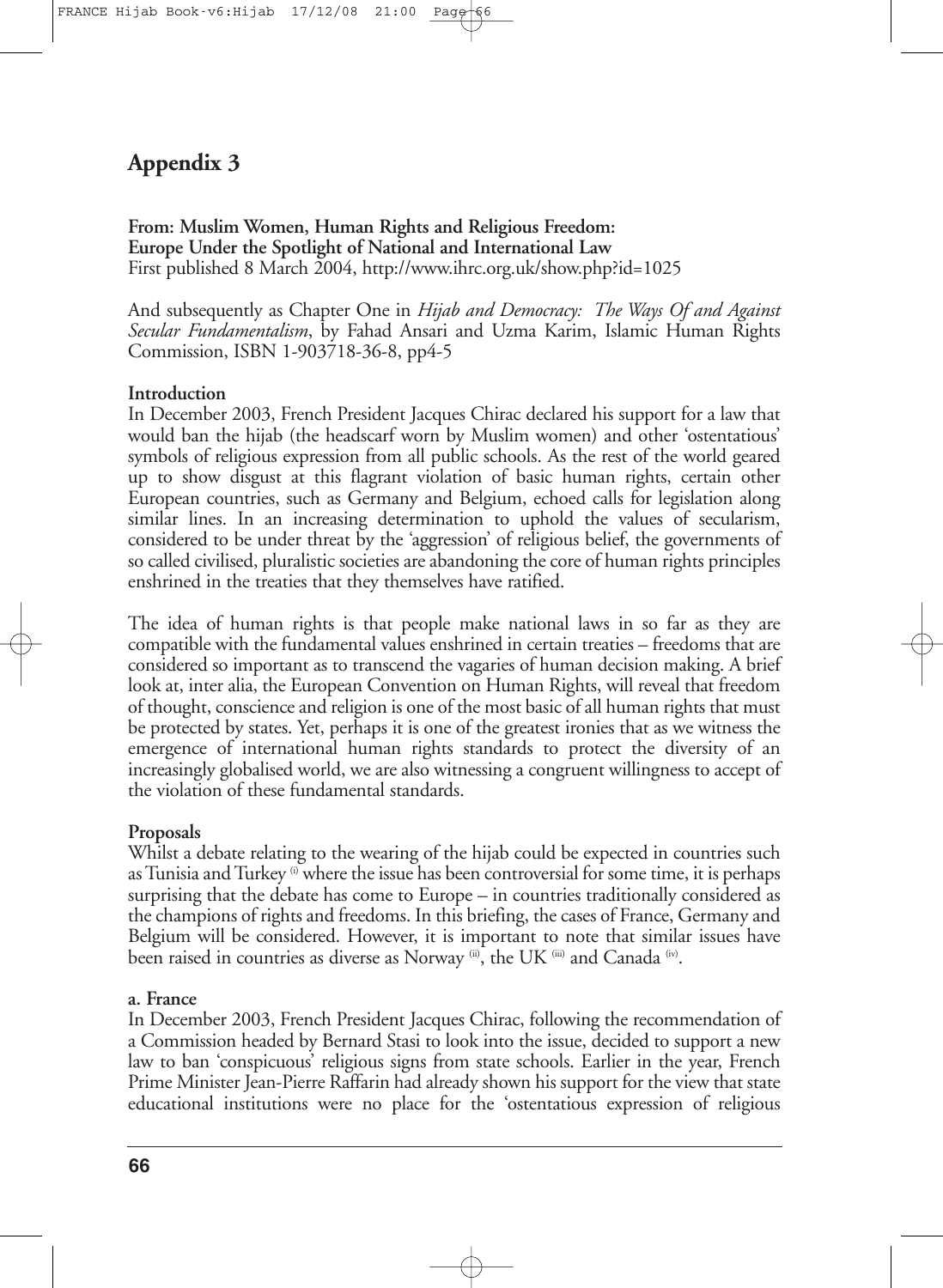# Appendix 3

**From: Muslim Women, Human Rights and Religious Freedom: Europe Under the Spotlight of National and International Law**
First published 8 March 2004, http://www.ihrc.org.uk/show.php?id=1025

And subsequently as Chapter One in *Hijab and Democracy: The Ways Of and Against Secular Fundamentalism*, by Fahad Ansari and Uzma Karim, Islamic Human Rights Commission, ISBN 1-903718-36-8, pp4-5

**Introduction**
In December 2003, French President Jacques Chirac declared his support for a law that would ban the hijab (the headscarf worn by Muslim women) and other 'ostentatious' symbols of religious expression from all public schools. As the rest of the world geared up to show disgust at this flagrant violation of basic human rights, certain other European countries, such as Germany and Belgium, echoed calls for legislation along similar lines. In an increasing determination to uphold the values of secularism, considered to be under threat by the 'aggression' of religious belief, the governments of so called civilised, pluralistic societies are abandoning the core of human rights principles enshrined in the treaties that they themselves have ratified.

The idea of human rights is that people make national laws in so far as they are compatible with the fundamental values enshrined in certain treaties – freedoms that are considered so important as to transcend the vagaries of human decision making. A brief look at, inter alia, the European Convention on Human Rights, will reveal that freedom of thought, conscience and religion is one of the most basic of all human rights that must be protected by states. Yet, perhaps it is one of the greatest ironies that as we witness the emergence of international human rights standards to protect the diversity of an increasingly globalised world, we are also witnessing a congruent willingness to accept of the violation of these fundamental standards.

**Proposals**
Whilst a debate relating to the wearing of the hijab could be expected in countries such as Tunisia and Turkey [(i)] where the issue has been controversial for some time, it is perhaps surprising that the debate has come to Europe – in countries traditionally considered as the champions of rights and freedoms. In this briefing, the cases of France, Germany and Belgium will be considered. However, it is important to note that similar issues have been raised in countries as diverse as Norway [(ii)], the UK [(iii)] and Canada [(iv)].

**a. France**
In December 2003, French President Jacques Chirac, following the recommendation of a Commission headed by Bernard Stasi to look into the issue, decided to support a new law to ban 'conspicuous' religious signs from state schools. Earlier in the year, French Prime Minister Jean-Pierre Raffarin had already shown his support for the view that state educational institutions were no place for the 'ostentatious expression of religious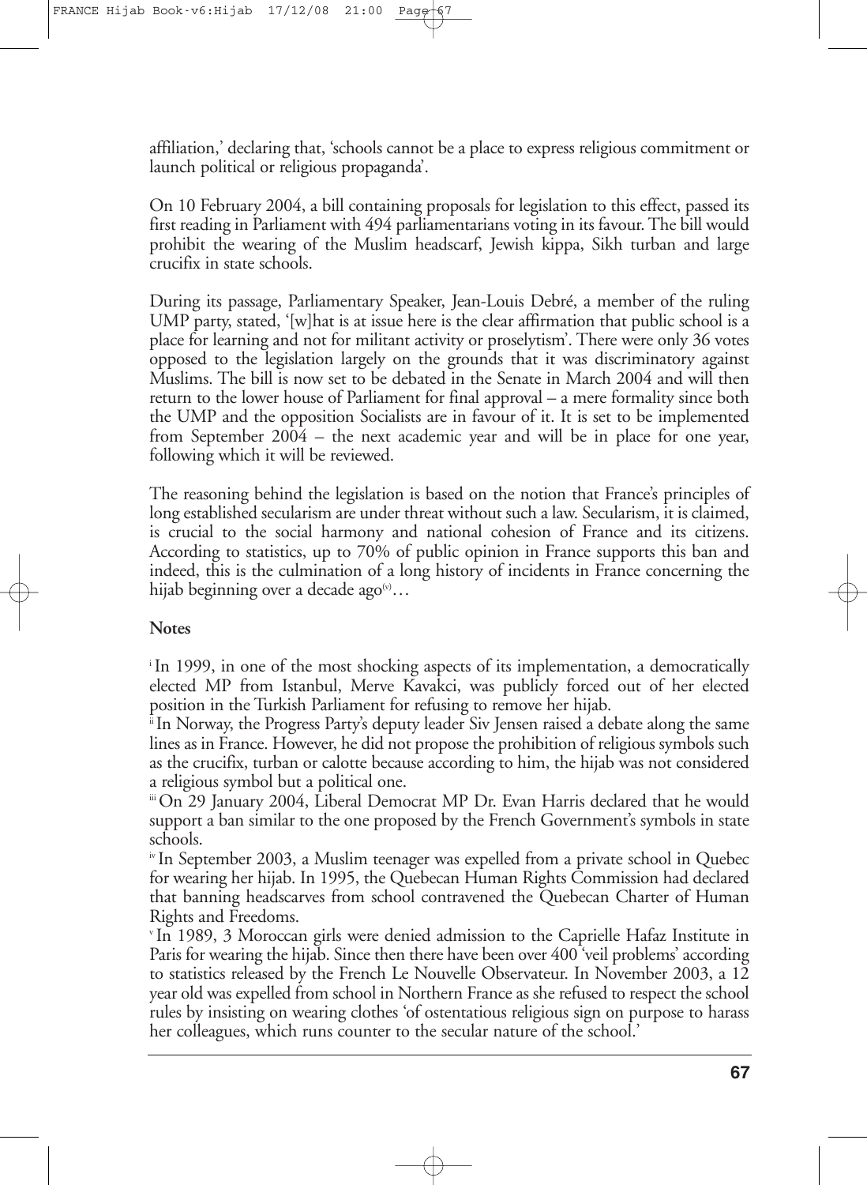affiliation,' declaring that, 'schools cannot be a place to express religious commitment or launch political or religious propaganda'.

On 10 February 2004, a bill containing proposals for legislation to this effect, passed its first reading in Parliament with 494 parliamentarians voting in its favour. The bill would prohibit the wearing of the Muslim headscarf, Jewish kippa, Sikh turban and large crucifix in state schools.

During its passage, Parliamentary Speaker, Jean-Louis Debré, a member of the ruling UMP party, stated, '[w]hat is at issue here is the clear affirmation that public school is a place for learning and not for militant activity or proselytism'. There were only 36 votes opposed to the legislation largely on the grounds that it was discriminatory against Muslims. The bill is now set to be debated in the Senate in March 2004 and will then return to the lower house of Parliament for final approval – a mere formality since both the UMP and the opposition Socialists are in favour of it. It is set to be implemented from September 2004 – the next academic year and will be in place for one year, following which it will be reviewed.

The reasoning behind the legislation is based on the notion that France's principles of long established secularism are under threat without such a law. Secularism, it is claimed, is crucial to the social harmony and national cohesion of France and its citizens. According to statistics, up to 70% of public opinion in France supports this ban and indeed, this is the culmination of a long history of incidents in France concerning the hijab beginning over a decade ago[v]…

**Notes**

[i] In 1999, in one of the most shocking aspects of its implementation, a democratically elected MP from Istanbul, Merve Kavakci, was publicly forced out of her elected position in the Turkish Parliament for refusing to remove her hijab.

[ii] In Norway, the Progress Party's deputy leader Siv Jensen raised a debate along the same lines as in France. However, he did not propose the prohibition of religious symbols such as the crucifix, turban or calotte because according to him, the hijab was not considered a religious symbol but a political one.

[iii] On 29 January 2004, Liberal Democrat MP Dr. Evan Harris declared that he would support a ban similar to the one proposed by the French Government's symbols in state schools.

[iv] In September 2003, a Muslim teenager was expelled from a private school in Quebec for wearing her hijab. In 1995, the Quebecan Human Rights Commission had declared that banning headscarves from school contravened the Quebecan Charter of Human Rights and Freedoms.

[v] In 1989, 3 Moroccan girls were denied admission to the Caprielle Hafaz Institute in Paris for wearing the hijab. Since then there have been over 400 'veil problems' according to statistics released by the French Le Nouvelle Observateur. In November 2003, a 12 year old was expelled from school in Northern France as she refused to respect the school rules by insisting on wearing clothes 'of ostentatious religious sign on purpose to harass her colleagues, which runs counter to the secular nature of the school.'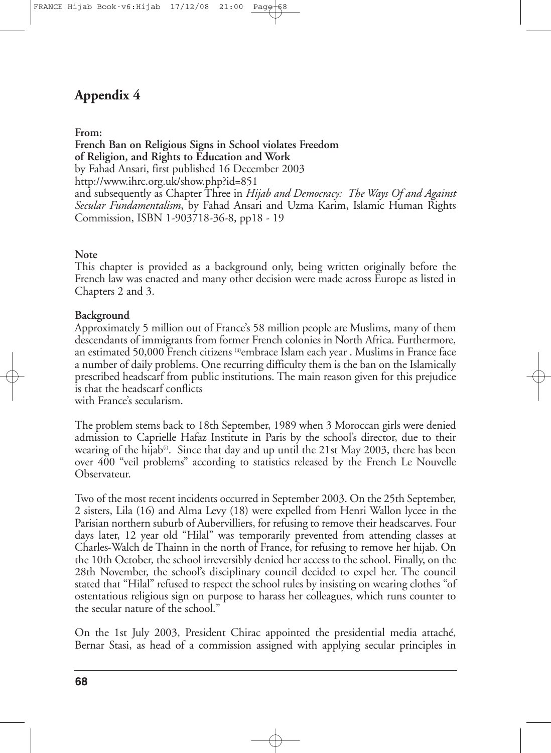# Appendix 4

**From:**
**French Ban on Religious Signs in School violates Freedom of Religion, and Rights to Education and Work**
by Fahad Ansari, first published 16 December 2003
http://www.ihrc.org.uk/show.php?id=851
and subsequently as Chapter Three in *Hijab and Democracy: The Ways Of and Against Secular Fundamentalism*, by Fahad Ansari and Uzma Karim, Islamic Human Rights Commission, ISBN 1-903718-36-8, pp18 - 19

**Note**
This chapter is provided as a background only, being written originally before the French law was enacted and many other decision were made across Europe as listed in Chapters 2 and 3.

**Background**
Approximately 5 million out of France's 58 million people are Muslims, many of them descendants of immigrants from former French colonies in North Africa. Furthermore, an estimated 50,000 French citizens [ii]embrace Islam each year . Muslims in France face a number of daily problems. One recurring difficulty them is the ban on the Islamically prescribed headscarf from public institutions. The main reason given for this prejudice is that the headscarf conflicts
with France's secularism.

The problem stems back to 18th September, 1989 when 3 Moroccan girls were denied admission to Caprielle Hafaz Institute in Paris by the school's director, due to their wearing of the hijab[i]. Since that day and up until the 21st May 2003, there has been over 400 "veil problems" according to statistics released by the French Le Nouvelle Observateur.

Two of the most recent incidents occurred in September 2003. On the 25th September, 2 sisters, Lila (16) and Alma Levy (18) were expelled from Henri Wallon lycee in the Parisian northern suburb of Aubervilliers, for refusing to remove their headscarves. Four days later, 12 year old "Hilal" was temporarily prevented from attending classes at Charles-Walch de Thainn in the north of France, for refusing to remove her hijab. On the 10th October, the school irreversibly denied her access to the school. Finally, on the 28th November, the school's disciplinary council decided to expel her. The council stated that "Hilal" refused to respect the school rules by insisting on wearing clothes "of ostentatious religious sign on purpose to harass her colleagues, which runs counter to the secular nature of the school."

On the 1st July 2003, President Chirac appointed the presidential media attaché, Bernar Stasi, as head of a commission assigned with applying secular principles in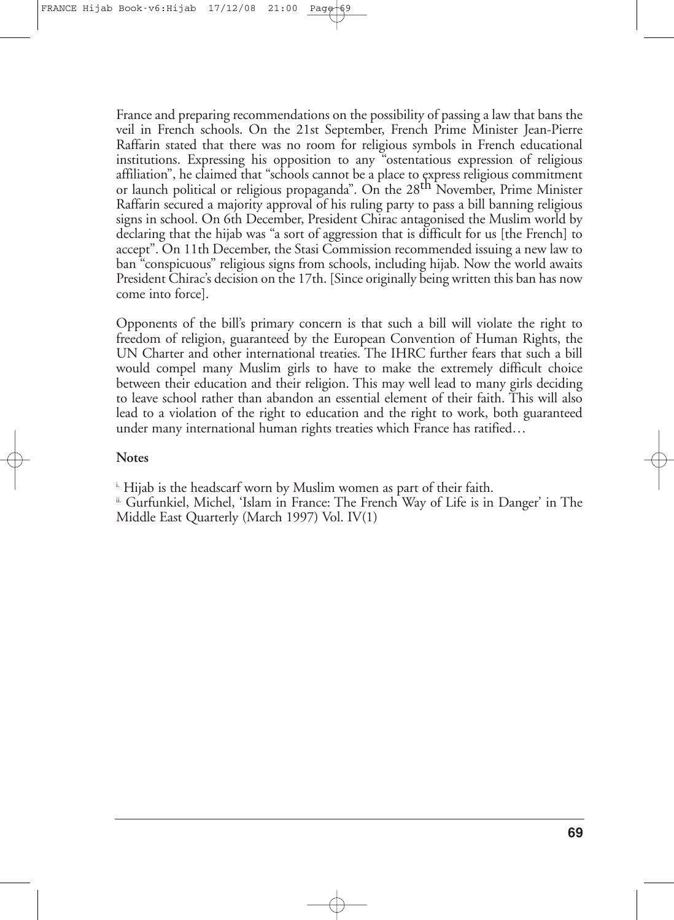France and preparing recommendations on the possibility of passing a law that bans the veil in French schools. On the 21st September, French Prime Minister Jean-Pierre Raffarin stated that there was no room for religious symbols in French educational institutions. Expressing his opposition to any "ostentatious expression of religious affiliation", he claimed that "schools cannot be a place to express religious commitment or launch political or religious propaganda". On the 28th November, Prime Minister Raffarin secured a majority approval of his ruling party to pass a bill banning religious signs in school. On 6th December, President Chirac antagonised the Muslim world by declaring that the hijab was "a sort of aggression that is difficult for us [the French] to accept". On 11th December, the Stasi Commission recommended issuing a new law to ban "conspicuous" religious signs from schools, including hijab. Now the world awaits President Chirac's decision on the 17th. [Since originally being written this ban has now come into force].

Opponents of the bill's primary concern is that such a bill will violate the right to freedom of religion, guaranteed by the European Convention of Human Rights, the UN Charter and other international treaties. The IHRC further fears that such a bill would compel many Muslim girls to have to make the extremely difficult choice between their education and their religion. This may well lead to many girls deciding to leave school rather than abandon an essential element of their faith. This will also lead to a violation of the right to education and the right to work, both guaranteed under many international human rights treaties which France has ratified…

**Notes**

[i.] Hijab is the headscarf worn by Muslim women as part of their faith.

[ii.] Gurfunkiel, Michel, 'Islam in France: The French Way of Life is in Danger' in The Middle East Quarterly (March 1997) Vol. IV(1)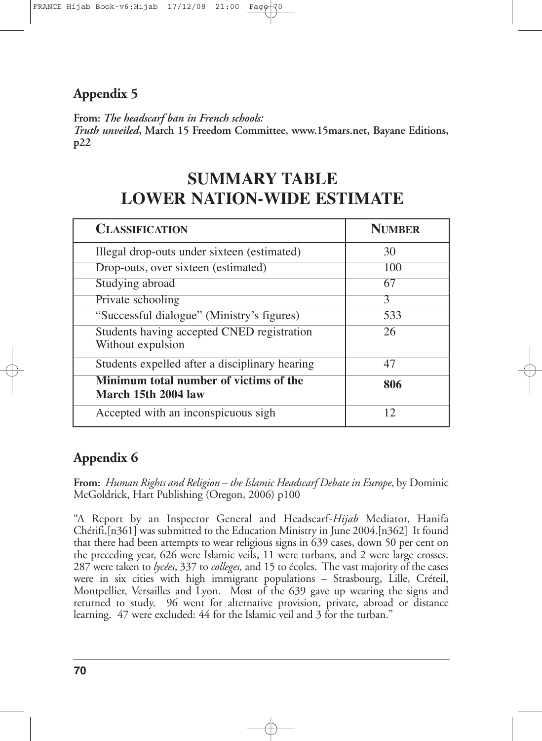## Appendix 5

**From:** ***The headscarf ban in French schools: Truth unveiled*****, March 15 Freedom Committee, www.15mars.net, Bayane Editions, p22**

# SUMMARY TABLE
# LOWER NATION-WIDE ESTIMATE

| CLASSIFICATION | NUMBER |
| --- | --- |
| Illegal drop-outs under sixteen (estimated) | 30 |
| Drop-outs, over sixteen (estimated) | 100 |
| Studying abroad | 67 |
| Private schooling | 3 |
| "Successful dialogue" (Ministry's figures) | 533 |
| Students having accepted CNED registration Without expulsion | 26 |
| Students expelled after a disciplinary hearing | 47 |
| **Minimum total number of victims of the March 15th 2004 law** | **806** |
| Accepted with an inconspicuous sigh | 12 |

## Appendix 6

**From:** *Human Rights and Religion – the Islamic Headscarf Debate in Europe*, by Dominic McGoldrick, Hart Publishing (Oregon, 2006) p100

"A Report by an Inspector General and Headscarf-*Hijab* Mediator, Hanifa Chérifi,[n361] was submitted to the Education Ministry in June 2004.[n362] It found that there had been attempts to wear religious signs in 639 cases, down 50 per cent on the preceding year, 626 were Islamic veils, 11 were turbans, and 2 were large crosses. 287 were taken to *lycées*, 337 to *colleges,* and 15 to écoles. The vast majority of the cases were in six cities with high immigrant populations – Strasbourg, Lille, Créteil, Montpellier, Versailles and Lyon. Most of the 639 gave up wearing the signs and returned to study. 96 went for alternative provision, private, abroad or distance learning. 47 were excluded: 44 for the Islamic veil and 3 for the turban."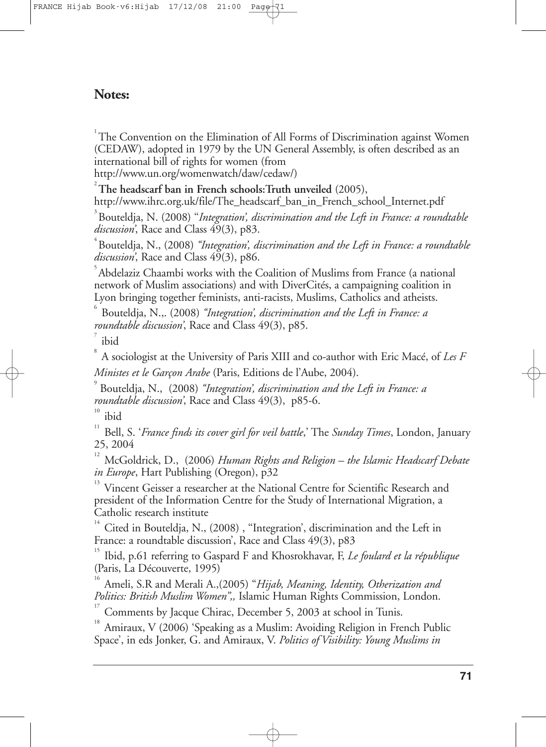## Notes:

[1] The Convention on the Elimination of All Forms of Discrimination against Women (CEDAW), adopted in 1979 by the UN General Assembly, is often described as an international bill of rights for women (from http://www.un.org/womenwatch/daw/cedaw/)

[2] **The headscarf ban in French schools:Truth unveiled** (2005), http://www.ihrc.org.uk/file/The_headscarf_ban_in_French_school_Internet.pdf

[3] Bouteldja, N. (2008) "*Integration', discrimination and the Left in France: a roundtable discussion'*, Race and Class 49(3), p83.

[4] Bouteldja, N., (2008) *"Integration', discrimination and the Left in France: a roundtable discussion'*, Race and Class 49(3), p86.

[5] Abdelaziz Chaambi works with the Coalition of Muslims from France (a national network of Muslim associations) and with DiverCités, a campaigning coalition in Lyon bringing together feminists, anti-racists, Muslims, Catholics and atheists.

[6] Bouteldja, N.,. (2008) *"Integration', discrimination and the Left in France: a roundtable discussion'*, Race and Class 49(3), p85.

[7] ibid

[8] A sociologist at the University of Paris XIII and co-author with Eric Macé, of *Les F Ministes et le Garçon Arabe* (Paris, Editions de l'Aube, 2004).

[9] Bouteldja, N., (2008) *"Integration', discrimination and the Left in France: a roundtable discussion'*, Race and Class 49(3), p85-6.

[10] ibid

[11] Bell, S. '*France finds its cover girl for veil battle*,' The *Sunday Times*, London, January 25, 2004

[12] McGoldrick, D., (2006) *Human Rights and Religion – the Islamic Headscarf Debate in Europe*, Hart Publishing (Oregon), p32

[13] Vincent Geisser a researcher at the National Centre for Scientific Research and president of the Information Centre for the Study of International Migration, a Catholic research institute

[14] Cited in Bouteldja, N., (2008) , "Integration', discrimination and the Left in France: a roundtable discussion', Race and Class 49(3), p83

[15] Ibid, p.61 referring to Gaspard F and Khosrokhavar, F, *Le foulard et la république* (Paris, La Découverte, 1995)

[16] Ameli, S.R and Merali A.,(2005) "*Hijab, Meaning, Identity, Otherization and Politics: British Muslim Women",,* Islamic Human Rights Commission, London.

[17] Comments by Jacque Chirac, December 5, 2003 at school in Tunis.

[18] Amiraux, V (2006) 'Speaking as a Muslim: Avoiding Religion in French Public Space', in eds Jonker, G. and Amiraux, V. *Politics of Visibility: Young Muslims in*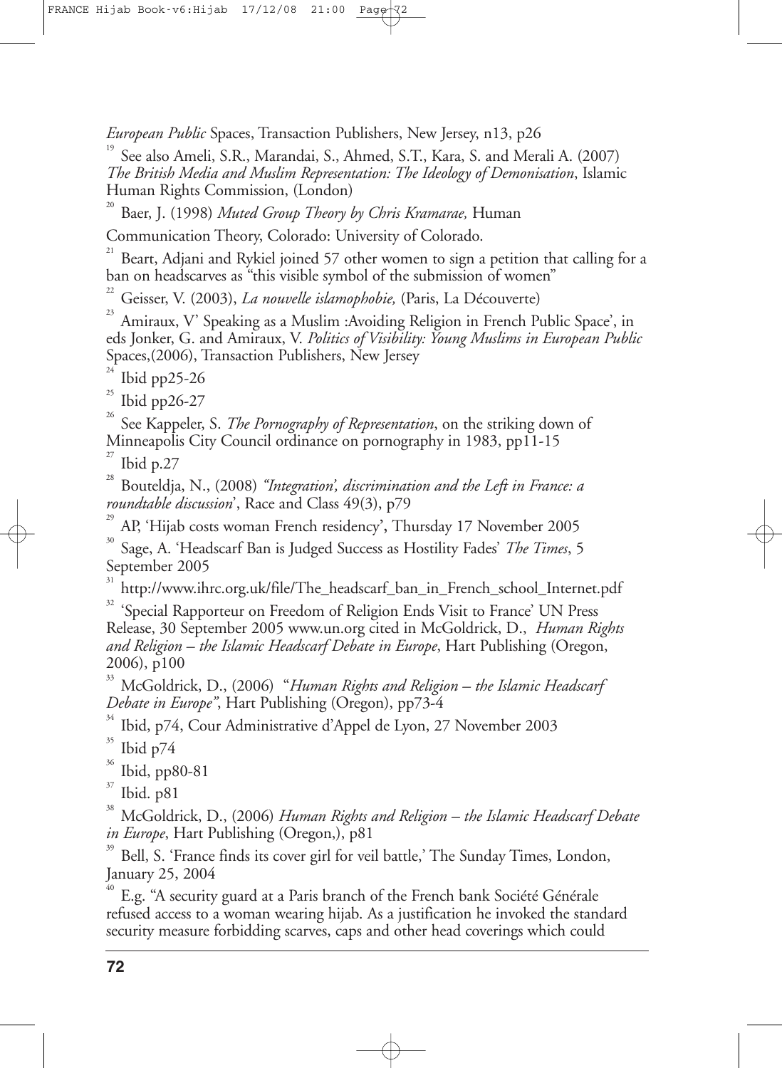*European Public* Spaces, Transaction Publishers, New Jersey, n13, p26

[19] See also Ameli, S.R., Marandai, S., Ahmed, S.T., Kara, S. and Merali A. (2007) *The British Media and Muslim Representation: The Ideology of Demonisation*, Islamic Human Rights Commission, (London)

[20] Baer, J. (1998) *Muted Group Theory by Chris Kramarae,* Human Communication Theory, Colorado: University of Colorado.

[21] Beart, Adjani and Rykiel joined 57 other women to sign a petition that calling for a ban on headscarves as "this visible symbol of the submission of women"

[22] Geisser, V. (2003), *La nouvelle islamophobie,* (Paris, La Découverte)

[23] Amiraux, V' Speaking as a Muslim :Avoiding Religion in French Public Space', in eds Jonker, G. and Amiraux, V. *Politics of Visibility: Young Muslims in European Public* Spaces,(2006), Transaction Publishers, New Jersey

[24] Ibid pp25-26

[25] Ibid pp26-27

[26] See Kappeler, S. *The Pornography of Representation*, on the striking down of Minneapolis City Council ordinance on pornography in 1983, pp11-15

[27] Ibid p.27

[28] Bouteldja, N., (2008) *"Integration', discrimination and the Left in France: a roundtable discussion*', Race and Class 49(3), p79

[29] AP, 'Hijab costs woman French residency', Thursday 17 November 2005

[30] Sage, A. 'Headscarf Ban is Judged Success as Hostility Fades' *The Times*, 5 September 2005

[31] http://www.ihrc.org.uk/file/The_headscarf_ban_in_French_school_Internet.pdf

[32] 'Special Rapporteur on Freedom of Religion Ends Visit to France' UN Press Release, 30 September 2005 www.un.org cited in McGoldrick, D., *Human Rights and Religion – the Islamic Headscarf Debate in Europe*, Hart Publishing (Oregon, 2006), p100

[33] McGoldrick, D., (2006) "*Human Rights and Religion – the Islamic Headscarf Debate in Europe"*, Hart Publishing (Oregon), pp73-4

[34] Ibid, p74, Cour Administrative d'Appel de Lyon, 27 November 2003

[35] Ibid p74

[36] Ibid, pp80-81

[37] Ibid. p81

[38] McGoldrick, D., (2006) *Human Rights and Religion – the Islamic Headscarf Debate in Europe*, Hart Publishing (Oregon,), p81

[39] Bell, S. 'France finds its cover girl for veil battle,' The Sunday Times, London, January 25, 2004

[40] E.g. "A security guard at a Paris branch of the French bank Société Générale refused access to a woman wearing hijab. As a justification he invoked the standard security measure forbidding scarves, caps and other head coverings which could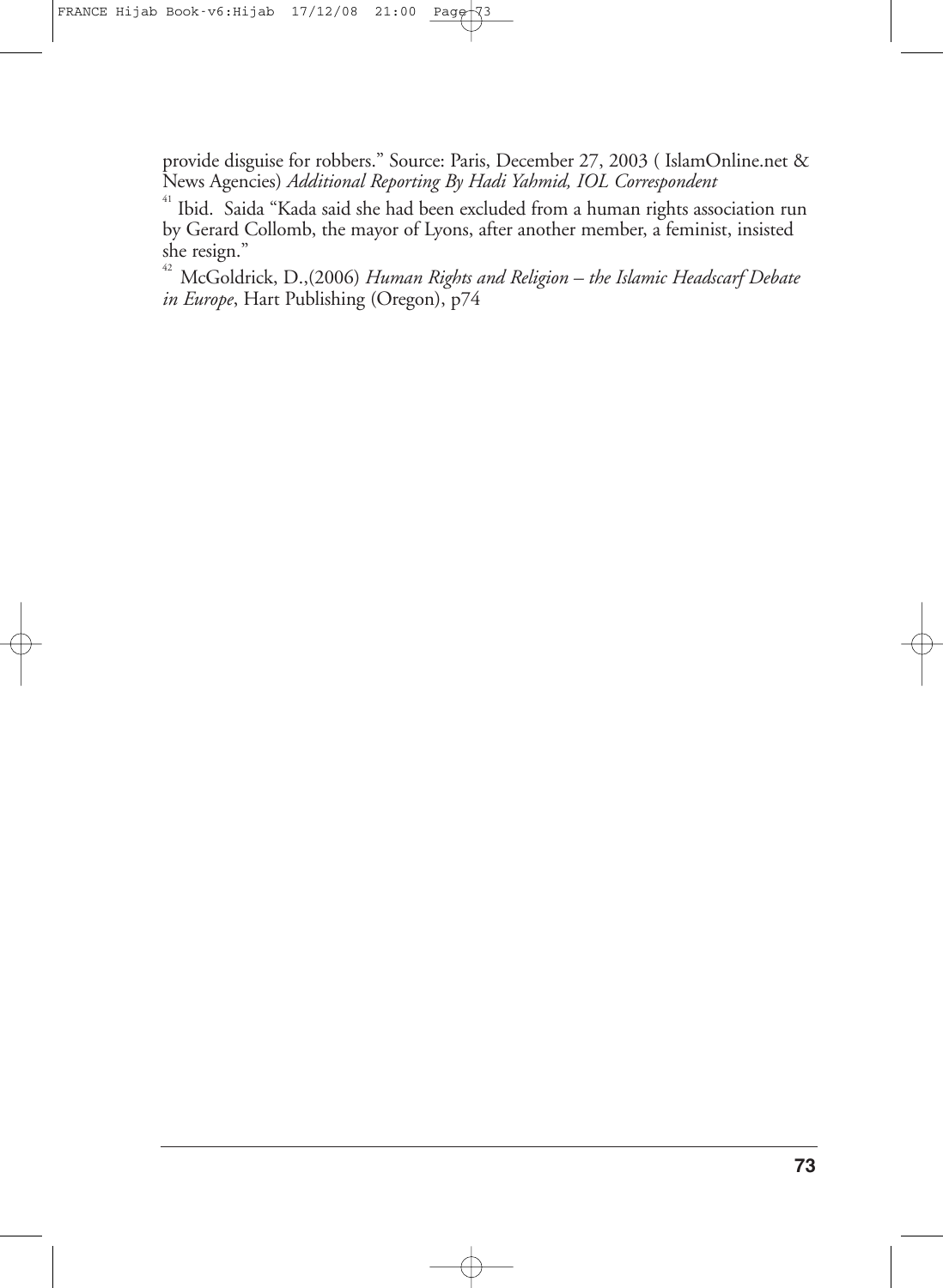provide disguise for robbers." Source: Paris, December 27, 2003 ( IslamOnline.net & News Agencies) *Additional Reporting By Hadi Yahmid, IOL Correspondent*

[41] Ibid. Saida "Kada said she had been excluded from a human rights association run by Gerard Collomb, the mayor of Lyons, after another member, a feminist, insisted she resign."

[42] McGoldrick, D.,(2006) *Human Rights and Religion – the Islamic Headscarf Debate in Europe*, Hart Publishing (Oregon), p74